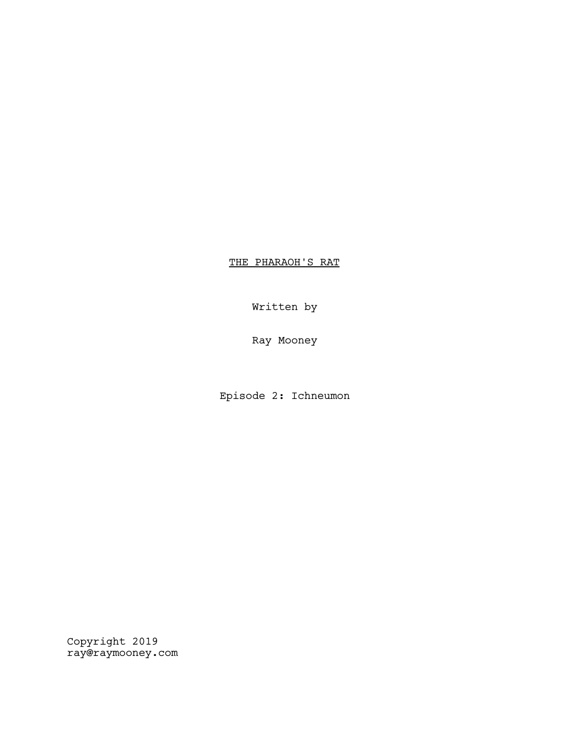# THE PHARAOH'S RAT

Written by

Ray Mooney

Episode 2: Ichneumon

Copyright 2019
ray@raymooney.com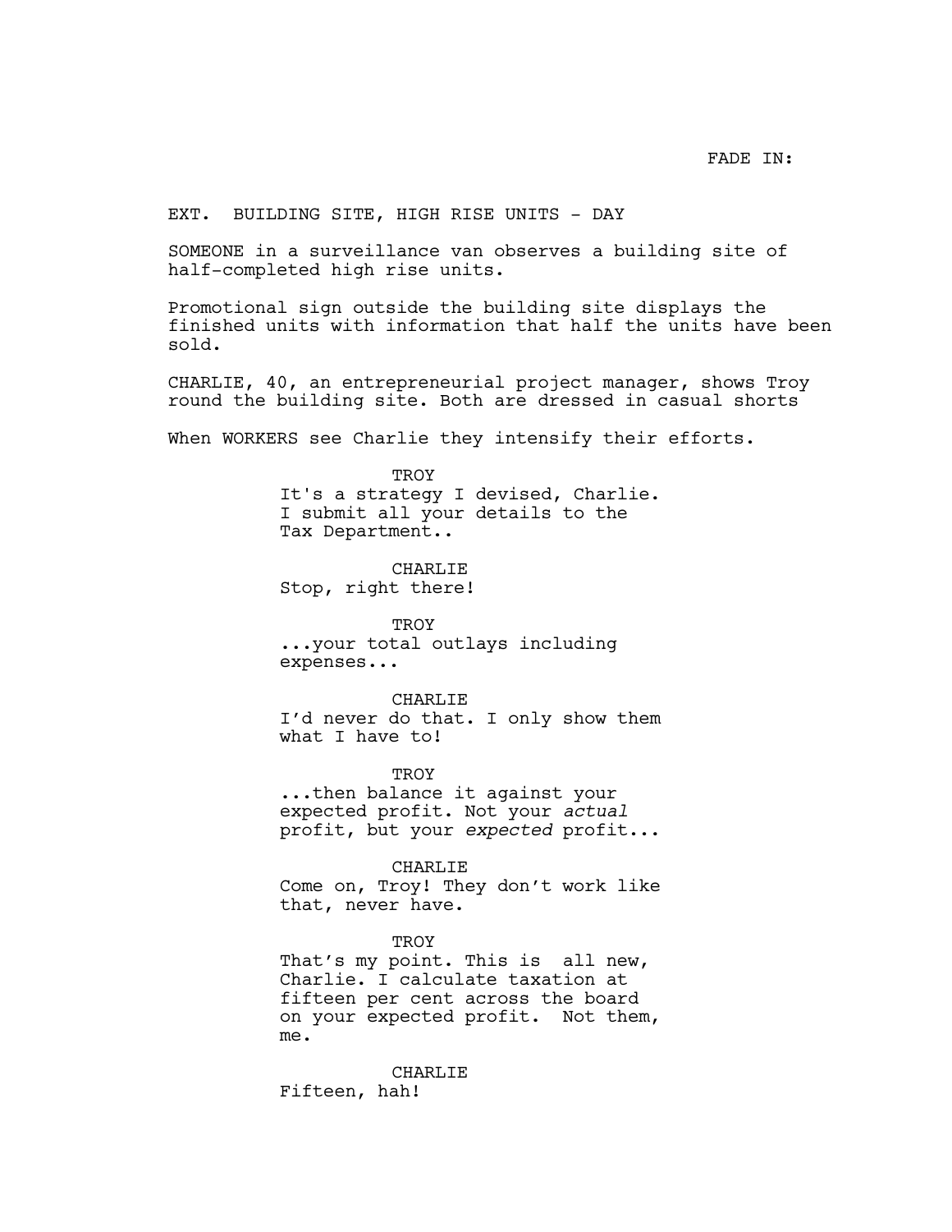FADE IN:

EXT. BUILDING SITE, HIGH RISE UNITS - DAY

SOMEONE in a surveillance van observes a building site of half-completed high rise units.

Promotional sign outside the building site displays the finished units with information that half the units have been sold.

CHARLIE, 40, an entrepreneurial project manager, shows Troy round the building site. Both are dressed in casual shorts

When WORKERS see Charlie they intensify their efforts.

TROY
It's a strategy I devised, Charlie. I submit all your details to the Tax Department..

CHARLIE
Stop, right there!

TROY
...your total outlays including expenses...

CHARLIE
I'd never do that. I only show them what I have to!

TROY
...then balance it against your expected profit. Not your *actual* profit, but your *expected* profit...

CHARLIE
Come on, Troy! They don't work like that, never have.

TROY
That's my point. This is all new, Charlie. I calculate taxation at fifteen per cent across the board on your expected profit. Not them, me.

CHARLIE
Fifteen, hah!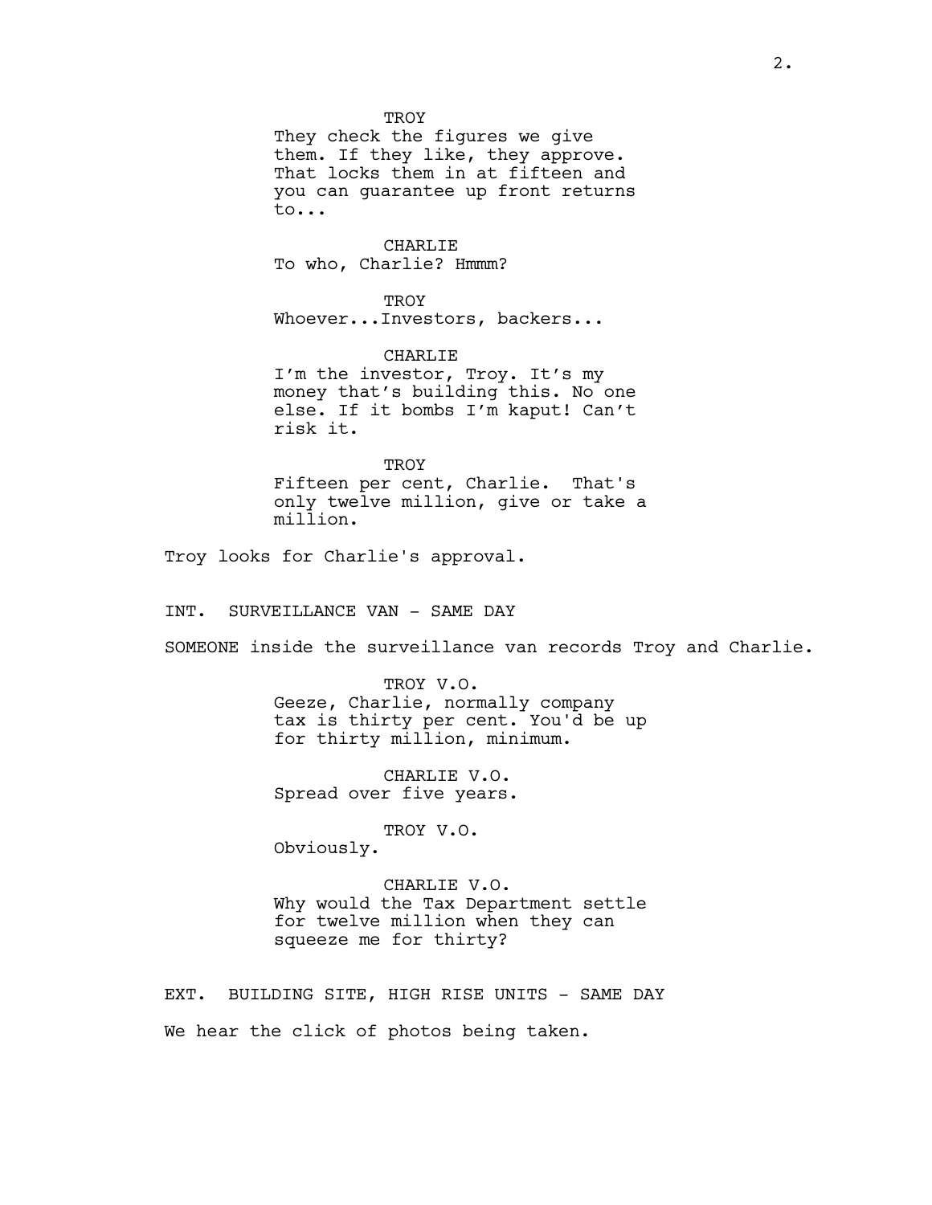TROY
They check the figures we give them. If they like, they approve. That locks them in at fifteen and you can guarantee up front returns to...

CHARLIE
To who, Charlie? Hmmm?

TROY
Whoever...Investors, backers...

CHARLIE
I'm the investor, Troy. It's my money that's building this. No one else. If it bombs I'm kaput! Can't risk it.

TROY
Fifteen per cent, Charlie. That's only twelve million, give or take a million.

Troy looks for Charlie's approval.

INT. SURVEILLANCE VAN - SAME DAY

SOMEONE inside the surveillance van records Troy and Charlie.

TROY V.O.
Geeze, Charlie, normally company tax is thirty per cent. You'd be up for thirty million, minimum.

CHARLIE V.O.
Spread over five years.

TROY V.O.
Obviously.

CHARLIE V.O.
Why would the Tax Department settle for twelve million when they can squeeze me for thirty?

EXT. BUILDING SITE, HIGH RISE UNITS - SAME DAY

We hear the click of photos being taken.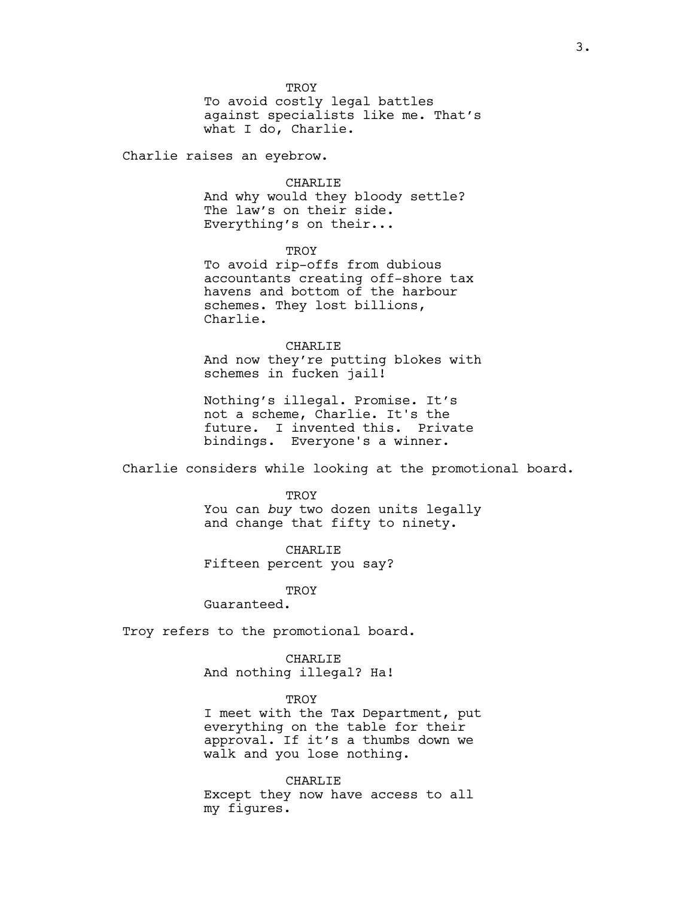TROY

To avoid costly legal battles against specialists like me. That's what I do, Charlie.

Charlie raises an eyebrow.

CHARLIE

And why would they bloody settle? The law's on their side. Everything's on their...

TROY

To avoid rip-offs from dubious accountants creating off-shore tax havens and bottom of the harbour schemes. They lost billions, Charlie.

CHARLIE

And now they're putting blokes with schemes in fucken jail!

Nothing's illegal. Promise. It's not a scheme, Charlie. It's the future. I invented this. Private bindings. Everyone's a winner.

Charlie considers while looking at the promotional board.

TROY

You can *buy* two dozen units legally and change that fifty to ninety.

CHARLIE

Fifteen percent you say?

TROY

Guaranteed.

Troy refers to the promotional board.

CHARLIE

And nothing illegal? Ha!

TROY

I meet with the Tax Department, put everything on the table for their approval. If it's a thumbs down we walk and you lose nothing.

CHARLIE

Except they now have access to all my figures.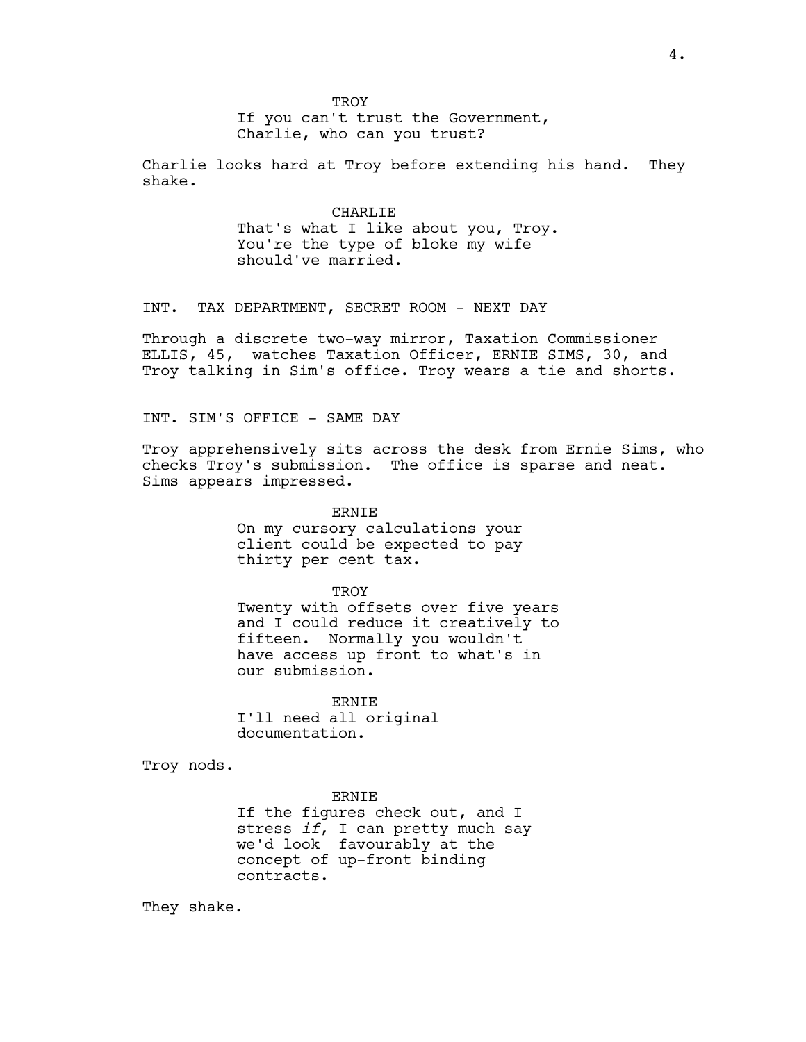TROY

If you can't trust the Government, Charlie, who can you trust?

Charlie looks hard at Troy before extending his hand. They shake.

CHARLIE

That's what I like about you, Troy. You're the type of bloke my wife should've married.

INT. TAX DEPARTMENT, SECRET ROOM - NEXT DAY

Through a discrete two-way mirror, Taxation Commissioner ELLIS, 45, watches Taxation Officer, ERNIE SIMS, 30, and Troy talking in Sim's office. Troy wears a tie and shorts.

INT. SIM'S OFFICE - SAME DAY

Troy apprehensively sits across the desk from Ernie Sims, who checks Troy's submission. The office is sparse and neat. Sims appears impressed.

ERNIE

On my cursory calculations your client could be expected to pay thirty per cent tax.

TROY

Twenty with offsets over five years and I could reduce it creatively to fifteen. Normally you wouldn't have access up front to what's in our submission.

ERNIE

I'll need all original documentation.

Troy nods.

ERNIE

If the figures check out, and I stress *if*, I can pretty much say we'd look favourably at the concept of up-front binding contracts.

They shake.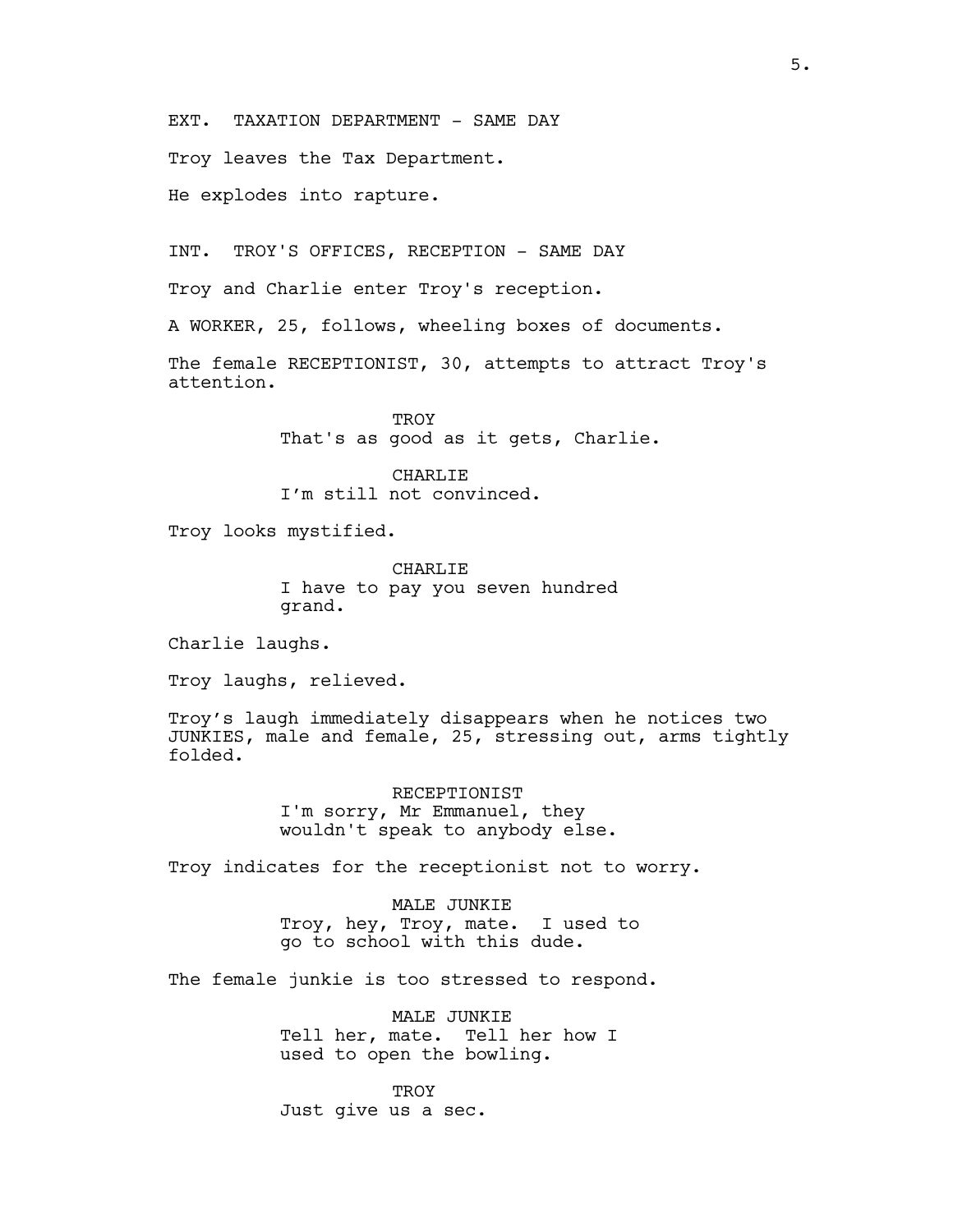EXT. TAXATION DEPARTMENT - SAME DAY

Troy leaves the Tax Department.

He explodes into rapture.

INT. TROY'S OFFICES, RECEPTION - SAME DAY

Troy and Charlie enter Troy's reception.

A WORKER, 25, follows, wheeling boxes of documents.

The female RECEPTIONIST, 30, attempts to attract Troy's attention.

TROY
That's as good as it gets, Charlie.

CHARLIE
I'm still not convinced.

Troy looks mystified.

CHARLIE
I have to pay you seven hundred grand.

Charlie laughs.

Troy laughs, relieved.

Troy's laugh immediately disappears when he notices two JUNKIES, male and female, 25, stressing out, arms tightly folded.

RECEPTIONIST
I'm sorry, Mr Emmanuel, they wouldn't speak to anybody else.

Troy indicates for the receptionist not to worry.

MALE JUNKIE
Troy, hey, Troy, mate. I used to go to school with this dude.

The female junkie is too stressed to respond.

MALE JUNKIE
Tell her, mate. Tell her how I used to open the bowling.

TROY
Just give us a sec.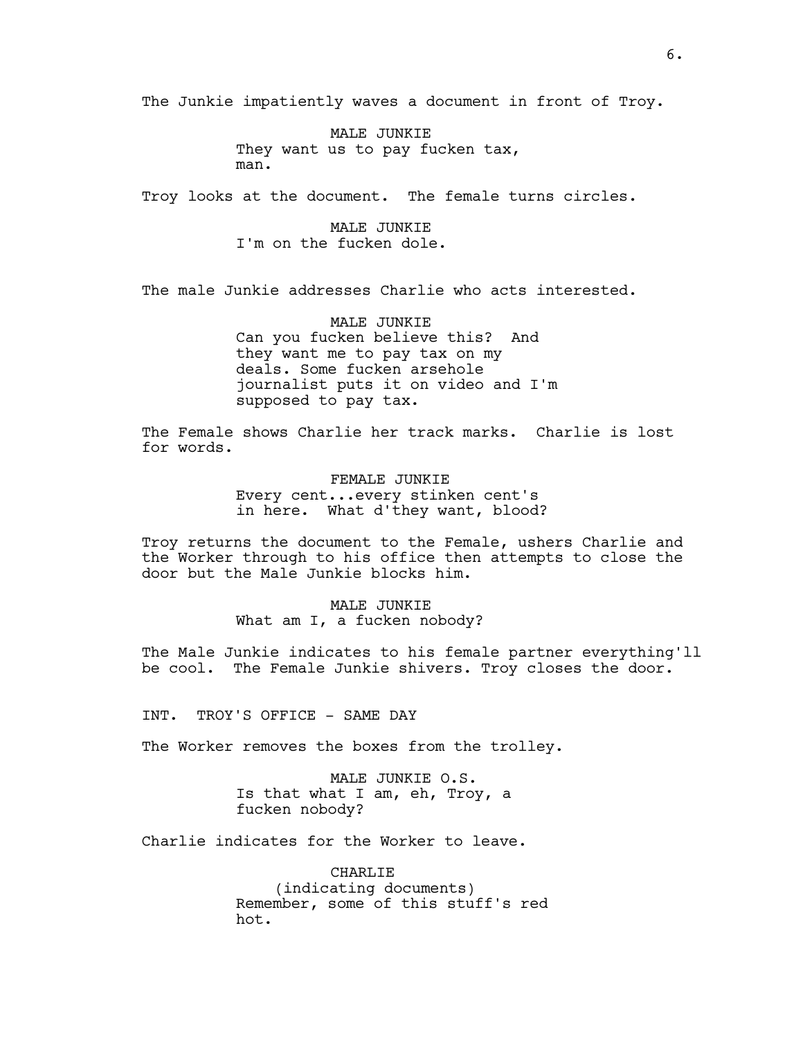The Junkie impatiently waves a document in front of Troy.

MALE JUNKIE
They want us to pay fucken tax, man.

Troy looks at the document. The female turns circles.

MALE JUNKIE
I'm on the fucken dole.

The male Junkie addresses Charlie who acts interested.

MALE JUNKIE
Can you fucken believe this? And they want me to pay tax on my deals. Some fucken arsehole journalist puts it on video and I'm supposed to pay tax.

The Female shows Charlie her track marks. Charlie is lost for words.

FEMALE JUNKIE
Every cent...every stinken cent's in here. What d'they want, blood?

Troy returns the document to the Female, ushers Charlie and the Worker through to his office then attempts to close the door but the Male Junkie blocks him.

MALE JUNKIE
What am I, a fucken nobody?

The Male Junkie indicates to his female partner everything'll be cool. The Female Junkie shivers. Troy closes the door.

INT. TROY'S OFFICE - SAME DAY

The Worker removes the boxes from the trolley.

MALE JUNKIE O.S.
Is that what I am, eh, Troy, a fucken nobody?

Charlie indicates for the Worker to leave.

CHARLIE
(indicating documents)
Remember, some of this stuff's red hot.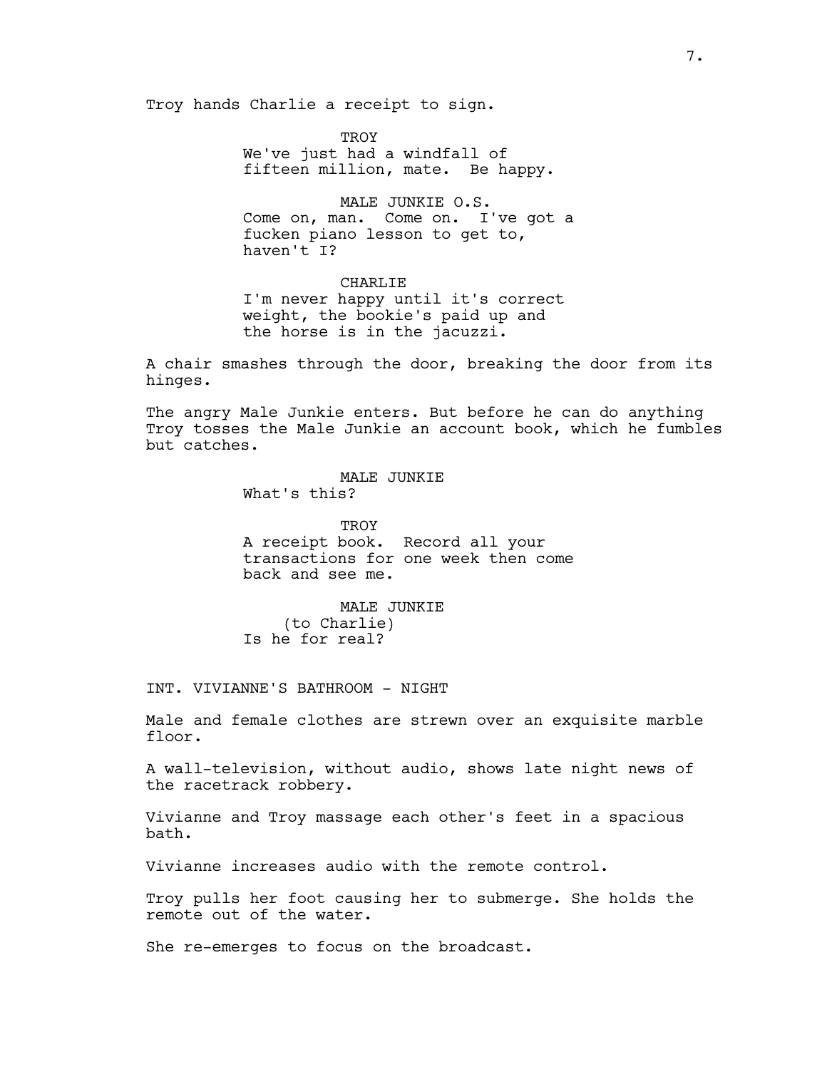Troy hands Charlie a receipt to sign.

TROY
We've just had a windfall of fifteen million, mate. Be happy.

MALE JUNKIE O.S.
Come on, man. Come on. I've got a fucken piano lesson to get to, haven't I?

CHARLIE
I'm never happy until it's correct weight, the bookie's paid up and the horse is in the jacuzzi.

A chair smashes through the door, breaking the door from its hinges.

The angry Male Junkie enters. But before he can do anything Troy tosses the Male Junkie an account book, which he fumbles but catches.

MALE JUNKIE
What's this?

TROY
A receipt book. Record all your transactions for one week then come back and see me.

MALE JUNKIE
(to Charlie)
Is he for real?

INT. VIVIANNE'S BATHROOM - NIGHT

Male and female clothes are strewn over an exquisite marble floor.

A wall-television, without audio, shows late night news of the racetrack robbery.

Vivianne and Troy massage each other's feet in a spacious bath.

Vivianne increases audio with the remote control.

Troy pulls her foot causing her to submerge. She holds the remote out of the water.

She re-emerges to focus on the broadcast.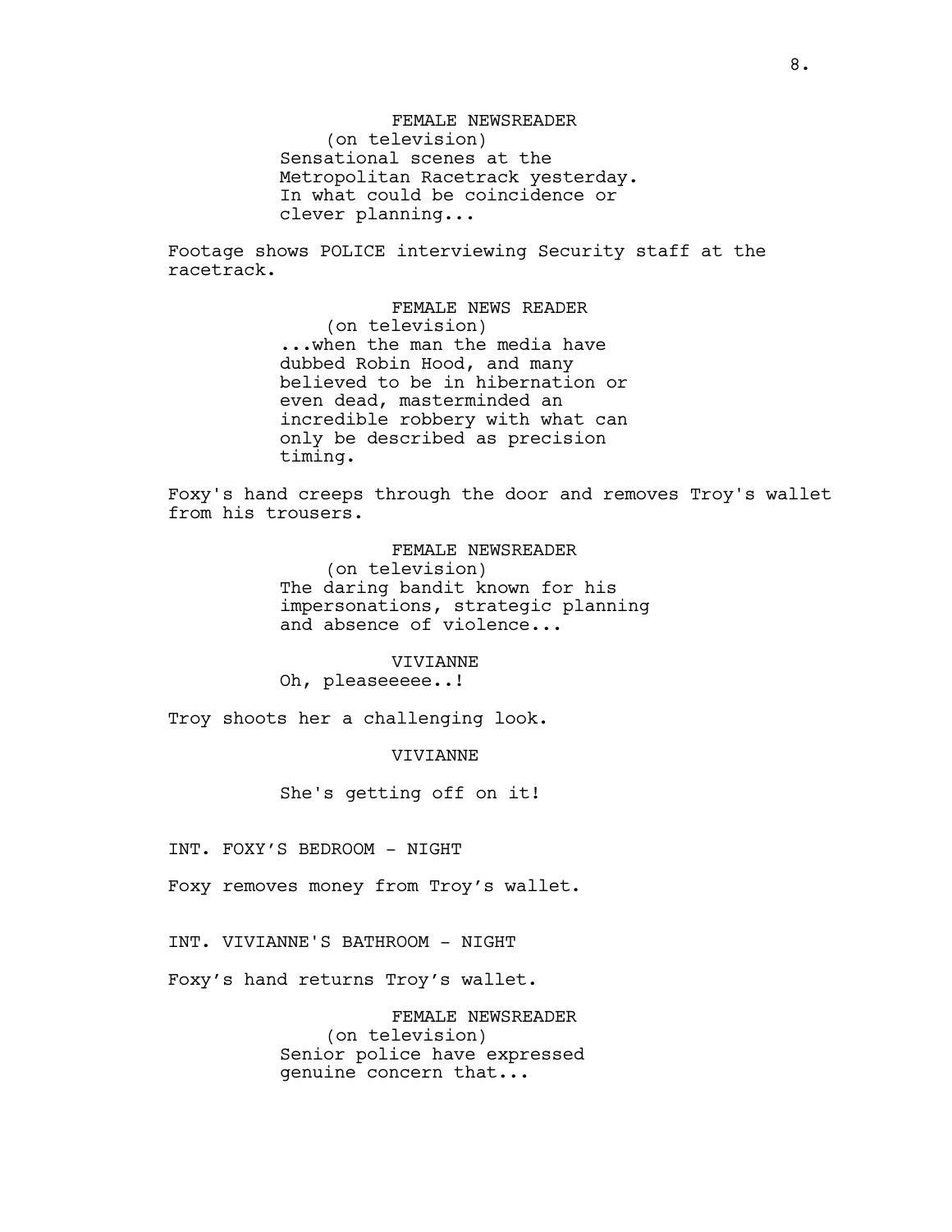FEMALE NEWSREADER
(on television)
Sensational scenes at the Metropolitan Racetrack yesterday. In what could be coincidence or clever planning...

Footage shows POLICE interviewing Security staff at the racetrack.

FEMALE NEWS READER
(on television)
...when the man the media have dubbed Robin Hood, and many believed to be in hibernation or even dead, masterminded an incredible robbery with what can only be described as precision timing.

Foxy's hand creeps through the door and removes Troy's wallet from his trousers.

FEMALE NEWSREADER
(on television)
The daring bandit known for his impersonations, strategic planning and absence of violence...

VIVIANNE
Oh, pleaseeeee..!

Troy shoots her a challenging look.

VIVIANNE

She's getting off on it!

INT. FOXY'S BEDROOM - NIGHT

Foxy removes money from Troy's wallet.

INT. VIVIANNE'S BATHROOM - NIGHT

Foxy's hand returns Troy's wallet.

FEMALE NEWSREADER
(on television)
Senior police have expressed genuine concern that...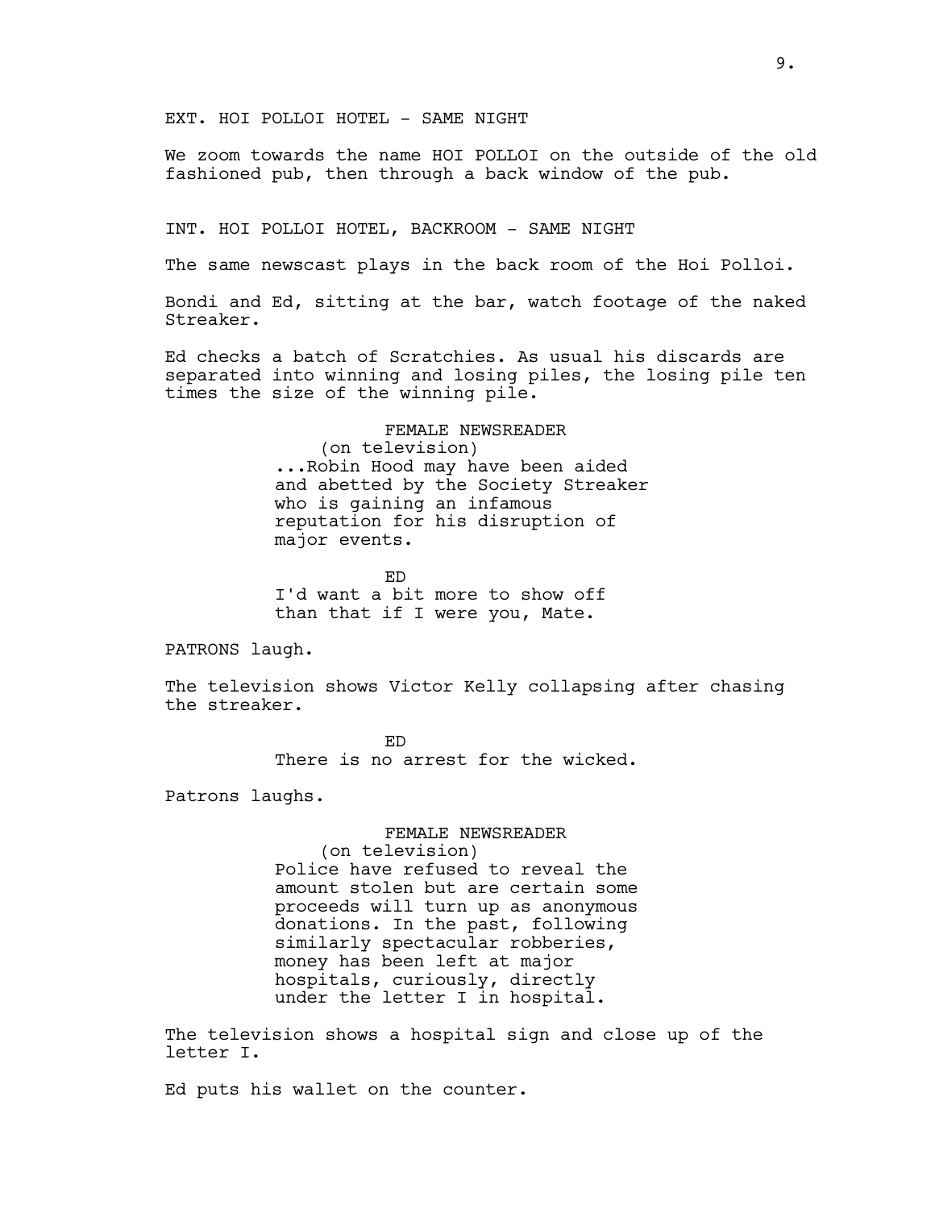EXT. HOI POLLOI HOTEL - SAME NIGHT

We zoom towards the name HOI POLLOI on the outside of the old fashioned pub, then through a back window of the pub.

INT. HOI POLLOI HOTEL, BACKROOM - SAME NIGHT

The same newscast plays in the back room of the Hoi Polloi.

Bondi and Ed, sitting at the bar, watch footage of the naked Streaker.

Ed checks a batch of Scratchies. As usual his discards are separated into winning and losing piles, the losing pile ten times the size of the winning pile.

FEMALE NEWSREADER
(on television)
...Robin Hood may have been aided and abetted by the Society Streaker who is gaining an infamous reputation for his disruption of major events.

ED
I'd want a bit more to show off than that if I were you, Mate.

PATRONS laugh.

The television shows Victor Kelly collapsing after chasing the streaker.

ED
There is no arrest for the wicked.

Patrons laughs.

FEMALE NEWSREADER
(on television)
Police have refused to reveal the amount stolen but are certain some proceeds will turn up as anonymous donations. In the past, following similarly spectacular robberies, money has been left at major hospitals, curiously, directly under the letter I in hospital.

The television shows a hospital sign and close up of the letter I.

Ed puts his wallet on the counter.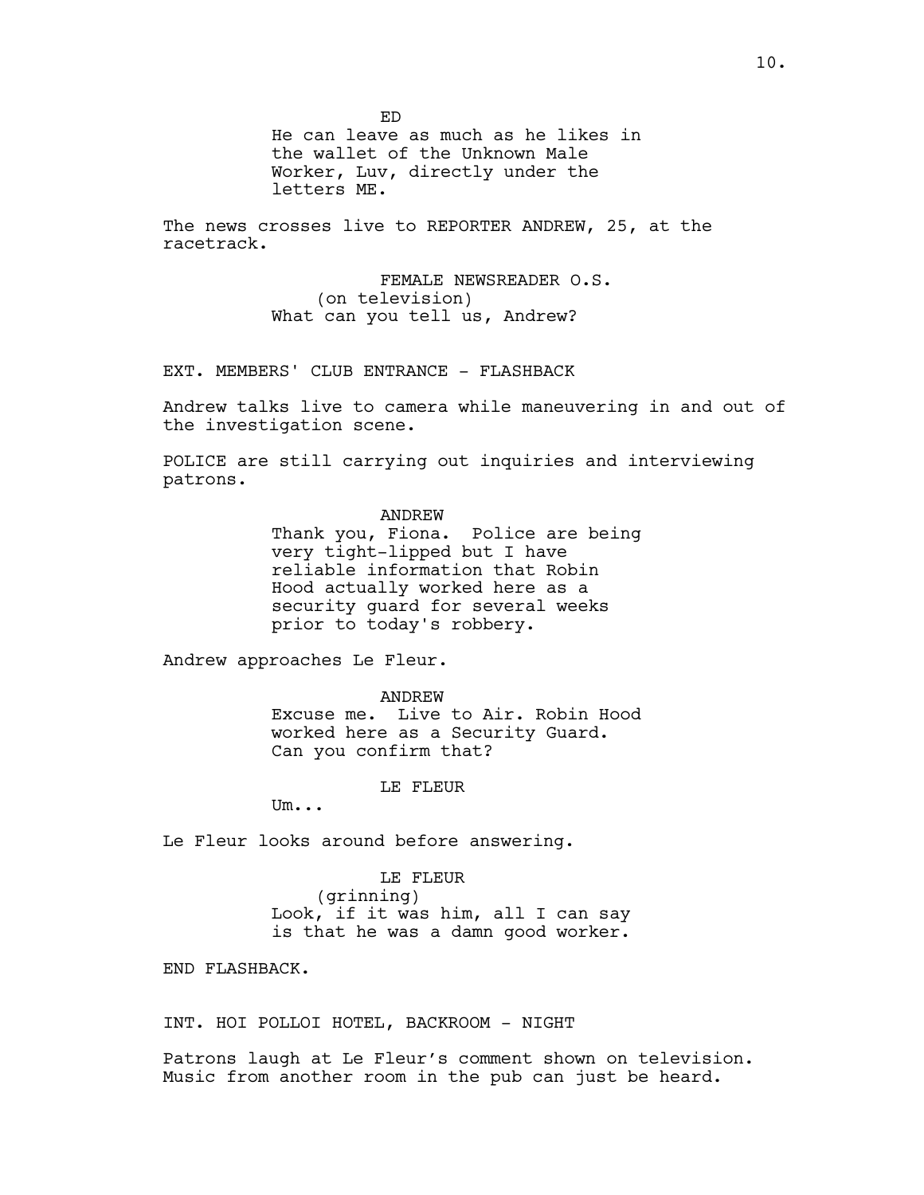ED
He can leave as much as he likes in the wallet of the Unknown Male Worker, Luv, directly under the letters ME.

The news crosses live to REPORTER ANDREW, 25, at the racetrack.

FEMALE NEWSREADER O.S.
(on television)
What can you tell us, Andrew?

EXT. MEMBERS' CLUB ENTRANCE - FLASHBACK

Andrew talks live to camera while maneuvering in and out of the investigation scene.

POLICE are still carrying out inquiries and interviewing patrons.

ANDREW
Thank you, Fiona. Police are being very tight-lipped but I have reliable information that Robin Hood actually worked here as a security guard for several weeks prior to today's robbery.

Andrew approaches Le Fleur.

ANDREW
Excuse me. Live to Air. Robin Hood worked here as a Security Guard. Can you confirm that?

LE FLEUR
Um...

Le Fleur looks around before answering.

LE FLEUR
(grinning)
Look, if it was him, all I can say is that he was a damn good worker.

END FLASHBACK.

INT. HOI POLLOI HOTEL, BACKROOM - NIGHT

Patrons laugh at Le Fleur's comment shown on television. Music from another room in the pub can just be heard.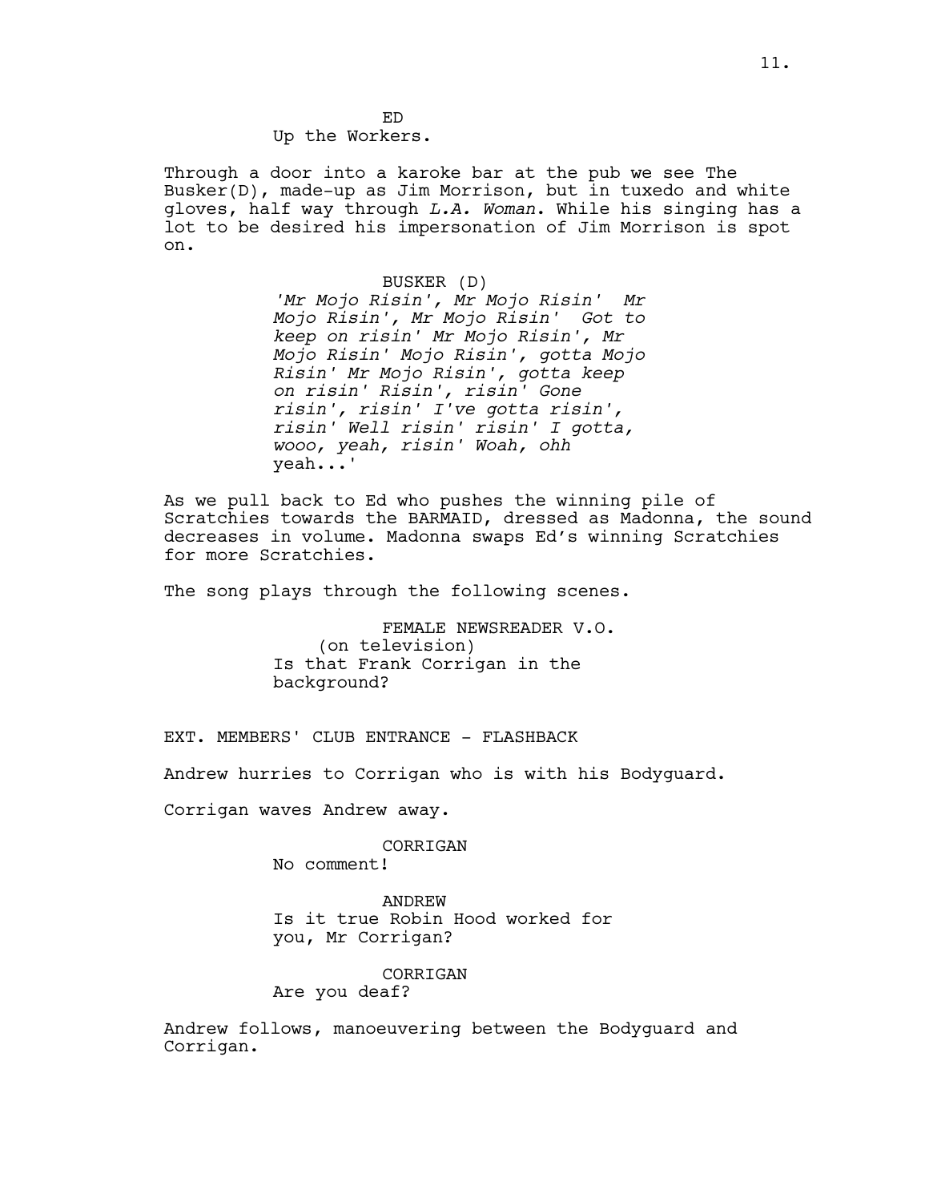ED
Up the Workers.

Through a door into a karoke bar at the pub we see The Busker(D), made-up as Jim Morrison, but in tuxedo and white gloves, half way through *L.A. Woman*. While his singing has a lot to be desired his impersonation of Jim Morrison is spot on.

BUSKER (D)
*'Mr Mojo Risin', Mr Mojo Risin' Mr Mojo Risin', Mr Mojo Risin' Got to keep on risin' Mr Mojo Risin', Mr Mojo Risin' Mojo Risin', gotta Mojo Risin' Mr Mojo Risin', gotta keep on risin' Risin', risin' Gone risin', risin' I've gotta risin', risin' Well risin' risin' I gotta, wooo, yeah, risin' Woah, ohh* yeah...'

As we pull back to Ed who pushes the winning pile of Scratchies towards the BARMAID, dressed as Madonna, the sound decreases in volume. Madonna swaps Ed's winning Scratchies for more Scratchies.

The song plays through the following scenes.

FEMALE NEWSREADER V.O.
(on television)
Is that Frank Corrigan in the background?

EXT. MEMBERS' CLUB ENTRANCE - FLASHBACK

Andrew hurries to Corrigan who is with his Bodyguard.

Corrigan waves Andrew away.

CORRIGAN
No comment!

ANDREW
Is it true Robin Hood worked for you, Mr Corrigan?

CORRIGAN
Are you deaf?

Andrew follows, manoeuvering between the Bodyguard and Corrigan.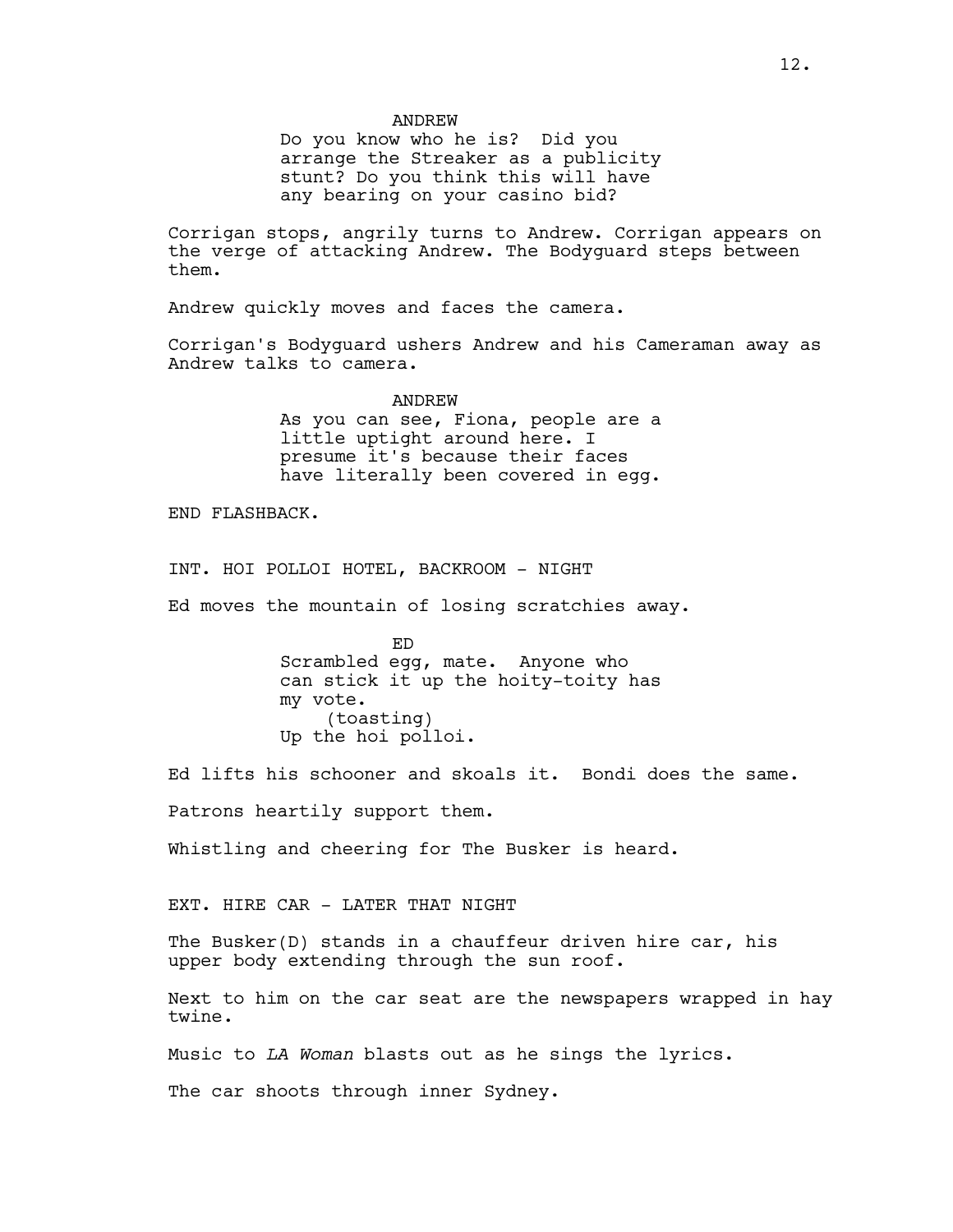ANDREW
Do you know who he is? Did you arrange the Streaker as a publicity stunt? Do you think this will have any bearing on your casino bid?

Corrigan stops, angrily turns to Andrew. Corrigan appears on the verge of attacking Andrew. The Bodyguard steps between them.

Andrew quickly moves and faces the camera.

Corrigan's Bodyguard ushers Andrew and his Cameraman away as Andrew talks to camera.

ANDREW
As you can see, Fiona, people are a little uptight around here. I presume it's because their faces have literally been covered in egg.

END FLASHBACK.

INT. HOI POLLOI HOTEL, BACKROOM - NIGHT

Ed moves the mountain of losing scratchies away.

ED
Scrambled egg, mate. Anyone who can stick it up the hoity-toity has my vote.
(toasting)
Up the hoi polloi.

Ed lifts his schooner and skoals it. Bondi does the same.

Patrons heartily support them.

Whistling and cheering for The Busker is heard.

EXT. HIRE CAR - LATER THAT NIGHT

The Busker(D) stands in a chauffeur driven hire car, his upper body extending through the sun roof.

Next to him on the car seat are the newspapers wrapped in hay twine.

Music to *LA Woman* blasts out as he sings the lyrics.

The car shoots through inner Sydney.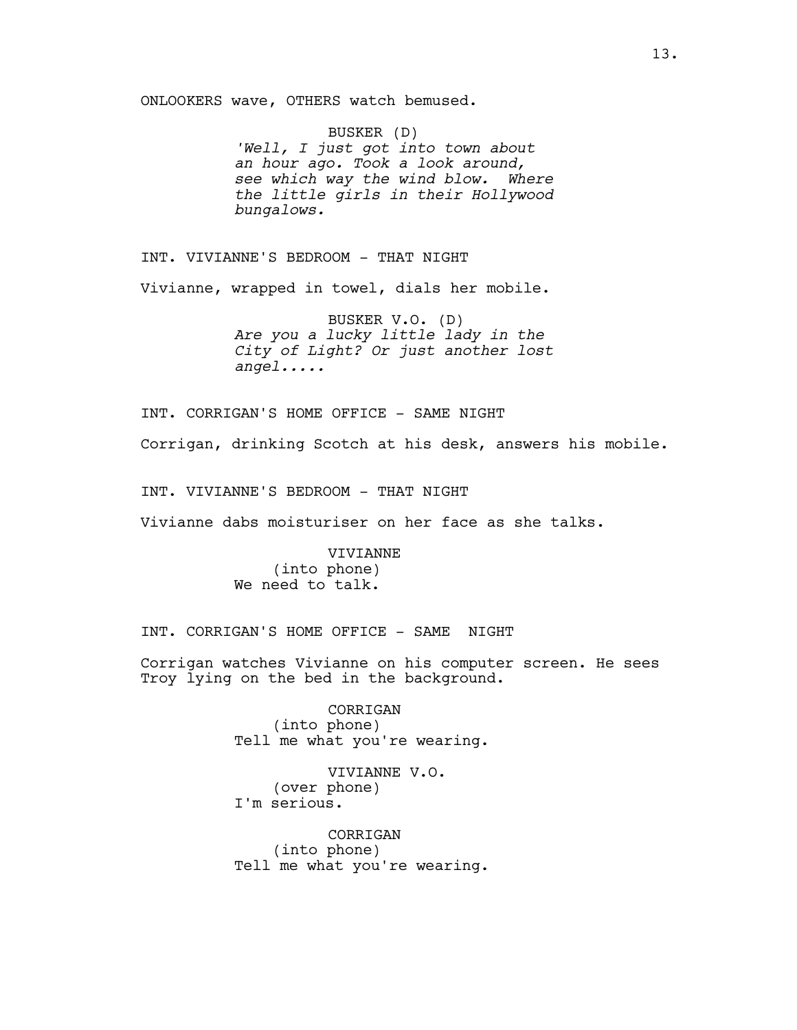ONLOOKERS wave, OTHERS watch bemused.

BUSKER (D)
*'Well, I just got into town about an hour ago. Took a look around, see which way the wind blow. Where the little girls in their Hollywood bungalows.*

INT. VIVIANNE'S BEDROOM - THAT NIGHT

Vivianne, wrapped in towel, dials her mobile.

BUSKER V.O. (D)
*Are you a lucky little lady in the City of Light? Or just another lost angel.....*

INT. CORRIGAN'S HOME OFFICE - SAME NIGHT

Corrigan, drinking Scotch at his desk, answers his mobile.

INT. VIVIANNE'S BEDROOM - THAT NIGHT

Vivianne dabs moisturiser on her face as she talks.

VIVIANNE
(into phone)
We need to talk.

INT. CORRIGAN'S HOME OFFICE - SAME NIGHT

Corrigan watches Vivianne on his computer screen. He sees Troy lying on the bed in the background.

CORRIGAN
(into phone)
Tell me what you're wearing.

VIVIANNE V.O.
(over phone)
I'm serious.

CORRIGAN
(into phone)
Tell me what you're wearing.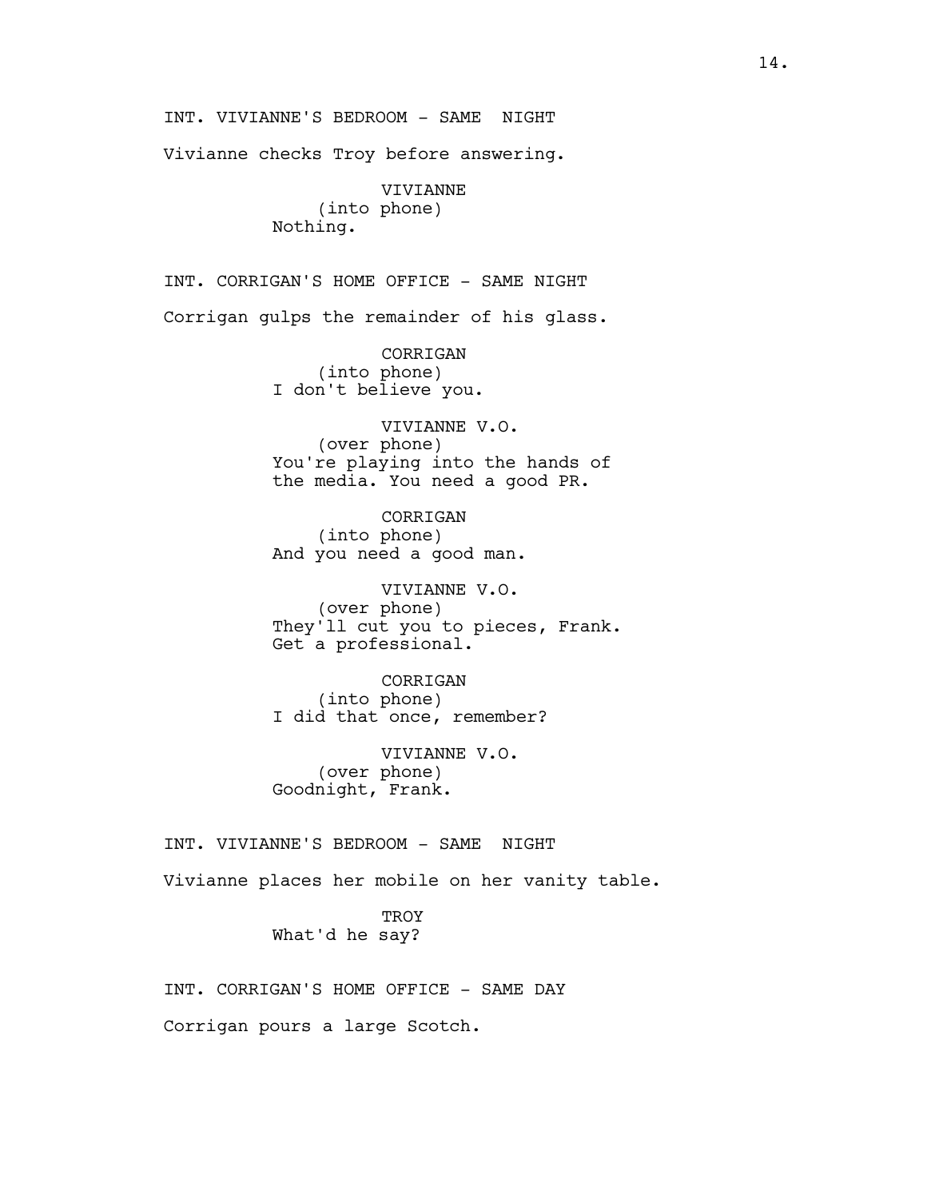INT. VIVIANNE'S BEDROOM - SAME  NIGHT

Vivianne checks Troy before answering.

VIVIANNE
(into phone)
Nothing.

INT. CORRIGAN'S HOME OFFICE - SAME NIGHT

Corrigan gulps the remainder of his glass.

CORRIGAN
(into phone)
I don't believe you.

VIVIANNE V.O.
(over phone)
You're playing into the hands of the media. You need a good PR.

CORRIGAN
(into phone)
And you need a good man.

VIVIANNE V.O.
(over phone)
They'll cut you to pieces, Frank. Get a professional.

CORRIGAN
(into phone)
I did that once, remember?

VIVIANNE V.O.
(over phone)
Goodnight, Frank.

INT. VIVIANNE'S BEDROOM - SAME  NIGHT

Vivianne places her mobile on her vanity table.

TROY
What'd he say?

INT. CORRIGAN'S HOME OFFICE - SAME DAY

Corrigan pours a large Scotch.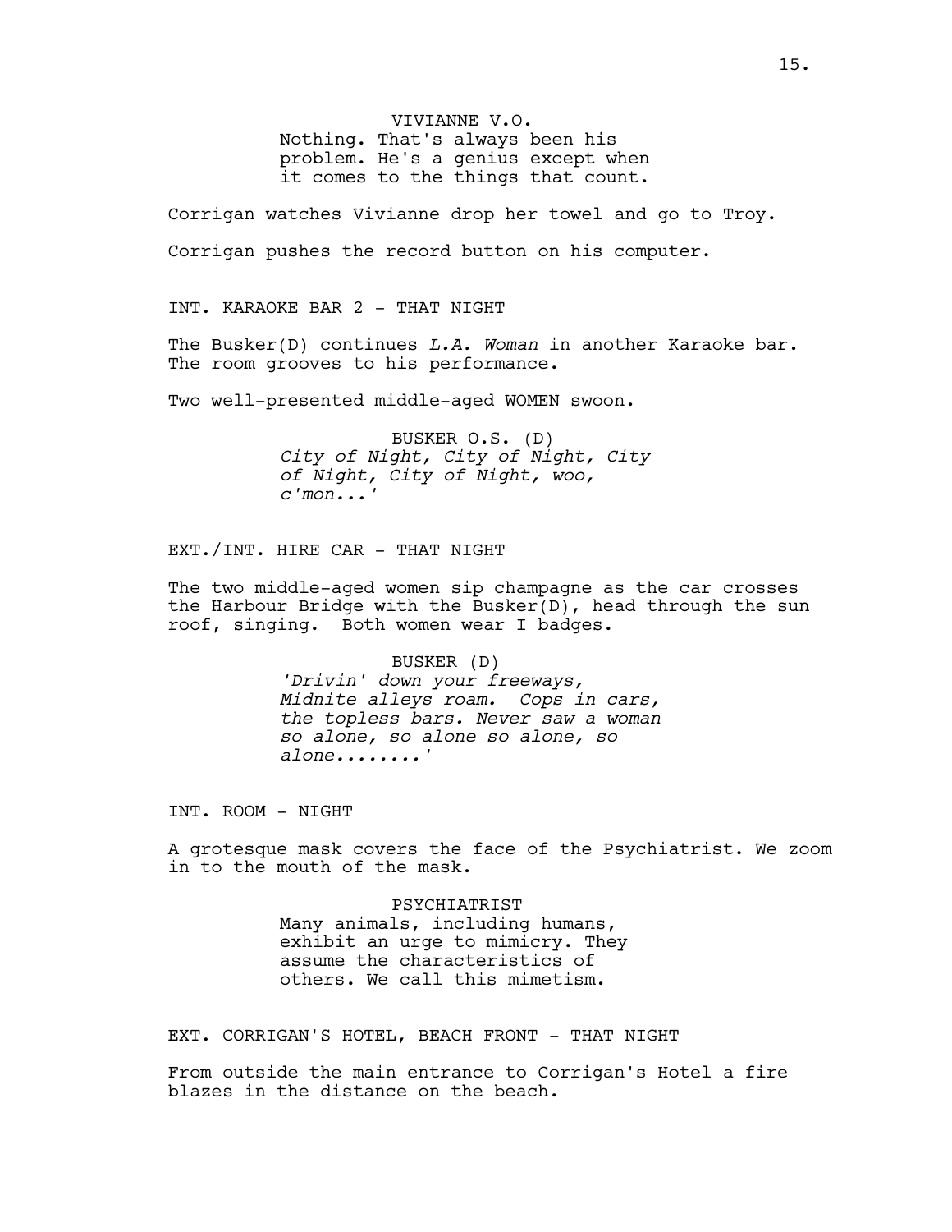VIVIANNE V.O.
Nothing. That's always been his problem. He's a genius except when it comes to the things that count.

Corrigan watches Vivianne drop her towel and go to Troy.

Corrigan pushes the record button on his computer.

INT. KARAOKE BAR 2 - THAT NIGHT

The Busker(D) continues *L.A. Woman* in another Karaoke bar. The room grooves to his performance.

Two well-presented middle-aged WOMEN swoon.

BUSKER O.S. (D)
*City of Night, City of Night, City of Night, City of Night, woo, c'mon...'*

EXT./INT. HIRE CAR - THAT NIGHT

The two middle-aged women sip champagne as the car crosses the Harbour Bridge with the Busker(D), head through the sun roof, singing. Both women wear I badges.

BUSKER (D)
*'Drivin' down your freeways, Midnite alleys roam. Cops in cars, the topless bars. Never saw a woman so alone, so alone so alone, so alone........'*

INT. ROOM - NIGHT

A grotesque mask covers the face of the Psychiatrist. We zoom in to the mouth of the mask.

PSYCHIATRIST
Many animals, including humans, exhibit an urge to mimicry. They assume the characteristics of others. We call this mimetism.

EXT. CORRIGAN'S HOTEL, BEACH FRONT - THAT NIGHT

From outside the main entrance to Corrigan's Hotel a fire blazes in the distance on the beach.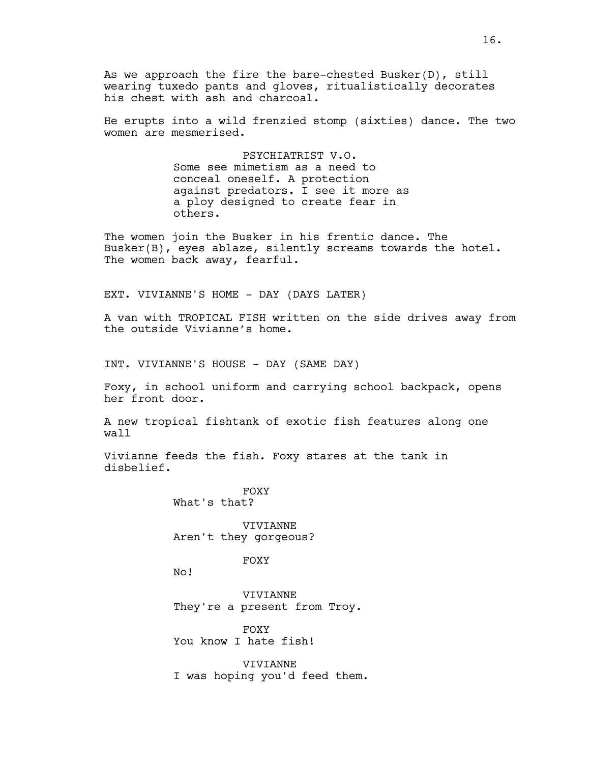As we approach the fire the bare-chested Busker(D), still wearing tuxedo pants and gloves, ritualistically decorates his chest with ash and charcoal.

He erupts into a wild frenzied stomp (sixties) dance. The two women are mesmerised.

PSYCHIATRIST V.O.
Some see mimetism as a need to conceal oneself. A protection against predators. I see it more as a ploy designed to create fear in others.

The women join the Busker in his frentic dance. The Busker(B), eyes ablaze, silently screams towards the hotel. The women back away, fearful.

EXT. VIVIANNE'S HOME - DAY (DAYS LATER)

A van with TROPICAL FISH written on the side drives away from the outside Vivianne's home.

INT. VIVIANNE'S HOUSE - DAY (SAME DAY)

Foxy, in school uniform and carrying school backpack, opens her front door.

A new tropical fishtank of exotic fish features along one wall

Vivianne feeds the fish. Foxy stares at the tank in disbelief.

FOXY
What's that?

VIVIANNE
Aren't they gorgeous?

FOXY
No!

VIVIANNE
They're a present from Troy.

FOXY
You know I hate fish!

VIVIANNE
I was hoping you'd feed them.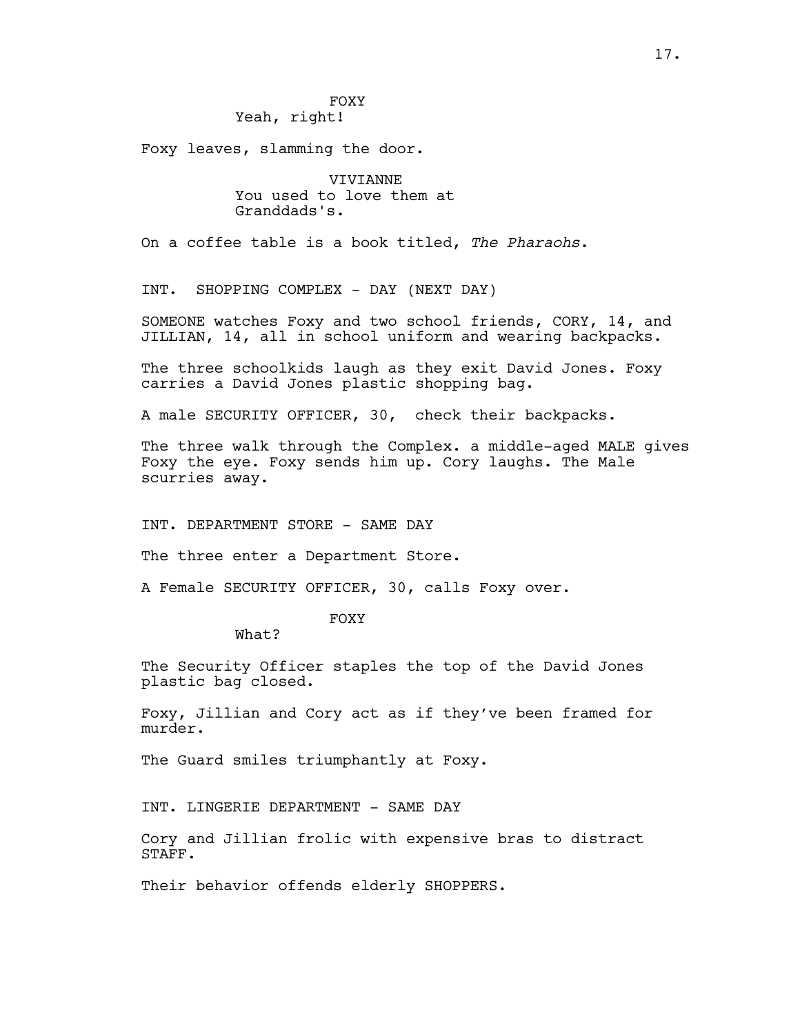FOXY
Yeah, right!

Foxy leaves, slamming the door.

VIVIANNE
You used to love them at Granddads's.

On a coffee table is a book titled, *The Pharaohs*.

INT. SHOPPING COMPLEX - DAY (NEXT DAY)

SOMEONE watches Foxy and two school friends, CORY, 14, and JILLIAN, 14, all in school uniform and wearing backpacks.

The three schoolkids laugh as they exit David Jones. Foxy carries a David Jones plastic shopping bag.

A male SECURITY OFFICER, 30,  check their backpacks.

The three walk through the Complex. a middle-aged MALE gives Foxy the eye. Foxy sends him up. Cory laughs. The Male scurries away.

INT. DEPARTMENT STORE - SAME DAY

The three enter a Department Store.

A Female SECURITY OFFICER, 30, calls Foxy over.

FOXY
What?

The Security Officer staples the top of the David Jones plastic bag closed.

Foxy, Jillian and Cory act as if they've been framed for murder.

The Guard smiles triumphantly at Foxy.

INT. LINGERIE DEPARTMENT - SAME DAY

Cory and Jillian frolic with expensive bras to distract STAFF.

Their behavior offends elderly SHOPPERS.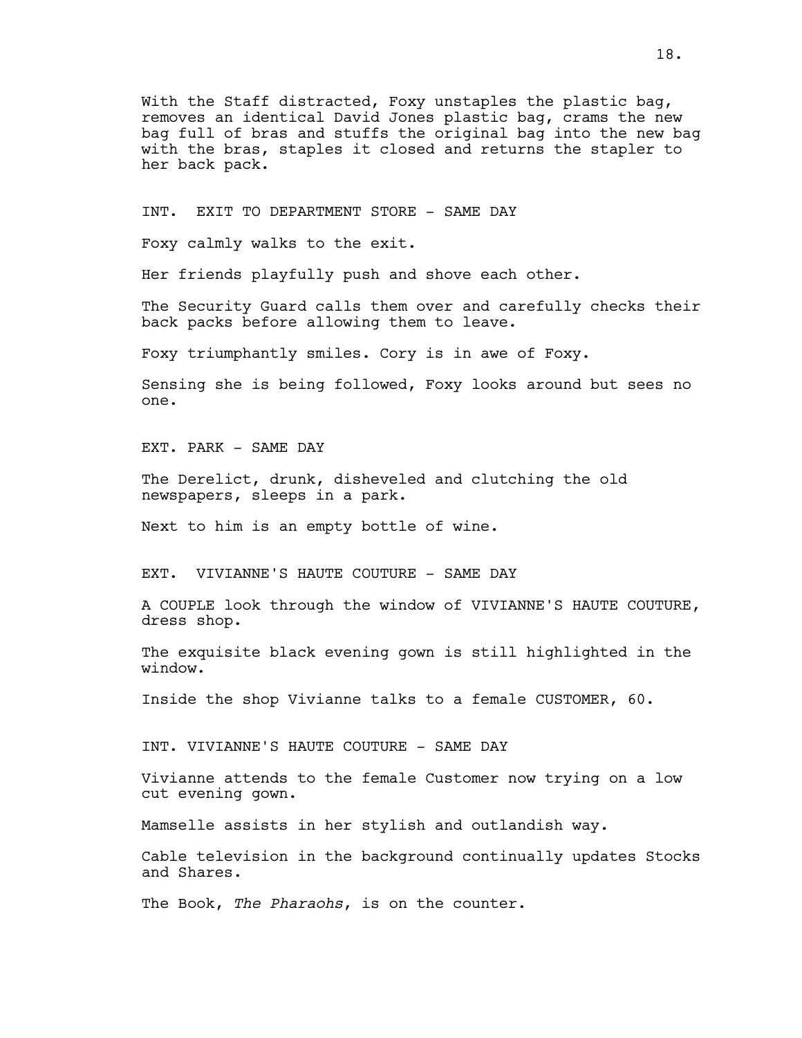With the Staff distracted, Foxy unstaples the plastic bag, removes an identical David Jones plastic bag, crams the new bag full of bras and stuffs the original bag into the new bag with the bras, staples it closed and returns the stapler to her back pack.

INT. EXIT TO DEPARTMENT STORE - SAME DAY

Foxy calmly walks to the exit.

Her friends playfully push and shove each other.

The Security Guard calls them over and carefully checks their back packs before allowing them to leave.

Foxy triumphantly smiles. Cory is in awe of Foxy.

Sensing she is being followed, Foxy looks around but sees no one.

EXT. PARK - SAME DAY

The Derelict, drunk, disheveled and clutching the old newspapers, sleeps in a park.

Next to him is an empty bottle of wine.

EXT. VIVIANNE'S HAUTE COUTURE - SAME DAY

A COUPLE look through the window of VIVIANNE'S HAUTE COUTURE, dress shop.

The exquisite black evening gown is still highlighted in the window.

Inside the shop Vivianne talks to a female CUSTOMER, 60.

INT. VIVIANNE'S HAUTE COUTURE - SAME DAY

Vivianne attends to the female Customer now trying on a low cut evening gown.

Mamselle assists in her stylish and outlandish way.

Cable television in the background continually updates Stocks and Shares.

The Book, *The Pharaohs*, is on the counter.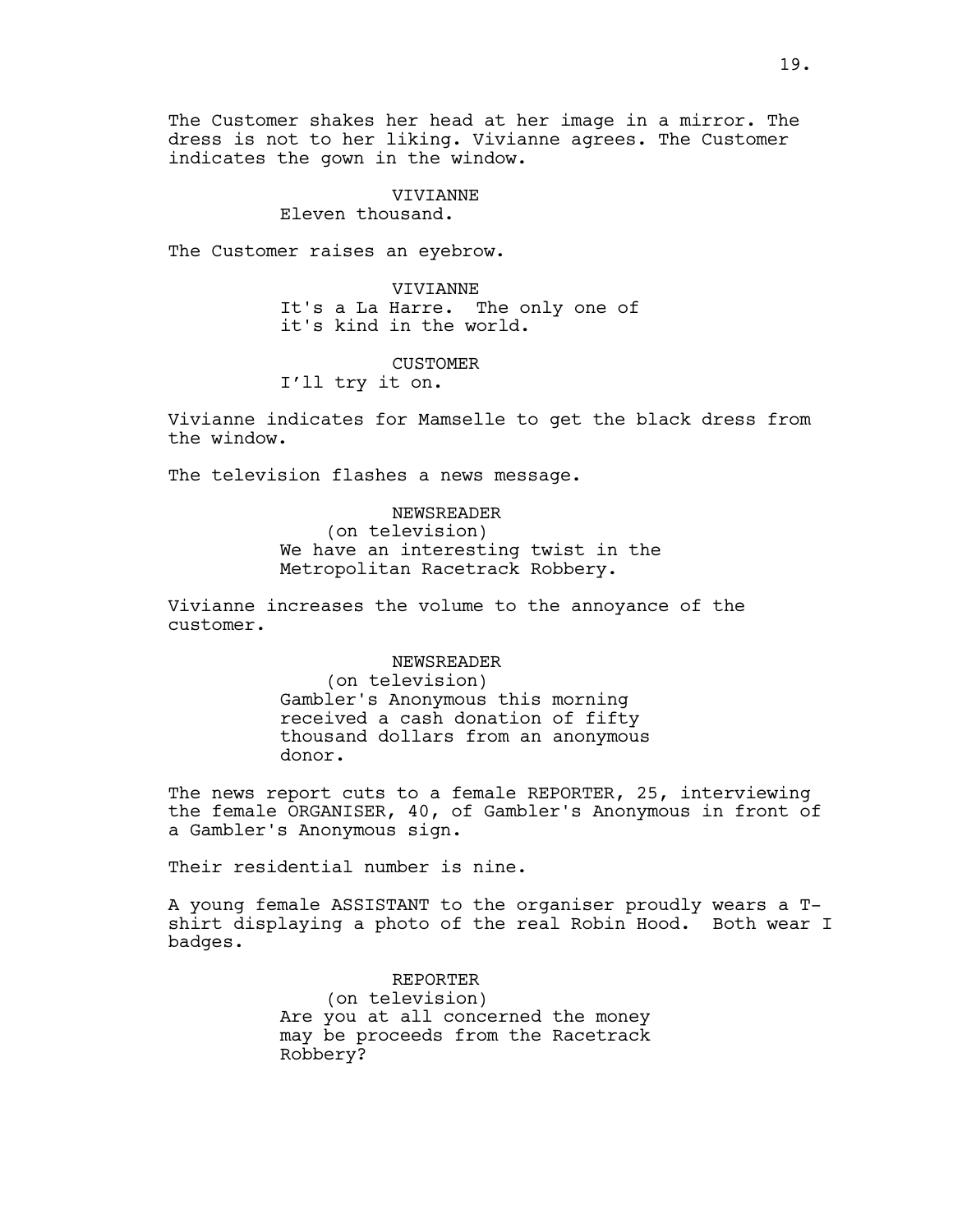The Customer shakes her head at her image in a mirror. The dress is not to her liking. Vivianne agrees. The Customer indicates the gown in the window.

VIVIANNE
Eleven thousand.

The Customer raises an eyebrow.

VIVIANNE
It's a La Harre. The only one of it's kind in the world.

CUSTOMER
I'll try it on.

Vivianne indicates for Mamselle to get the black dress from the window.

The television flashes a news message.

NEWSREADER
(on television)
We have an interesting twist in the Metropolitan Racetrack Robbery.

Vivianne increases the volume to the annoyance of the customer.

NEWSREADER
(on television)
Gambler's Anonymous this morning received a cash donation of fifty thousand dollars from an anonymous donor.

The news report cuts to a female REPORTER, 25, interviewing the female ORGANISER, 40, of Gambler's Anonymous in front of a Gambler's Anonymous sign.

Their residential number is nine.

A young female ASSISTANT to the organiser proudly wears a T-shirt displaying a photo of the real Robin Hood. Both wear I badges.

REPORTER
(on television)
Are you at all concerned the money may be proceeds from the Racetrack Robbery?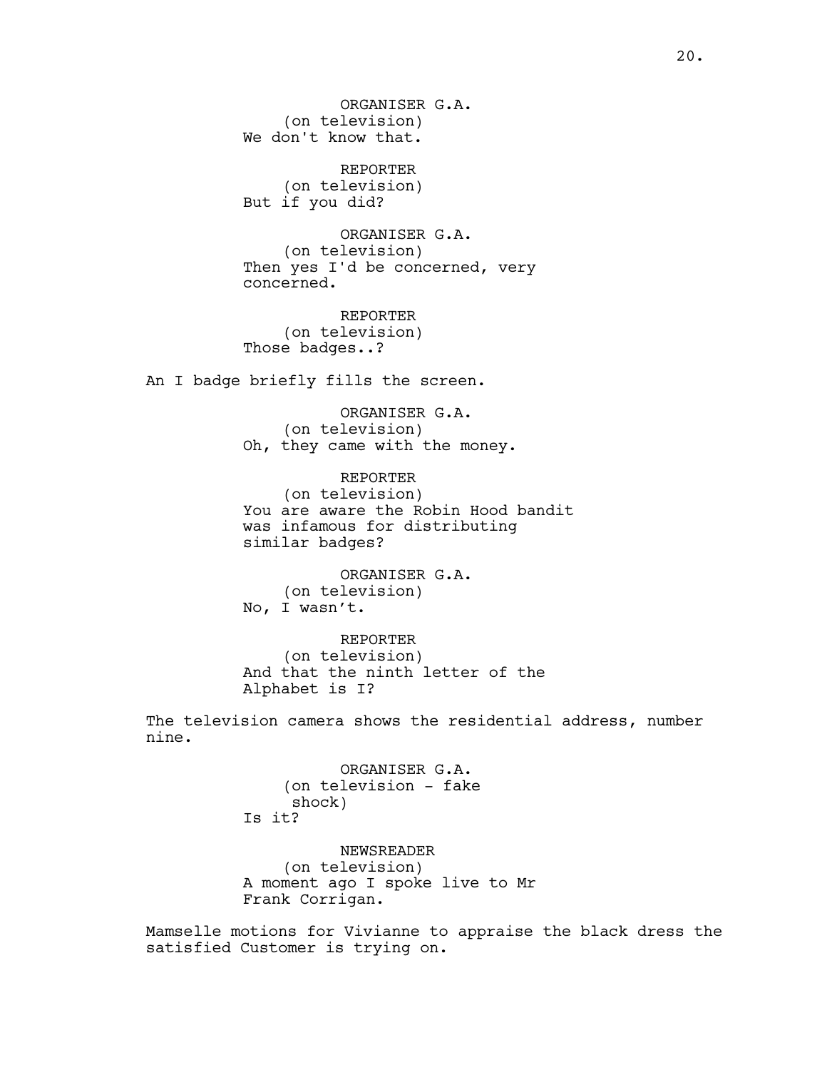ORGANISER G.A.
(on television)
We don't know that.

REPORTER
(on television)
But if you did?

ORGANISER G.A.
(on television)
Then yes I'd be concerned, very concerned.

REPORTER
(on television)
Those badges..?

An I badge briefly fills the screen.

ORGANISER G.A.
(on television)
Oh, they came with the money.

REPORTER
(on television)
You are aware the Robin Hood bandit was infamous for distributing similar badges?

ORGANISER G.A.
(on television)
No, I wasn't.

REPORTER
(on television)
And that the ninth letter of the Alphabet is I?

The television camera shows the residential address, number nine.

ORGANISER G.A.
(on television - fake shock)
Is it?

NEWSREADER
(on television)
A moment ago I spoke live to Mr Frank Corrigan.

Mamselle motions for Vivianne to appraise the black dress the satisfied Customer is trying on.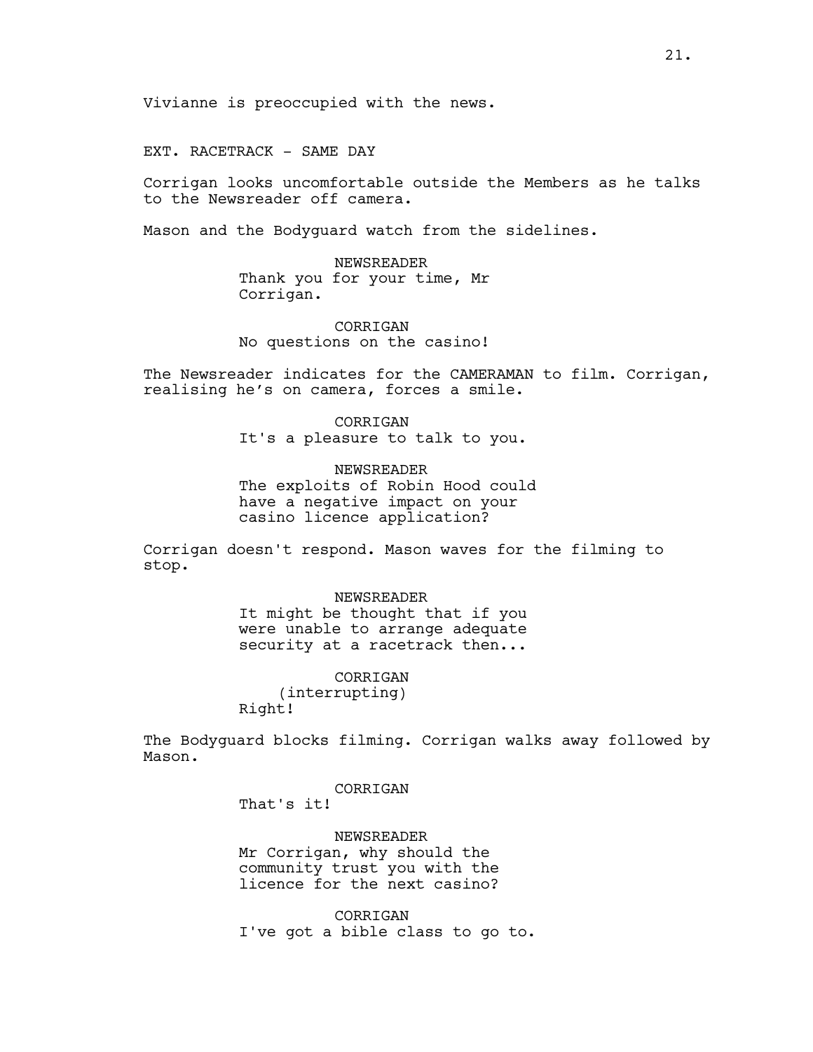Vivianne is preoccupied with the news.

EXT. RACETRACK - SAME DAY

Corrigan looks uncomfortable outside the Members as he talks to the Newsreader off camera.

Mason and the Bodyguard watch from the sidelines.

NEWSREADER
Thank you for your time, Mr Corrigan.

CORRIGAN
No questions on the casino!

The Newsreader indicates for the CAMERAMAN to film. Corrigan, realising he's on camera, forces a smile.

CORRIGAN
It's a pleasure to talk to you.

NEWSREADER
The exploits of Robin Hood could have a negative impact on your casino licence application?

Corrigan doesn't respond. Mason waves for the filming to stop.

NEWSREADER
It might be thought that if you were unable to arrange adequate security at a racetrack then...

CORRIGAN
(interrupting)
Right!

The Bodyguard blocks filming. Corrigan walks away followed by Mason.

CORRIGAN
That's it!

NEWSREADER
Mr Corrigan, why should the community trust you with the licence for the next casino?

CORRIGAN
I've got a bible class to go to.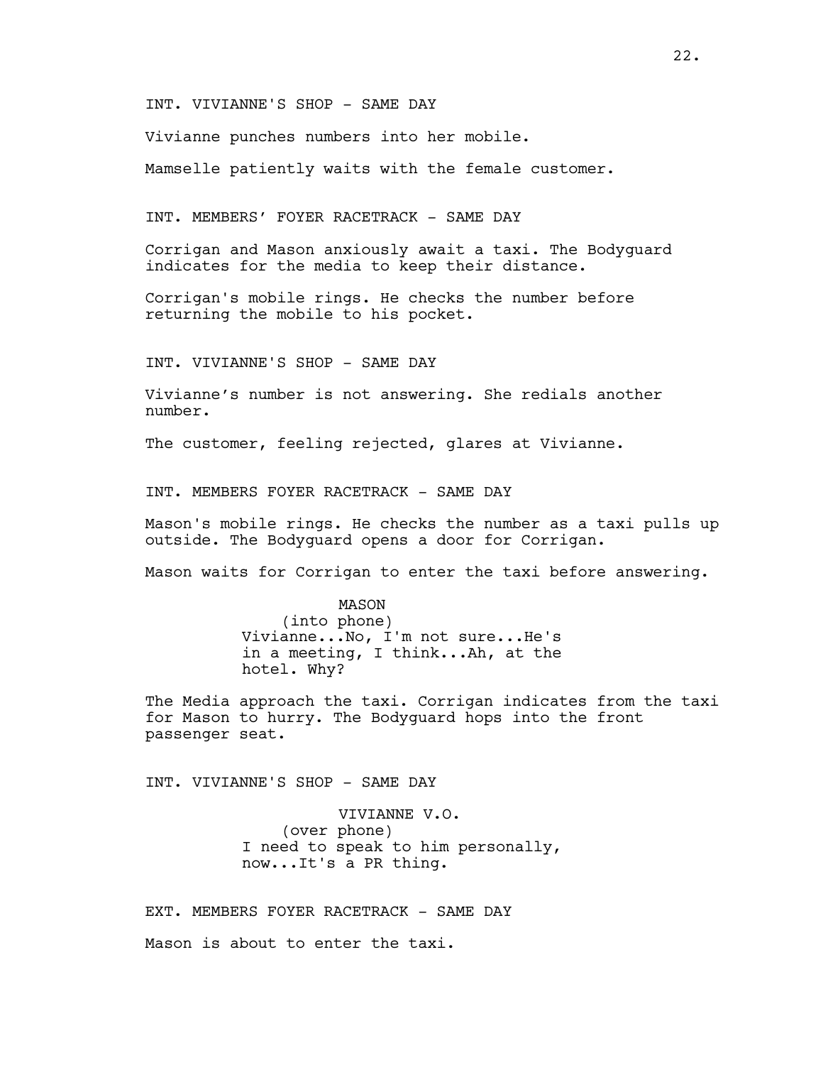INT. VIVIANNE'S SHOP - SAME DAY

Vivianne punches numbers into her mobile.

Mamselle patiently waits with the female customer.

INT. MEMBERS' FOYER RACETRACK - SAME DAY

Corrigan and Mason anxiously await a taxi. The Bodyguard indicates for the media to keep their distance.

Corrigan's mobile rings. He checks the number before returning the mobile to his pocket.

INT. VIVIANNE'S SHOP - SAME DAY

Vivianne's number is not answering. She redials another number.

The customer, feeling rejected, glares at Vivianne.

INT. MEMBERS FOYER RACETRACK - SAME DAY

Mason's mobile rings. He checks the number as a taxi pulls up outside. The Bodyguard opens a door for Corrigan.

Mason waits for Corrigan to enter the taxi before answering.

MASON
(into phone)
Vivianne...No, I'm not sure...He's in a meeting, I think...Ah, at the hotel. Why?

The Media approach the taxi. Corrigan indicates from the taxi for Mason to hurry. The Bodyguard hops into the front passenger seat.

INT. VIVIANNE'S SHOP - SAME DAY

VIVIANNE V.O.
(over phone)
I need to speak to him personally, now...It's a PR thing.

EXT. MEMBERS FOYER RACETRACK - SAME DAY

Mason is about to enter the taxi.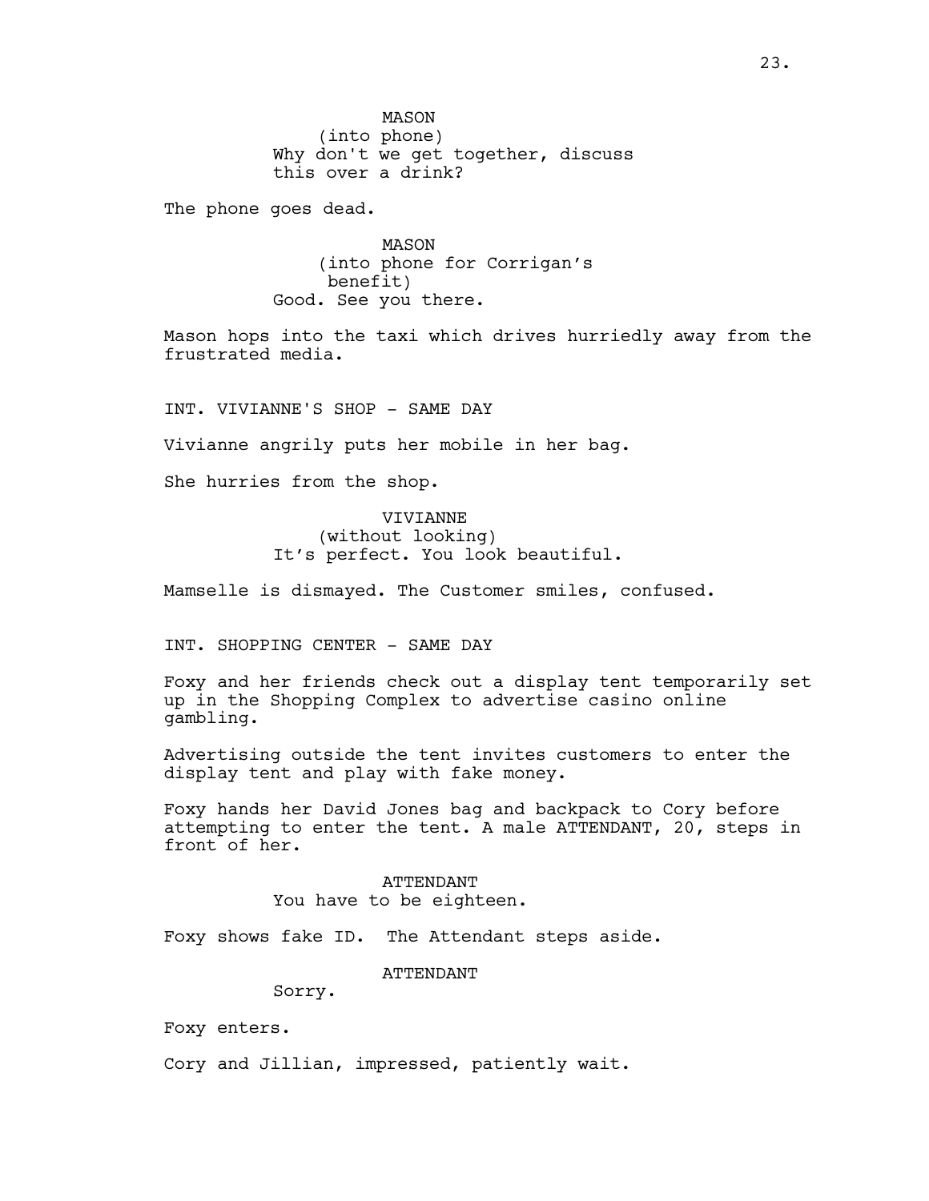MASON
(into phone)
Why don't we get together, discuss this over a drink?

The phone goes dead.

MASON
(into phone for Corrigan's benefit)
Good. See you there.

Mason hops into the taxi which drives hurriedly away from the frustrated media.

INT. VIVIANNE'S SHOP - SAME DAY

Vivianne angrily puts her mobile in her bag.

She hurries from the shop.

VIVIANNE
(without looking)
It's perfect. You look beautiful.

Mamselle is dismayed. The Customer smiles, confused.

INT. SHOPPING CENTER - SAME DAY

Foxy and her friends check out a display tent temporarily set up in the Shopping Complex to advertise casino online gambling.

Advertising outside the tent invites customers to enter the display tent and play with fake money.

Foxy hands her David Jones bag and backpack to Cory before attempting to enter the tent. A male ATTENDANT, 20, steps in front of her.

ATTENDANT
You have to be eighteen.

Foxy shows fake ID. The Attendant steps aside.

ATTENDANT
Sorry.

Foxy enters.

Cory and Jillian, impressed, patiently wait.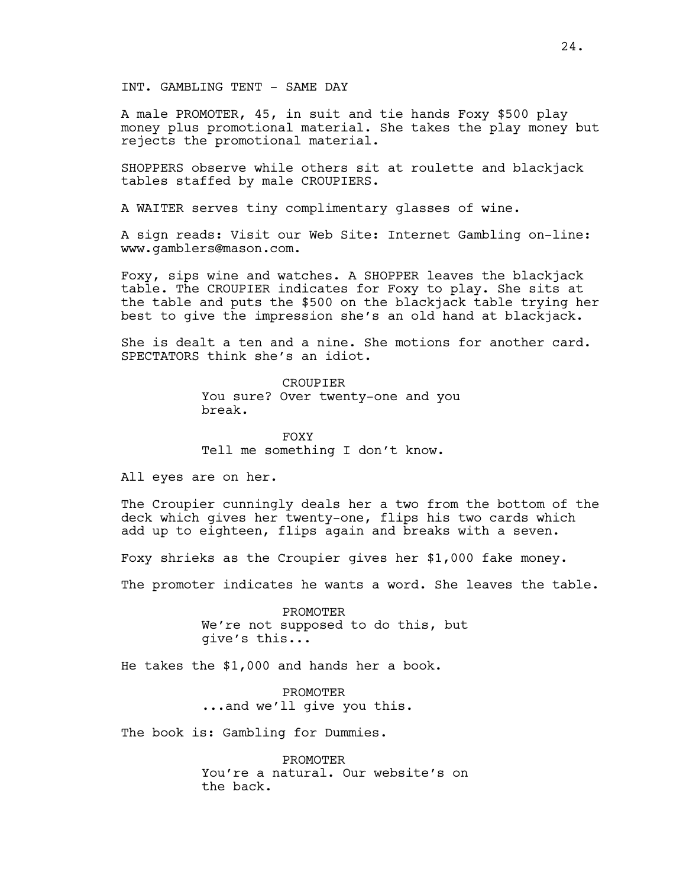INT. GAMBLING TENT - SAME DAY

A male PROMOTER, 45, in suit and tie hands Foxy $500 play money plus promotional material. She takes the play money but rejects the promotional material.

SHOPPERS observe while others sit at roulette and blackjack tables staffed by male CROUPIERS.

A WAITER serves tiny complimentary glasses of wine.

A sign reads: Visit our Web Site: Internet Gambling on-line: www.gamblers@mason.com.

Foxy, sips wine and watches. A SHOPPER leaves the blackjack table. The CROUPIER indicates for Foxy to play. She sits at the table and puts the $500 on the blackjack table trying her best to give the impression she's an old hand at blackjack.

She is dealt a ten and a nine. She motions for another card. SPECTATORS think she's an idiot.

CROUPIER
You sure? Over twenty-one and you break.

FOXY
Tell me something I don't know.

All eyes are on her.

The Croupier cunningly deals her a two from the bottom of the deck which gives her twenty-one, flips his two cards which add up to eighteen, flips again and breaks with a seven.

Foxy shrieks as the Croupier gives her $1,000 fake money.

The promoter indicates he wants a word. She leaves the table.

PROMOTER
We're not supposed to do this, but give's this...

He takes the $1,000 and hands her a book.

PROMOTER
...and we'll give you this.

The book is: Gambling for Dummies.

PROMOTER
You're a natural. Our website's on the back.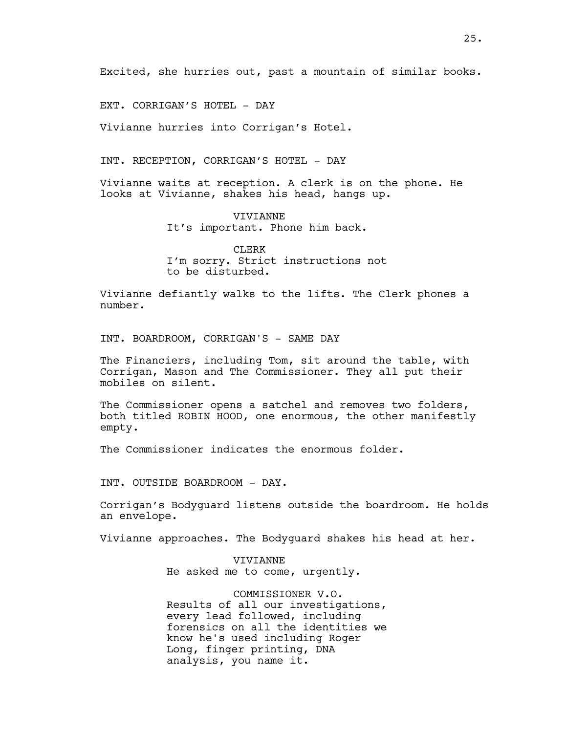Excited, she hurries out, past a mountain of similar books.

EXT. CORRIGAN'S HOTEL - DAY

Vivianne hurries into Corrigan's Hotel.

INT. RECEPTION, CORRIGAN'S HOTEL - DAY

Vivianne waits at reception. A clerk is on the phone. He looks at Vivianne, shakes his head, hangs up.

VIVIANNE
It's important. Phone him back.

CLERK
I'm sorry. Strict instructions not to be disturbed.

Vivianne defiantly walks to the lifts. The Clerk phones a number.

INT. BOARDROOM, CORRIGAN'S - SAME DAY

The Financiers, including Tom, sit around the table, with Corrigan, Mason and The Commissioner. They all put their mobiles on silent.

The Commissioner opens a satchel and removes two folders, both titled ROBIN HOOD, one enormous, the other manifestly empty.

The Commissioner indicates the enormous folder.

INT. OUTSIDE BOARDROOM - DAY.

Corrigan's Bodyguard listens outside the boardroom. He holds an envelope.

Vivianne approaches. The Bodyguard shakes his head at her.

VIVIANNE
He asked me to come, urgently.

COMMISSIONER V.O.
Results of all our investigations, every lead followed, including forensics on all the identities we know he's used including Roger Long, finger printing, DNA analysis, you name it.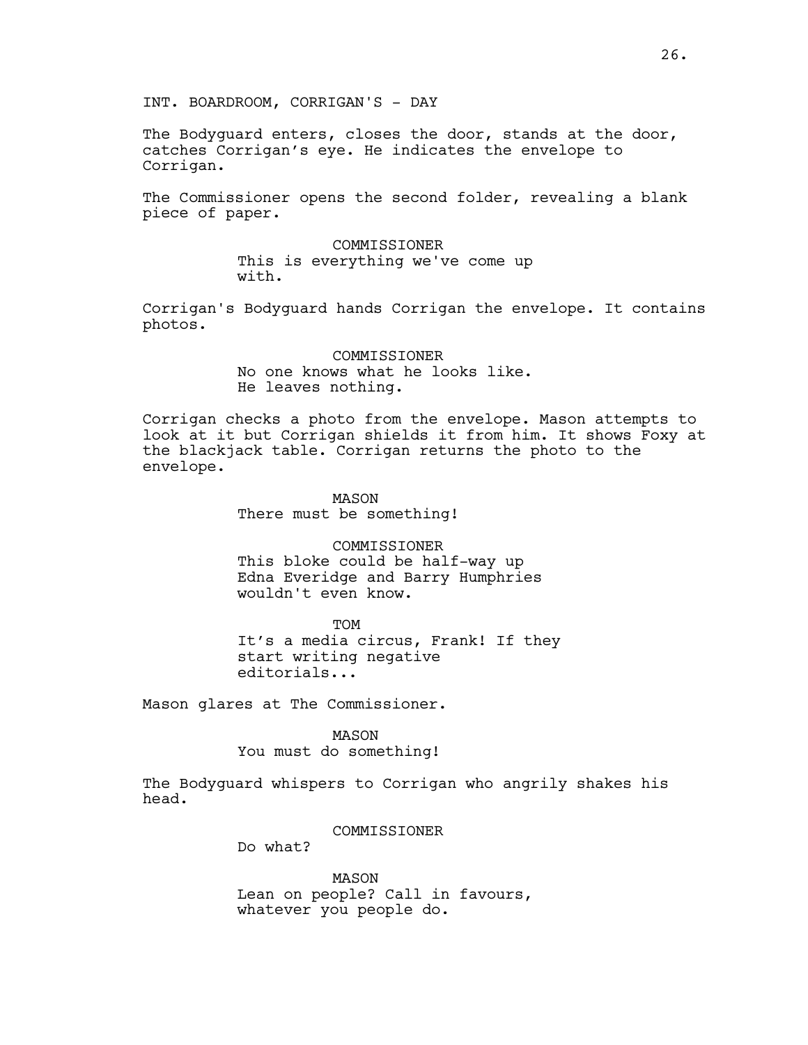INT. BOARDROOM, CORRIGAN'S - DAY

The Bodyguard enters, closes the door, stands at the door, catches Corrigan's eye. He indicates the envelope to Corrigan.

The Commissioner opens the second folder, revealing a blank piece of paper.

COMMISSIONER
This is everything we've come up with.

Corrigan's Bodyguard hands Corrigan the envelope. It contains photos.

COMMISSIONER
No one knows what he looks like. He leaves nothing.

Corrigan checks a photo from the envelope. Mason attempts to look at it but Corrigan shields it from him. It shows Foxy at the blackjack table. Corrigan returns the photo to the envelope.

MASON
There must be something!

COMMISSIONER
This bloke could be half-way up Edna Everidge and Barry Humphries wouldn't even know.

TOM
It's a media circus, Frank! If they start writing negative editorials...

Mason glares at The Commissioner.

MASON
You must do something!

The Bodyguard whispers to Corrigan who angrily shakes his head.

COMMISSIONER
Do what?

MASON
Lean on people? Call in favours, whatever you people do.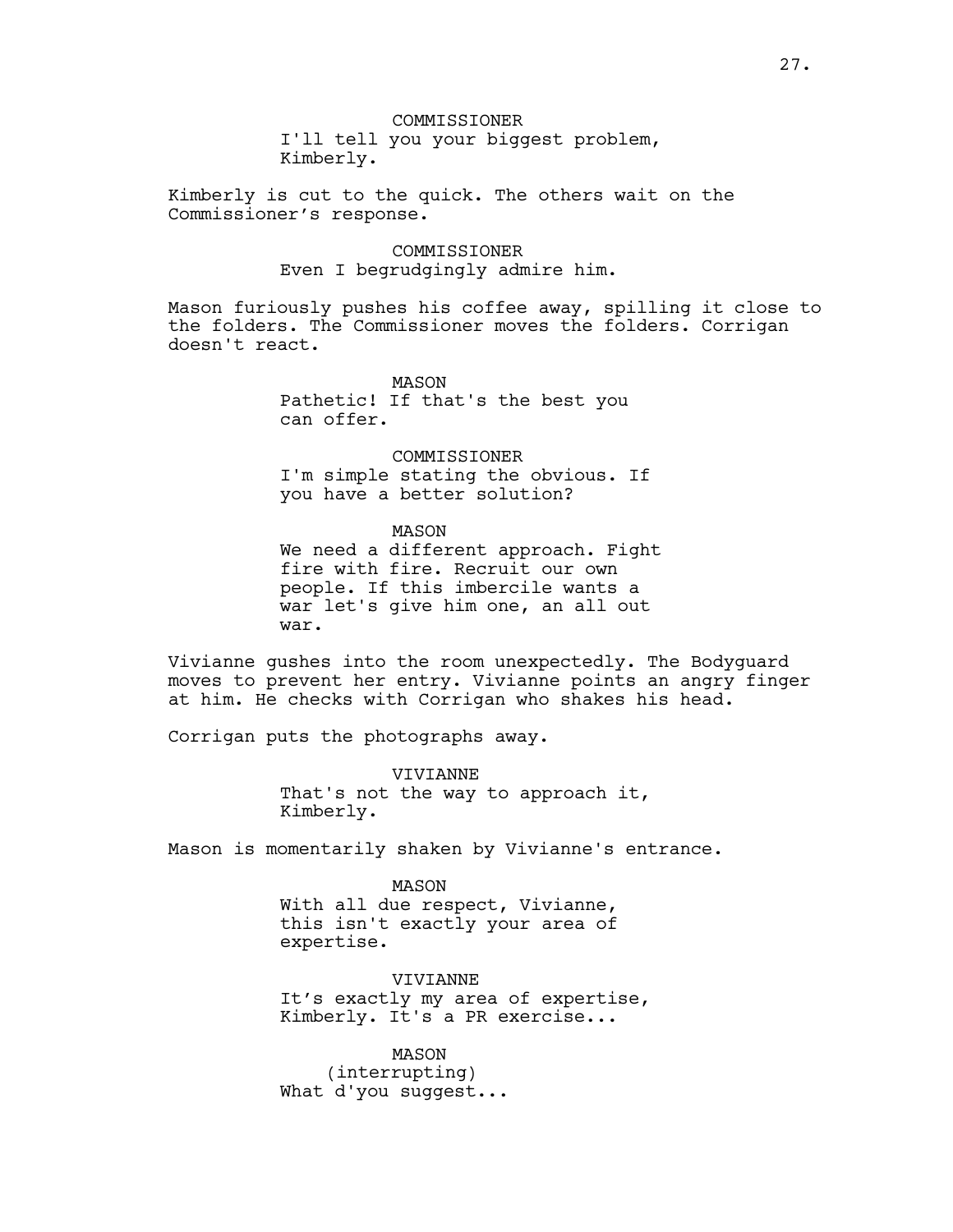COMMISSIONER
I'll tell you your biggest problem, Kimberly.

Kimberly is cut to the quick. The others wait on the Commissioner's response.

COMMISSIONER
Even I begrudgingly admire him.

Mason furiously pushes his coffee away, spilling it close to the folders. The Commissioner moves the folders. Corrigan doesn't react.

MASON
Pathetic! If that's the best you can offer.

COMMISSIONER
I'm simple stating the obvious. If you have a better solution?

MASON
We need a different approach. Fight fire with fire. Recruit our own people. If this imbercile wants a war let's give him one, an all out war.

Vivianne gushes into the room unexpectedly. The Bodyguard moves to prevent her entry. Vivianne points an angry finger at him. He checks with Corrigan who shakes his head.

Corrigan puts the photographs away.

VIVIANNE
That's not the way to approach it, Kimberly.

Mason is momentarily shaken by Vivianne's entrance.

MASON
With all due respect, Vivianne, this isn't exactly your area of expertise.

VIVIANNE
It's exactly my area of expertise, Kimberly. It's a PR exercise...

MASON
(interrupting)
What d'you suggest...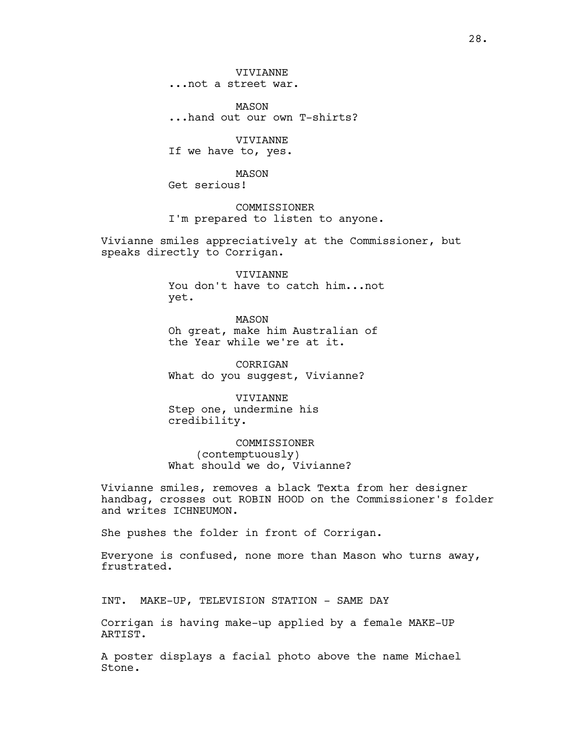VIVIANNE
...not a street war.

MASON
...hand out our own T-shirts?

VIVIANNE
If we have to, yes.

MASON
Get serious!

COMMISSIONER
I'm prepared to listen to anyone.

Vivianne smiles appreciatively at the Commissioner, but speaks directly to Corrigan.

VIVIANNE
You don't have to catch him...not yet.

MASON
Oh great, make him Australian of the Year while we're at it.

CORRIGAN
What do you suggest, Vivianne?

VIVIANNE
Step one, undermine his credibility.

COMMISSIONER
(contemptuously)
What should we do, Vivianne?

Vivianne smiles, removes a black Texta from her designer handbag, crosses out ROBIN HOOD on the Commissioner's folder and writes ICHNEUMON.

She pushes the folder in front of Corrigan.

Everyone is confused, none more than Mason who turns away, frustrated.

INT. MAKE-UP, TELEVISION STATION - SAME DAY

Corrigan is having make-up applied by a female MAKE-UP ARTIST.

A poster displays a facial photo above the name Michael Stone.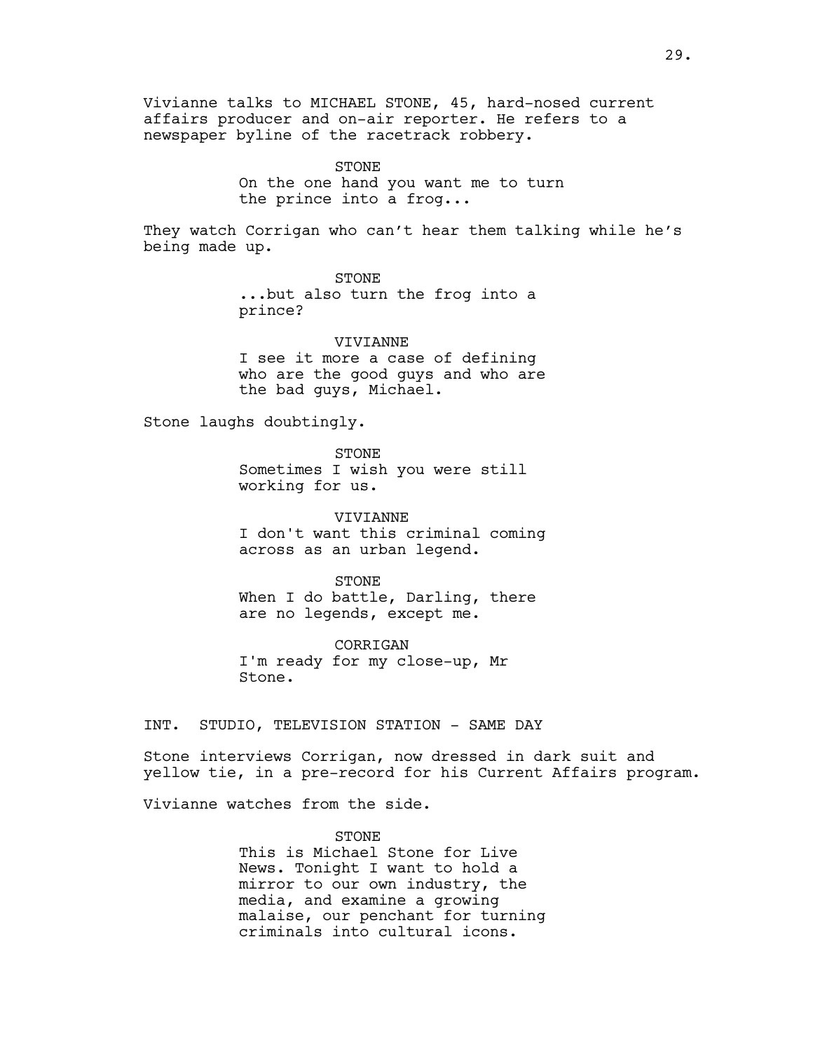Vivianne talks to MICHAEL STONE, 45, hard-nosed current affairs producer and on-air reporter. He refers to a newspaper byline of the racetrack robbery.

STONE
On the one hand you want me to turn the prince into a frog...

They watch Corrigan who can't hear them talking while he's being made up.

STONE
...but also turn the frog into a prince?

VIVIANNE
I see it more a case of defining who are the good guys and who are the bad guys, Michael.

Stone laughs doubtingly.

STONE
Sometimes I wish you were still working for us.

VIVIANNE
I don't want this criminal coming across as an urban legend.

STONE
When I do battle, Darling, there are no legends, except me.

CORRIGAN
I'm ready for my close-up, Mr Stone.

INT. STUDIO, TELEVISION STATION - SAME DAY

Stone interviews Corrigan, now dressed in dark suit and yellow tie, in a pre-record for his Current Affairs program.

Vivianne watches from the side.

STONE
This is Michael Stone for Live News. Tonight I want to hold a mirror to our own industry, the media, and examine a growing malaise, our penchant for turning criminals into cultural icons.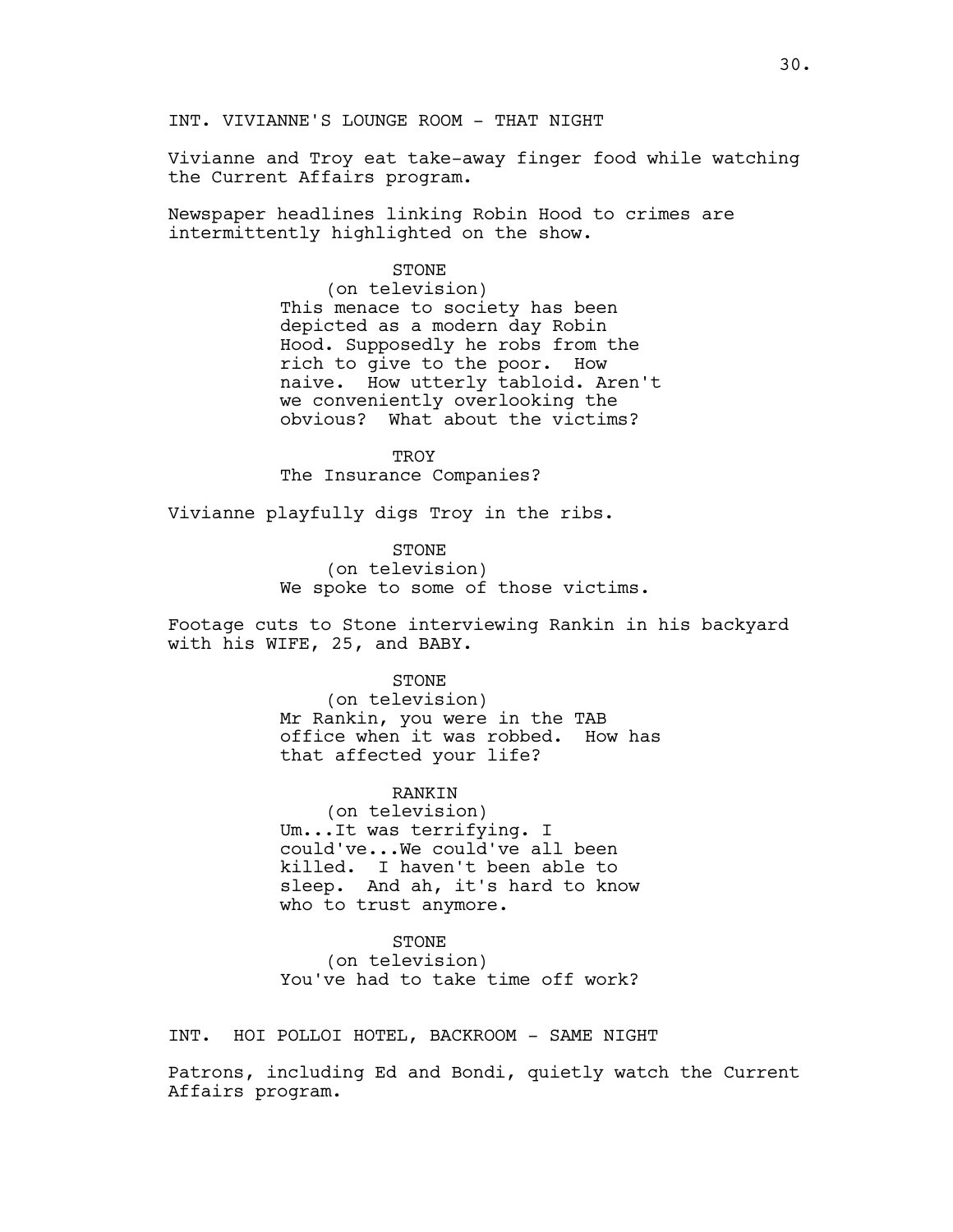INT. VIVIANNE'S LOUNGE ROOM - THAT NIGHT

Vivianne and Troy eat take-away finger food while watching the Current Affairs program.

Newspaper headlines linking Robin Hood to crimes are intermittently highlighted on the show.

STONE
(on television)
This menace to society has been depicted as a modern day Robin Hood. Supposedly he robs from the rich to give to the poor. How naive. How utterly tabloid. Aren't we conveniently overlooking the obvious? What about the victims?

TROY
The Insurance Companies?

Vivianne playfully digs Troy in the ribs.

STONE
(on television)
We spoke to some of those victims.

Footage cuts to Stone interviewing Rankin in his backyard with his WIFE, 25, and BABY.

STONE
(on television)
Mr Rankin, you were in the TAB office when it was robbed. How has that affected your life?

RANKIN
(on television)
Um...It was terrifying. I could've...We could've all been killed. I haven't been able to sleep. And ah, it's hard to know who to trust anymore.

STONE
(on television)
You've had to take time off work?

INT. HOI POLLOI HOTEL, BACKROOM - SAME NIGHT

Patrons, including Ed and Bondi, quietly watch the Current Affairs program.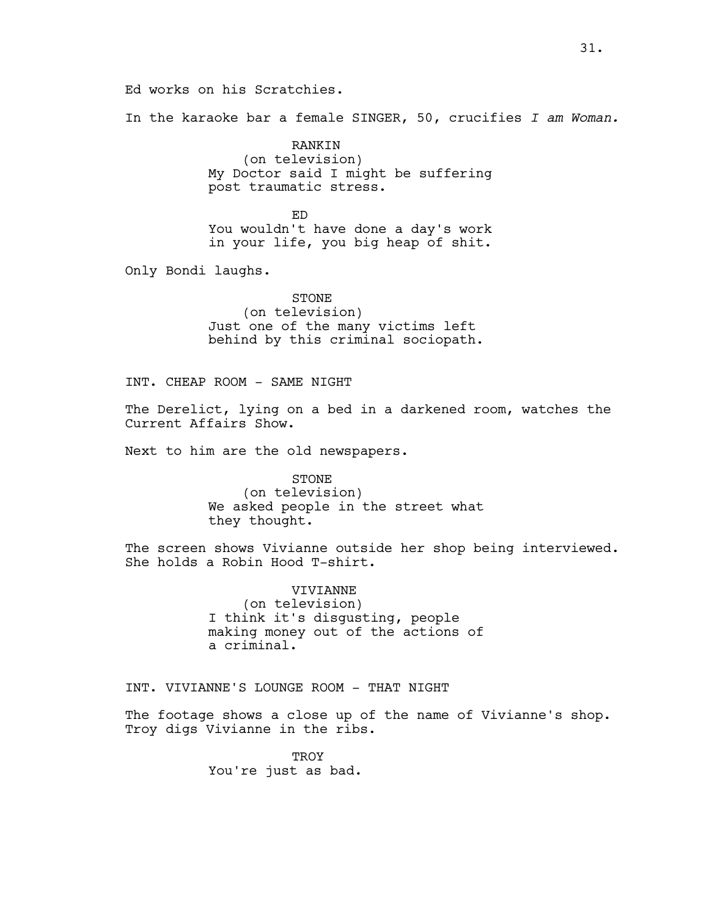Ed works on his Scratchies.

In the karaoke bar a female SINGER, 50, crucifies *I am Woman.*

RANKIN
(on television)
My Doctor said I might be suffering post traumatic stress.

ED
You wouldn't have done a day's work in your life, you big heap of shit.

Only Bondi laughs.

STONE
(on television)
Just one of the many victims left behind by this criminal sociopath.

INT. CHEAP ROOM - SAME NIGHT

The Derelict, lying on a bed in a darkened room, watches the Current Affairs Show.

Next to him are the old newspapers.

STONE
(on television)
We asked people in the street what they thought.

The screen shows Vivianne outside her shop being interviewed. She holds a Robin Hood T-shirt.

VIVIANNE
(on television)
I think it's disgusting, people making money out of the actions of a criminal.

INT. VIVIANNE'S LOUNGE ROOM - THAT NIGHT

The footage shows a close up of the name of Vivianne's shop. Troy digs Vivianne in the ribs.

TROY
You're just as bad.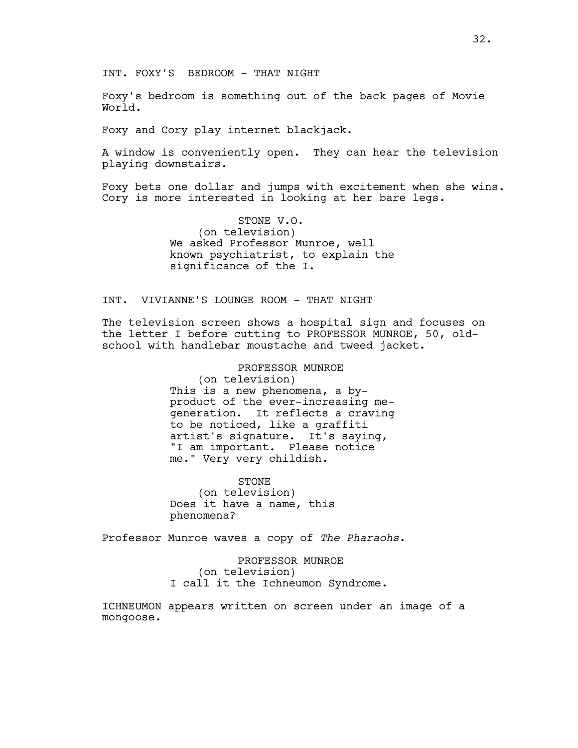INT. FOXY'S  BEDROOM - THAT NIGHT

Foxy's bedroom is something out of the back pages of Movie World.

Foxy and Cory play internet blackjack.

A window is conveniently open.  They can hear the television playing downstairs.

Foxy bets one dollar and jumps with excitement when she wins. Cory is more interested in looking at her bare legs.

STONE V.O.
(on television)
We asked Professor Munroe, well known psychiatrist, to explain the significance of the I.

INT.  VIVIANNE'S LOUNGE ROOM - THAT NIGHT

The television screen shows a hospital sign and focuses on the letter I before cutting to PROFESSOR MUNROE, 50, old-school with handlebar moustache and tweed jacket.

PROFESSOR MUNROE
(on television)
This is a new phenomena, a by-product of the ever-increasing me-generation.  It reflects a craving to be noticed, like a graffiti artist's signature.  It's saying, "I am important.  Please notice me." Very very childish.

STONE
(on television)
Does it have a name, this phenomena?

Professor Munroe waves a copy of *The Pharaohs*.

PROFESSOR MUNROE
(on television)
I call it the Ichneumon Syndrome.

ICHNEUMON appears written on screen under an image of a mongoose.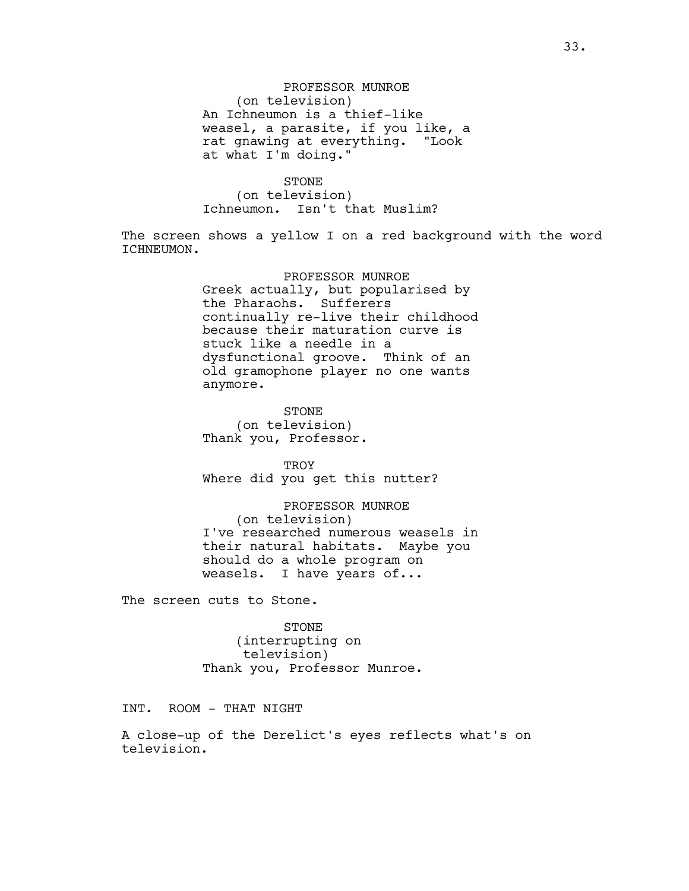PROFESSOR MUNROE
(on television)
An Ichneumon is a thief-like weasel, a parasite, if you like, a rat gnawing at everything. "Look at what I'm doing."

STONE
(on television)
Ichneumon. Isn't that Muslim?

The screen shows a yellow I on a red background with the word ICHNEUMON.

PROFESSOR MUNROE
Greek actually, but popularised by the Pharaohs. Sufferers continually re-live their childhood because their maturation curve is stuck like a needle in a dysfunctional groove. Think of an old gramophone player no one wants anymore.

STONE
(on television)
Thank you, Professor.

TROY
Where did you get this nutter?

PROFESSOR MUNROE
(on television)
I've researched numerous weasels in their natural habitats. Maybe you should do a whole program on weasels. I have years of...

The screen cuts to Stone.

STONE
(interrupting on television)
Thank you, Professor Munroe.

INT. ROOM - THAT NIGHT

A close-up of the Derelict's eyes reflects what's on television.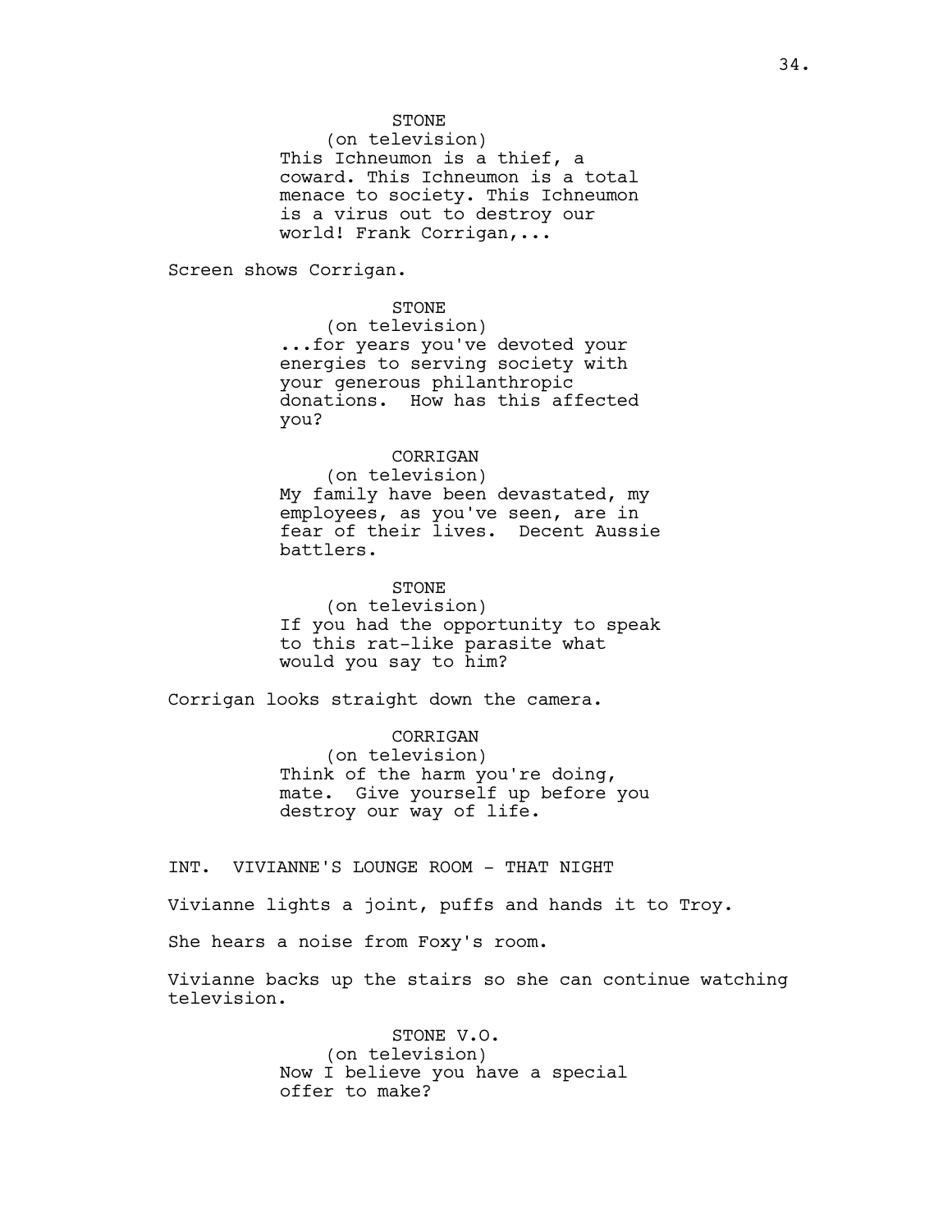STONE
(on television)
This Ichneumon is a thief, a coward. This Ichneumon is a total menace to society. This Ichneumon is a virus out to destroy our world! Frank Corrigan,...

Screen shows Corrigan.

STONE
(on television)
...for years you've devoted your energies to serving society with your generous philanthropic donations. How has this affected you?

CORRIGAN
(on television)
My family have been devastated, my employees, as you've seen, are in fear of their lives. Decent Aussie battlers.

STONE
(on television)
If you had the opportunity to speak to this rat-like parasite what would you say to him?

Corrigan looks straight down the camera.

CORRIGAN
(on television)
Think of the harm you're doing, mate. Give yourself up before you destroy our way of life.

INT. VIVIANNE'S LOUNGE ROOM - THAT NIGHT

Vivianne lights a joint, puffs and hands it to Troy.

She hears a noise from Foxy's room.

Vivianne backs up the stairs so she can continue watching television.

STONE V.O.
(on television)
Now I believe you have a special offer to make?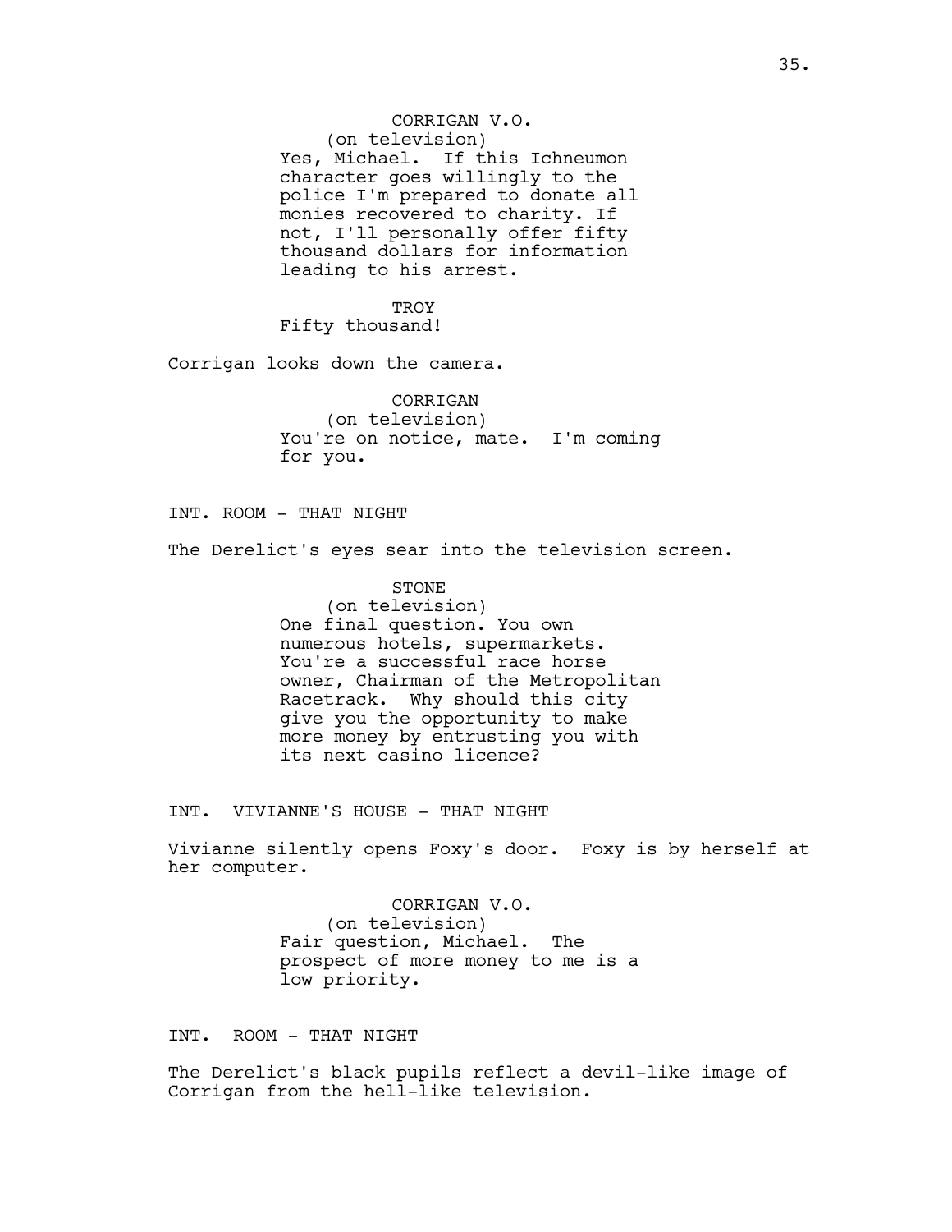CORRIGAN V.O.
(on television)
Yes, Michael. If this Ichneumon character goes willingly to the police I'm prepared to donate all monies recovered to charity. If not, I'll personally offer fifty thousand dollars for information leading to his arrest.

TROY
Fifty thousand!

Corrigan looks down the camera.

CORRIGAN
(on television)
You're on notice, mate. I'm coming for you.

INT. ROOM - THAT NIGHT

The Derelict's eyes sear into the television screen.

STONE
(on television)
One final question. You own numerous hotels, supermarkets. You're a successful race horse owner, Chairman of the Metropolitan Racetrack. Why should this city give you the opportunity to make more money by entrusting you with its next casino licence?

INT. VIVIANNE'S HOUSE - THAT NIGHT

Vivianne silently opens Foxy's door. Foxy is by herself at her computer.

CORRIGAN V.O.
(on television)
Fair question, Michael. The prospect of more money to me is a low priority.

INT. ROOM - THAT NIGHT

The Derelict's black pupils reflect a devil-like image of Corrigan from the hell-like television.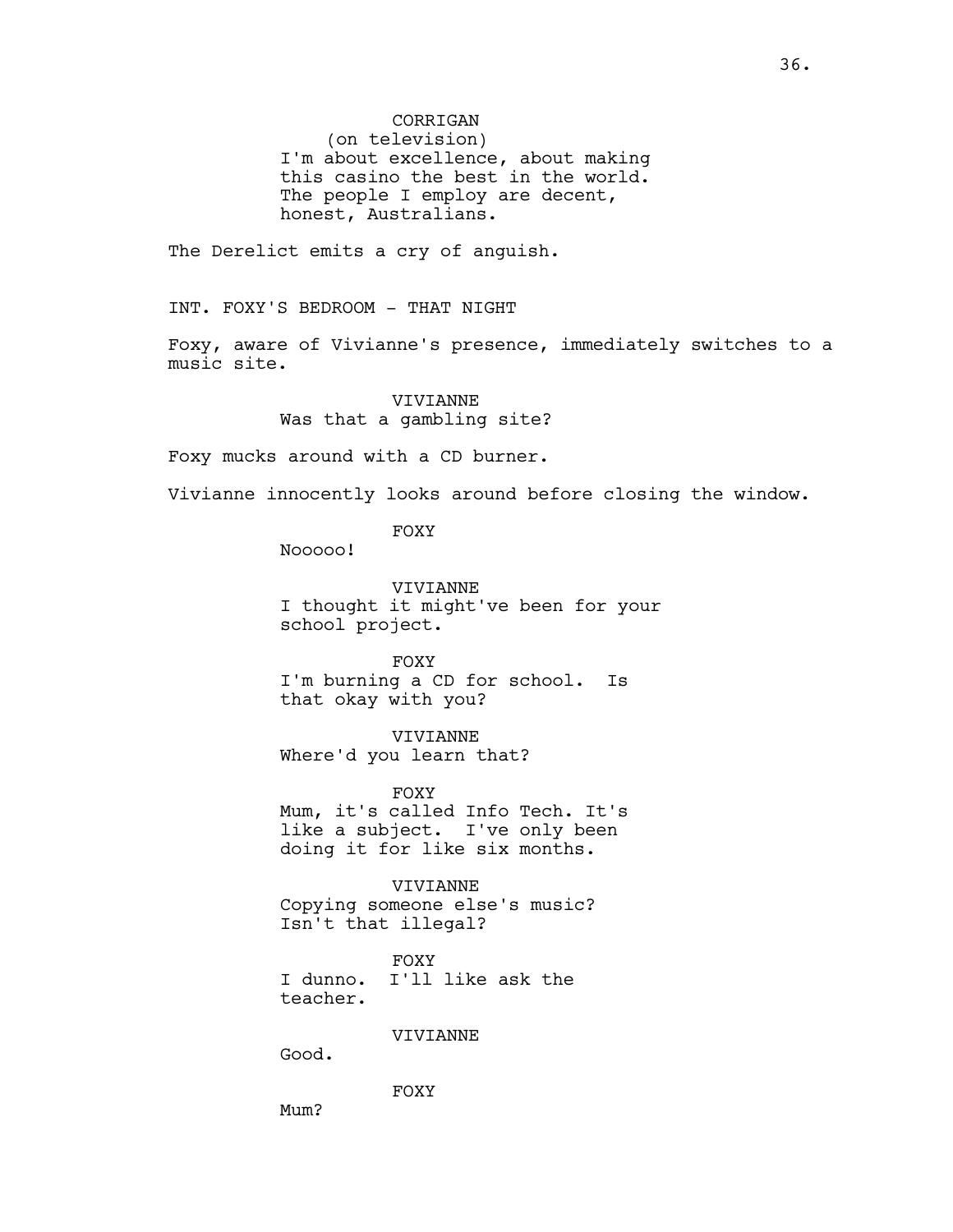CORRIGAN
(on television)
I'm about excellence, about making this casino the best in the world. The people I employ are decent, honest, Australians.

The Derelict emits a cry of anguish.

INT. FOXY'S BEDROOM - THAT NIGHT

Foxy, aware of Vivianne's presence, immediately switches to a music site.

VIVIANNE
Was that a gambling site?

Foxy mucks around with a CD burner.

Vivianne innocently looks around before closing the window.

FOXY
Nooooo!

VIVIANNE
I thought it might've been for your school project.

FOXY
I'm burning a CD for school. Is that okay with you?

VIVIANNE
Where'd you learn that?

FOXY
Mum, it's called Info Tech. It's like a subject. I've only been doing it for like six months.

VIVIANNE
Copying someone else's music? Isn't that illegal?

FOXY
I dunno. I'll like ask the teacher.

VIVIANNE
Good.

FOXY
Mum?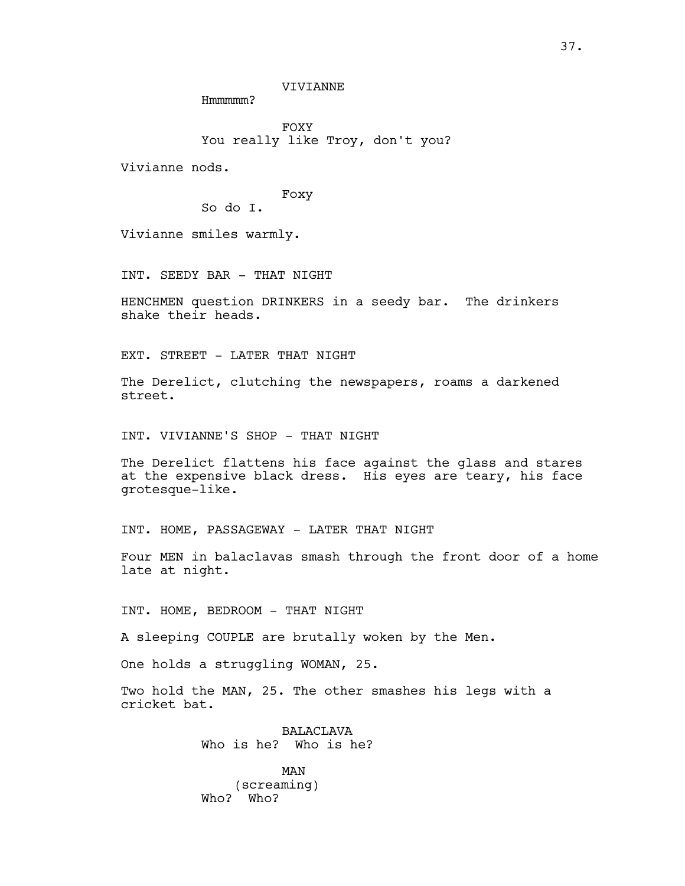VIVIANNE

Hmmmmm?

FOXY

You really like Troy, don't you?

Vivianne nods.

Foxy

So do I.

Vivianne smiles warmly.

INT. SEEDY BAR - THAT NIGHT

HENCHMEN question DRINKERS in a seedy bar. The drinkers shake their heads.

EXT. STREET - LATER THAT NIGHT

The Derelict, clutching the newspapers, roams a darkened street.

INT. VIVIANNE'S SHOP - THAT NIGHT

The Derelict flattens his face against the glass and stares at the expensive black dress. His eyes are teary, his face grotesque-like.

INT. HOME, PASSAGEWAY - LATER THAT NIGHT

Four MEN in balaclavas smash through the front door of a home late at night.

INT. HOME, BEDROOM - THAT NIGHT

A sleeping COUPLE are brutally woken by the Men.

One holds a struggling WOMAN, 25.

Two hold the MAN, 25. The other smashes his legs with a cricket bat.

BALACLAVA

Who is he? Who is he?

MAN

(screaming)

Who? Who?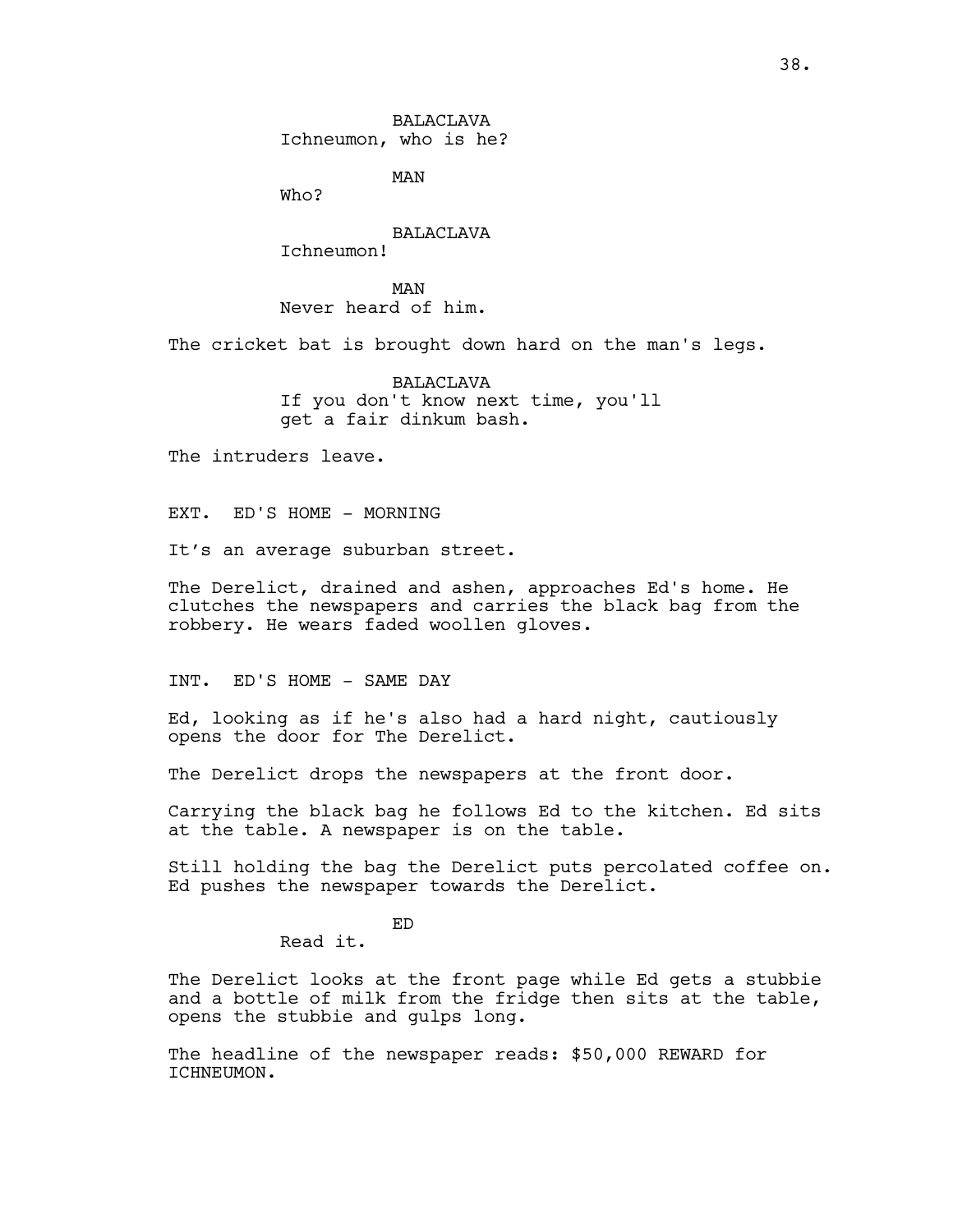BALACLAVA
Ichneumon, who is he?

MAN
Who?

BALACLAVA
Ichneumon!

MAN
Never heard of him.

The cricket bat is brought down hard on the man's legs.

BALACLAVA
If you don't know next time, you'll get a fair dinkum bash.

The intruders leave.

EXT. ED'S HOME - MORNING

It's an average suburban street.

The Derelict, drained and ashen, approaches Ed's home. He clutches the newspapers and carries the black bag from the robbery. He wears faded woollen gloves.

INT. ED'S HOME - SAME DAY

Ed, looking as if he's also had a hard night, cautiously opens the door for The Derelict.

The Derelict drops the newspapers at the front door.

Carrying the black bag he follows Ed to the kitchen. Ed sits at the table. A newspaper is on the table.

Still holding the bag the Derelict puts percolated coffee on. Ed pushes the newspaper towards the Derelict.

ED
Read it.

The Derelict looks at the front page while Ed gets a stubbie and a bottle of milk from the fridge then sits at the table, opens the stubbie and gulps long.

The headline of the newspaper reads: $50,000 REWARD for ICHNEUMON.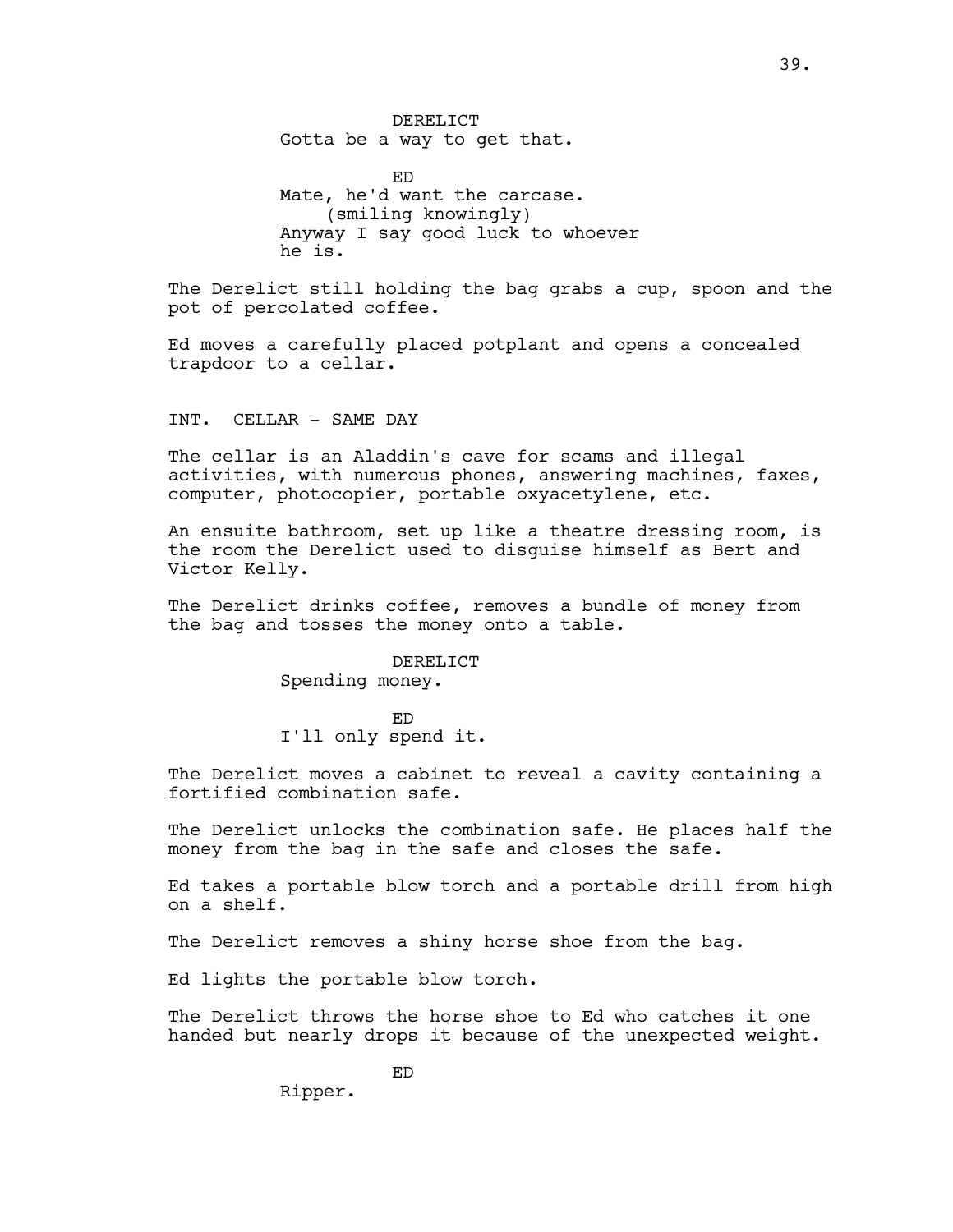DERELICT
Gotta be a way to get that.

ED
Mate, he'd want the carcase.
(smiling knowingly)
Anyway I say good luck to whoever he is.

The Derelict still holding the bag grabs a cup, spoon and the pot of percolated coffee.

Ed moves a carefully placed potplant and opens a concealed trapdoor to a cellar.

INT. CELLAR - SAME DAY

The cellar is an Aladdin's cave for scams and illegal activities, with numerous phones, answering machines, faxes, computer, photocopier, portable oxyacetylene, etc.

An ensuite bathroom, set up like a theatre dressing room, is the room the Derelict used to disguise himself as Bert and Victor Kelly.

The Derelict drinks coffee, removes a bundle of money from the bag and tosses the money onto a table.

DERELICT
Spending money.

ED
I'll only spend it.

The Derelict moves a cabinet to reveal a cavity containing a fortified combination safe.

The Derelict unlocks the combination safe. He places half the money from the bag in the safe and closes the safe.

Ed takes a portable blow torch and a portable drill from high on a shelf.

The Derelict removes a shiny horse shoe from the bag.

Ed lights the portable blow torch.

The Derelict throws the horse shoe to Ed who catches it one handed but nearly drops it because of the unexpected weight.

ED
Ripper.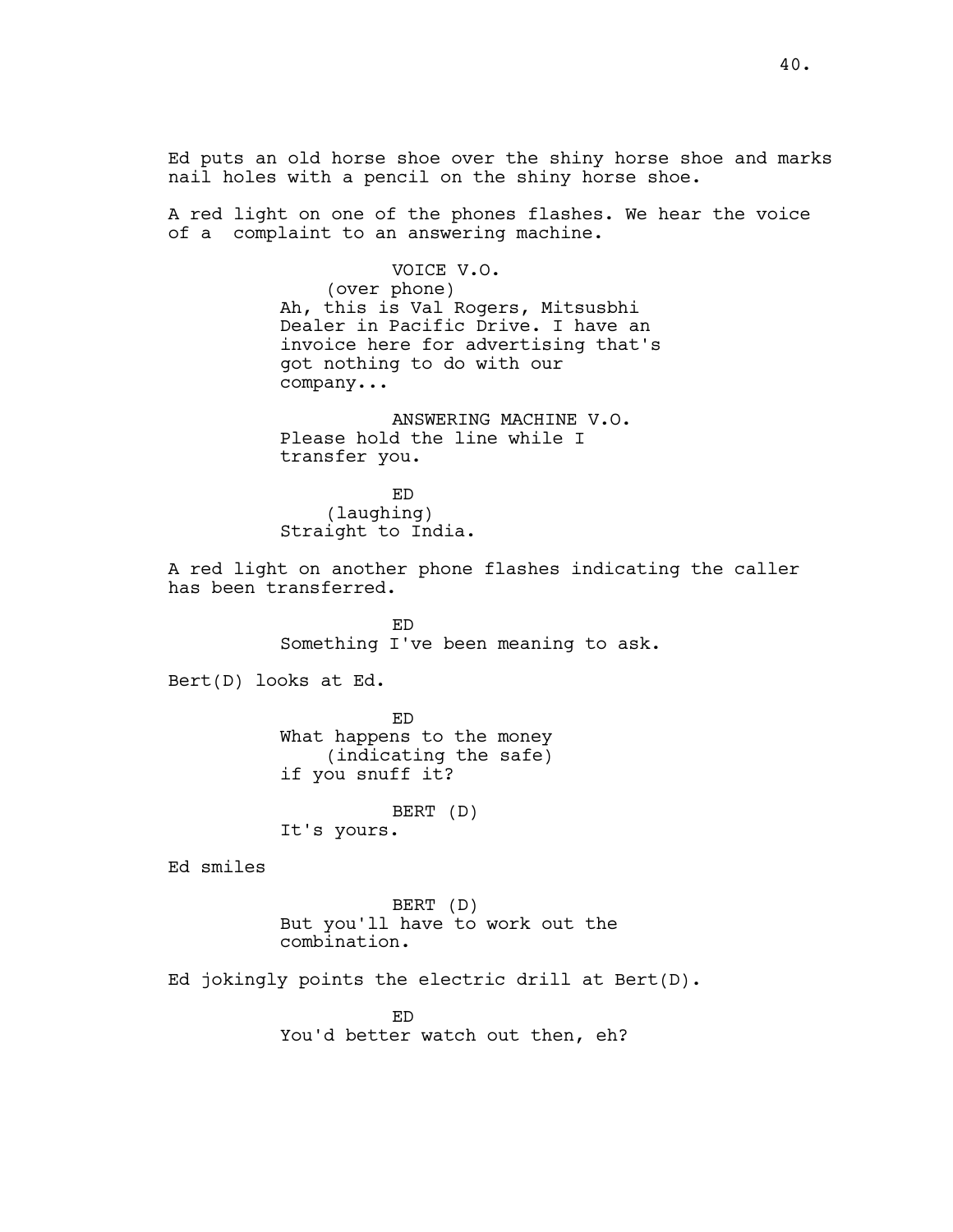Ed puts an old horse shoe over the shiny horse shoe and marks nail holes with a pencil on the shiny horse shoe.

A red light on one of the phones flashes. We hear the voice of a  complaint to an answering machine.

VOICE V.O.
(over phone)
Ah, this is Val Rogers, Mitsusbhi Dealer in Pacific Drive. I have an invoice here for advertising that's got nothing to do with our company...

ANSWERING MACHINE V.O.
Please hold the line while I transfer you.

ED
(laughing)
Straight to India.

A red light on another phone flashes indicating the caller has been transferred.

ED
Something I've been meaning to ask.

Bert(D) looks at Ed.

ED
What happens to the money
(indicating the safe)
if you snuff it?

BERT (D)
It's yours.

Ed smiles

BERT (D)
But you'll have to work out the combination.

Ed jokingly points the electric drill at Bert(D).

ED
You'd better watch out then, eh?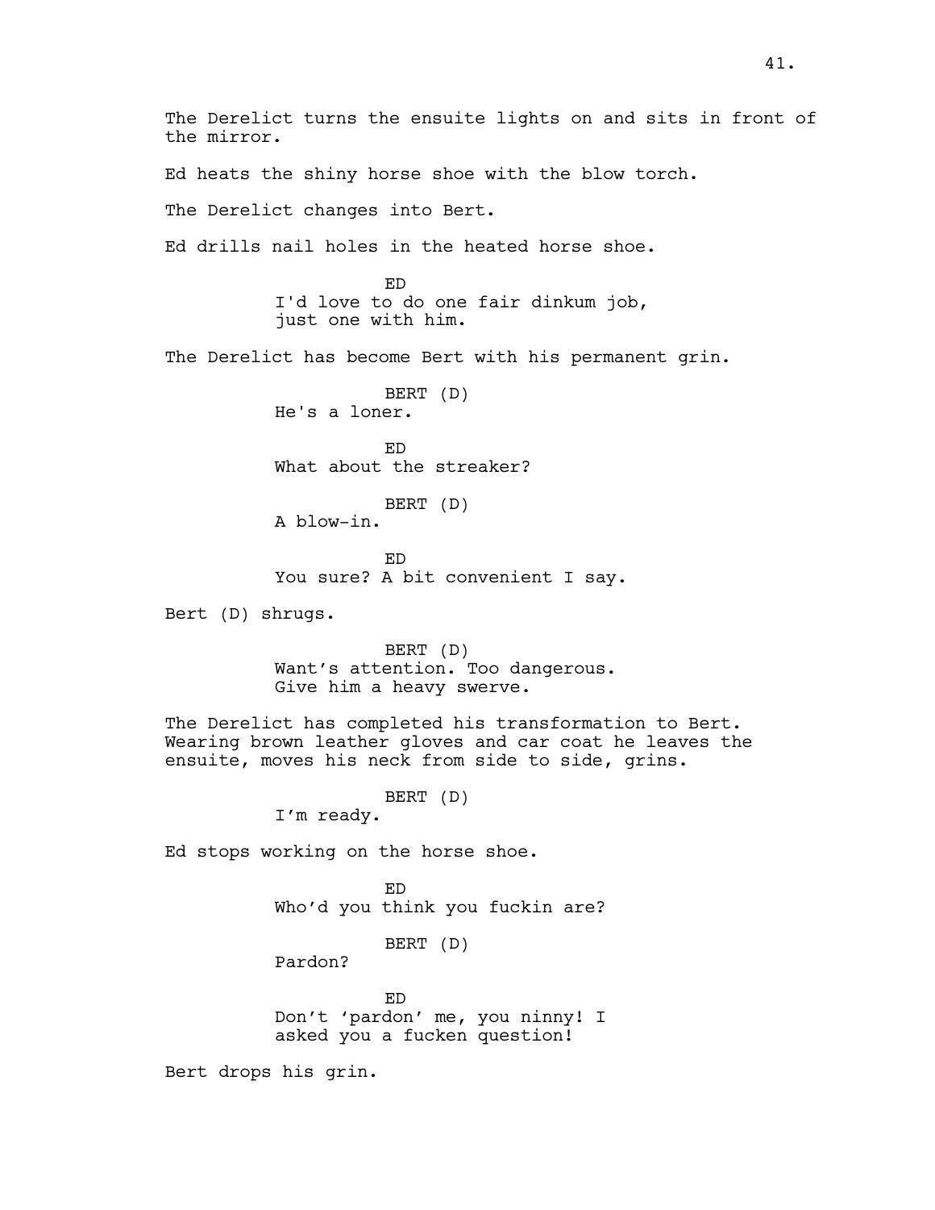The Derelict turns the ensuite lights on and sits in front of the mirror.

Ed heats the shiny horse shoe with the blow torch.

The Derelict changes into Bert.

Ed drills nail holes in the heated horse shoe.

ED
I'd love to do one fair dinkum job, just one with him.

The Derelict has become Bert with his permanent grin.

BERT (D)
He's a loner.

ED
What about the streaker?

BERT (D)
A blow-in.

ED
You sure? A bit convenient I say.

Bert (D) shrugs.

BERT (D)
Want's attention. Too dangerous. Give him a heavy swerve.

The Derelict has completed his transformation to Bert. Wearing brown leather gloves and car coat he leaves the ensuite, moves his neck from side to side, grins.

BERT (D)
I'm ready.

Ed stops working on the horse shoe.

ED
Who'd you think you fuckin are?

BERT (D)
Pardon?

ED
Don't 'pardon' me, you ninny! I asked you a fucken question!

Bert drops his grin.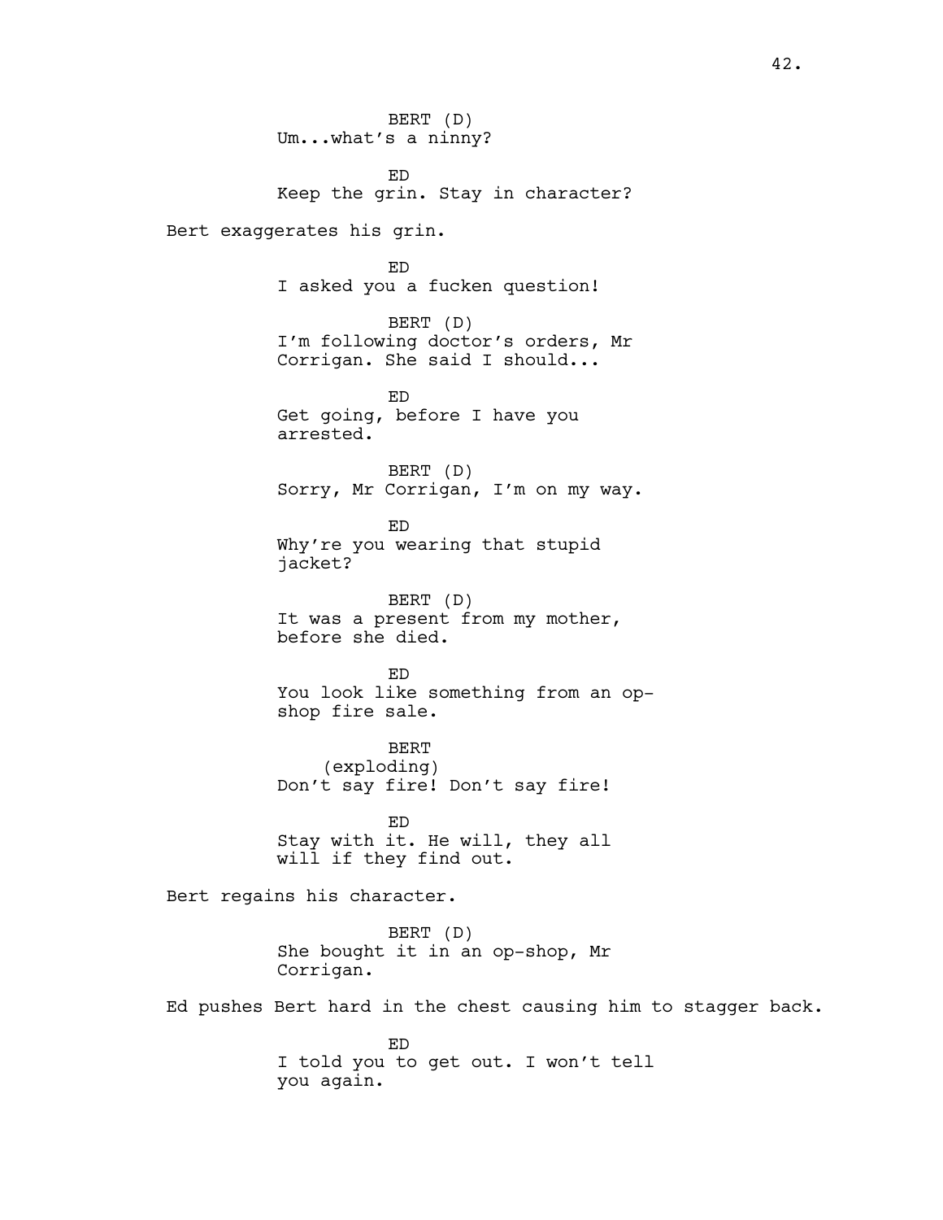BERT (D)
Um...what's a ninny?

ED
Keep the grin. Stay in character?

Bert exaggerates his grin.

ED
I asked you a fucken question!

BERT (D)
I'm following doctor's orders, Mr Corrigan. She said I should...

ED
Get going, before I have you arrested.

BERT (D)
Sorry, Mr Corrigan, I'm on my way.

ED
Why're you wearing that stupid jacket?

BERT (D)
It was a present from my mother, before she died.

ED
You look like something from an op-shop fire sale.

BERT
(exploding)
Don't say fire! Don't say fire!

ED
Stay with it. He will, they all will if they find out.

Bert regains his character.

BERT (D)
She bought it in an op-shop, Mr Corrigan.

Ed pushes Bert hard in the chest causing him to stagger back.

ED
I told you to get out. I won't tell you again.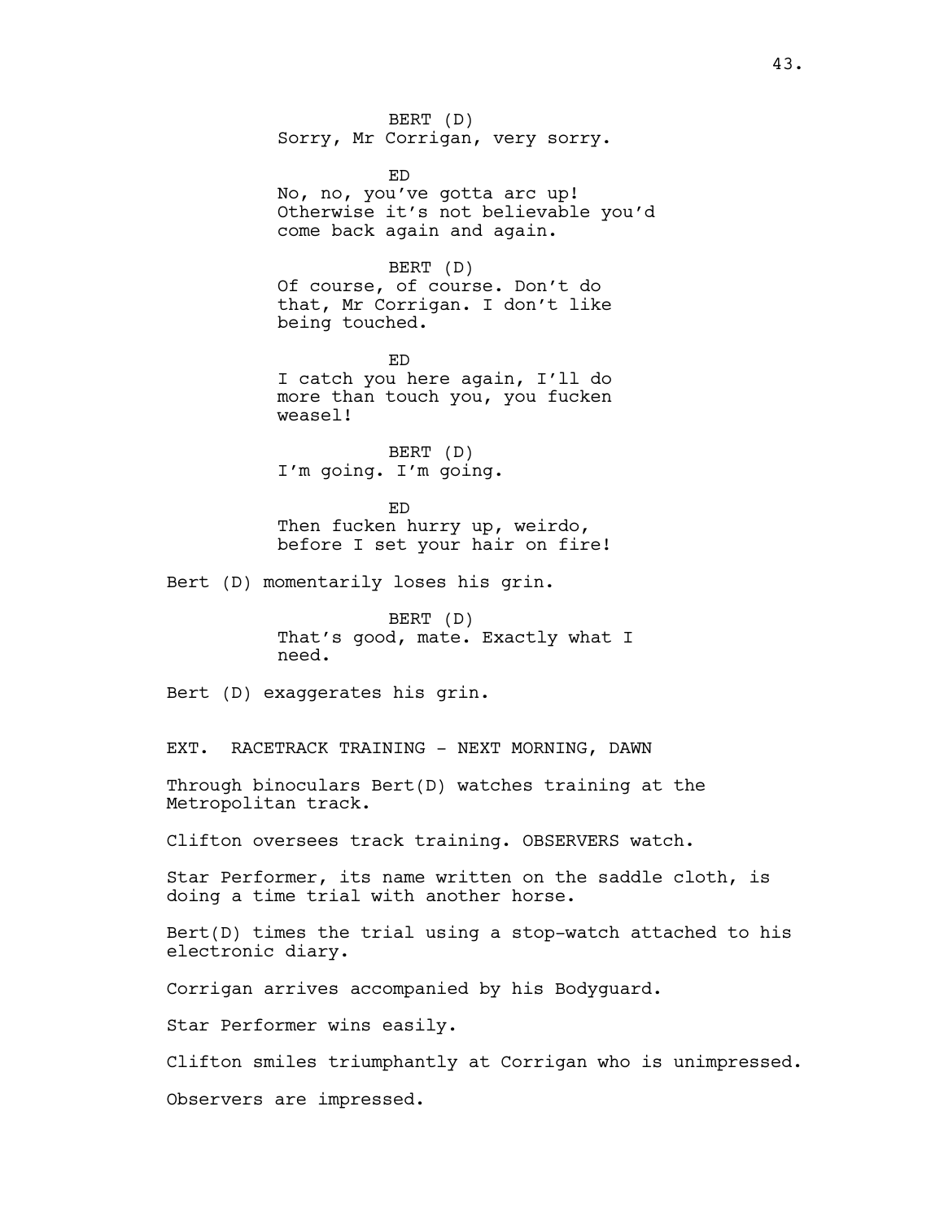BERT (D)
Sorry, Mr Corrigan, very sorry.

ED
No, no, you've gotta arc up! Otherwise it's not believable you'd come back again and again.

BERT (D)
Of course, of course. Don't do that, Mr Corrigan. I don't like being touched.

ED
I catch you here again, I'll do more than touch you, you fucken weasel!

BERT (D)
I'm going. I'm going.

ED
Then fucken hurry up, weirdo, before I set your hair on fire!

Bert (D) momentarily loses his grin.

BERT (D)
That's good, mate. Exactly what I need.

Bert (D) exaggerates his grin.

EXT. RACETRACK TRAINING - NEXT MORNING, DAWN

Through binoculars Bert(D) watches training at the Metropolitan track.

Clifton oversees track training. OBSERVERS watch.

Star Performer, its name written on the saddle cloth, is doing a time trial with another horse.

Bert(D) times the trial using a stop-watch attached to his electronic diary.

Corrigan arrives accompanied by his Bodyguard.

Star Performer wins easily.

Clifton smiles triumphantly at Corrigan who is unimpressed.

Observers are impressed.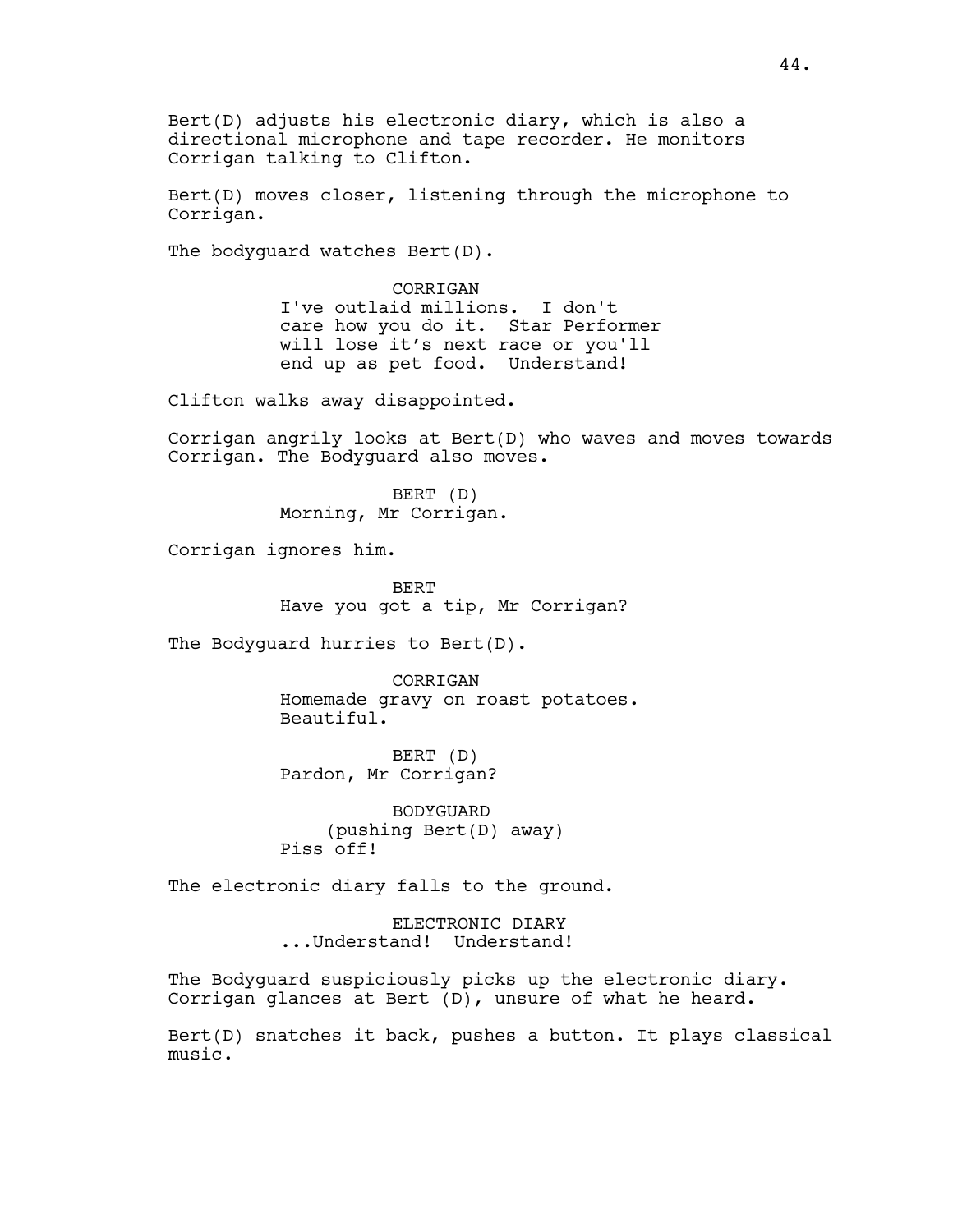Bert(D) adjusts his electronic diary, which is also a directional microphone and tape recorder. He monitors Corrigan talking to Clifton.

Bert(D) moves closer, listening through the microphone to Corrigan.

The bodyguard watches Bert(D).

CORRIGAN
I've outlaid millions. I don't care how you do it. Star Performer will lose it's next race or you'll end up as pet food. Understand!

Clifton walks away disappointed.

Corrigan angrily looks at Bert(D) who waves and moves towards Corrigan. The Bodyguard also moves.

BERT (D)
Morning, Mr Corrigan.

Corrigan ignores him.

BERT
Have you got a tip, Mr Corrigan?

The Bodyguard hurries to Bert(D).

CORRIGAN
Homemade gravy on roast potatoes. Beautiful.

BERT (D)
Pardon, Mr Corrigan?

BODYGUARD
(pushing Bert(D) away)
Piss off!

The electronic diary falls to the ground.

ELECTRONIC DIARY
...Understand! Understand!

The Bodyguard suspiciously picks up the electronic diary. Corrigan glances at Bert (D), unsure of what he heard.

Bert(D) snatches it back, pushes a button. It plays classical music.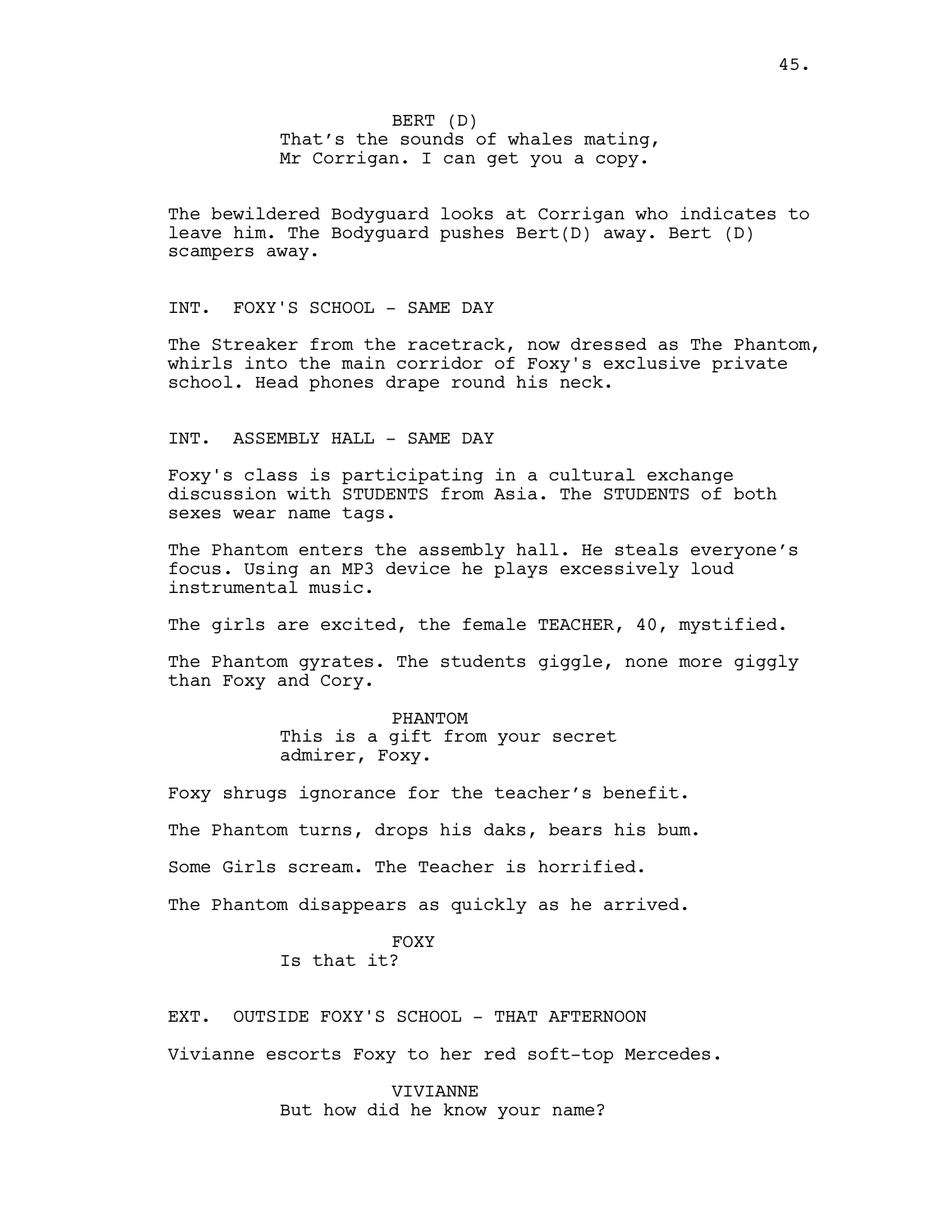BERT (D)
That's the sounds of whales mating, Mr Corrigan. I can get you a copy.

The bewildered Bodyguard looks at Corrigan who indicates to leave him. The Bodyguard pushes Bert(D) away. Bert (D) scampers away.

INT. FOXY'S SCHOOL - SAME DAY

The Streaker from the racetrack, now dressed as The Phantom, whirls into the main corridor of Foxy's exclusive private school. Head phones drape round his neck.

INT. ASSEMBLY HALL - SAME DAY

Foxy's class is participating in a cultural exchange discussion with STUDENTS from Asia. The STUDENTS of both sexes wear name tags.

The Phantom enters the assembly hall. He steals everyone's focus. Using an MP3 device he plays excessively loud instrumental music.

The girls are excited, the female TEACHER, 40, mystified.

The Phantom gyrates. The students giggle, none more giggly than Foxy and Cory.

PHANTOM
This is a gift from your secret admirer, Foxy.

Foxy shrugs ignorance for the teacher's benefit.

The Phantom turns, drops his daks, bears his bum.

Some Girls scream. The Teacher is horrified.

The Phantom disappears as quickly as he arrived.

FOXY
Is that it?

EXT. OUTSIDE FOXY'S SCHOOL - THAT AFTERNOON

Vivianne escorts Foxy to her red soft-top Mercedes.

VIVIANNE
But how did he know your name?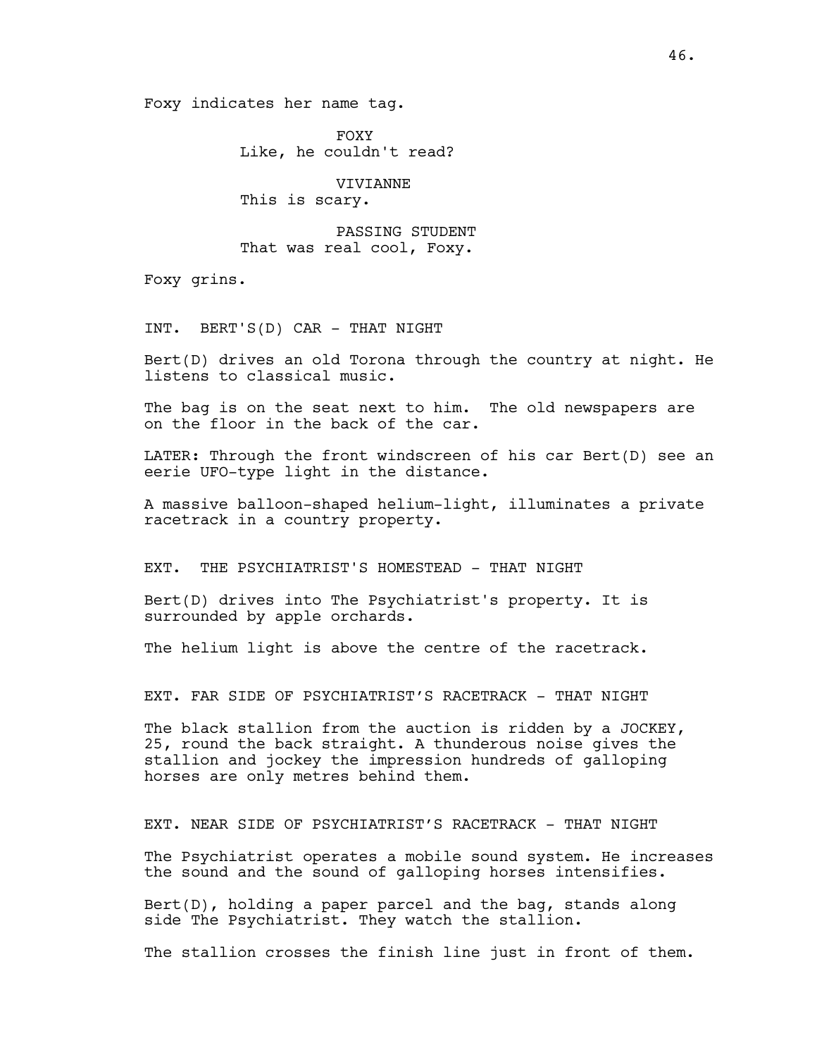Foxy indicates her name tag.

FOXY
Like, he couldn't read?

VIVIANNE
This is scary.

PASSING STUDENT
That was real cool, Foxy.

Foxy grins.

INT. BERT'S(D) CAR - THAT NIGHT

Bert(D) drives an old Torona through the country at night. He listens to classical music.

The bag is on the seat next to him. The old newspapers are on the floor in the back of the car.

LATER: Through the front windscreen of his car Bert(D) see an eerie UFO-type light in the distance.

A massive balloon-shaped helium-light, illuminates a private racetrack in a country property.

EXT. THE PSYCHIATRIST'S HOMESTEAD - THAT NIGHT

Bert(D) drives into The Psychiatrist's property. It is surrounded by apple orchards.

The helium light is above the centre of the racetrack.

EXT. FAR SIDE OF PSYCHIATRIST'S RACETRACK - THAT NIGHT

The black stallion from the auction is ridden by a JOCKEY, 25, round the back straight. A thunderous noise gives the stallion and jockey the impression hundreds of galloping horses are only metres behind them.

EXT. NEAR SIDE OF PSYCHIATRIST'S RACETRACK - THAT NIGHT

The Psychiatrist operates a mobile sound system. He increases the sound and the sound of galloping horses intensifies.

Bert(D), holding a paper parcel and the bag, stands along side The Psychiatrist. They watch the stallion.

The stallion crosses the finish line just in front of them.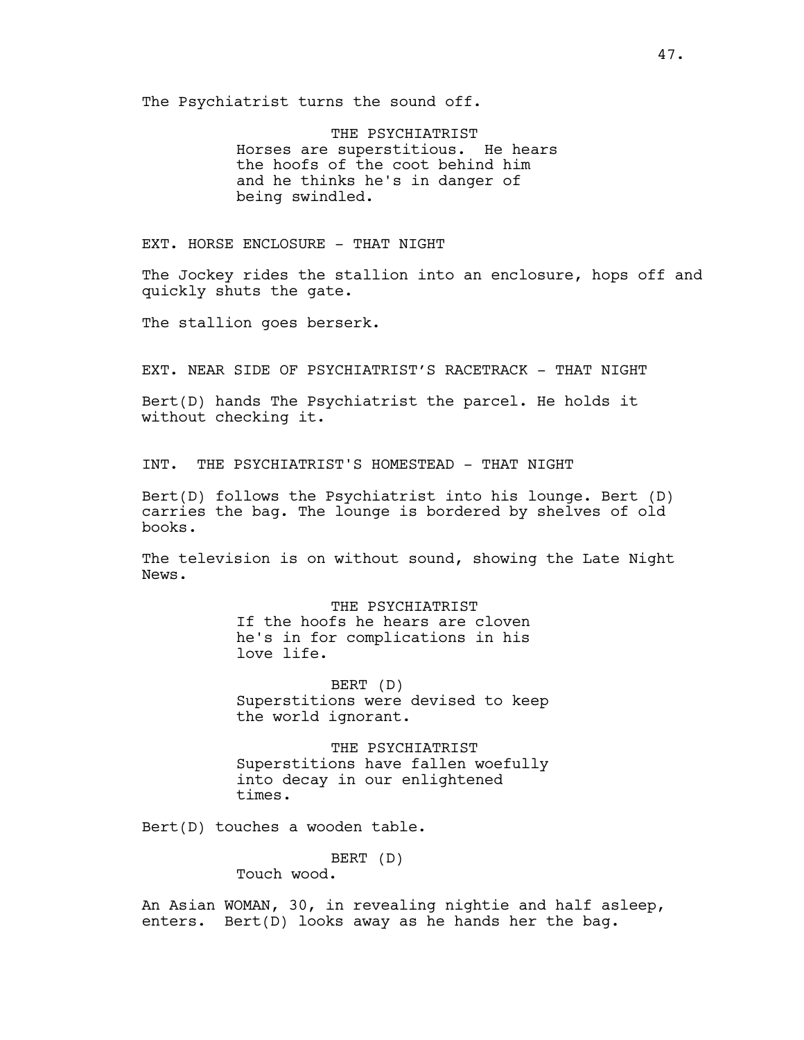The Psychiatrist turns the sound off.

THE PSYCHIATRIST
Horses are superstitious. He hears the hoofs of the coot behind him and he thinks he's in danger of being swindled.

EXT. HORSE ENCLOSURE - THAT NIGHT

The Jockey rides the stallion into an enclosure, hops off and quickly shuts the gate.

The stallion goes berserk.

EXT. NEAR SIDE OF PSYCHIATRIST'S RACETRACK - THAT NIGHT

Bert(D) hands The Psychiatrist the parcel. He holds it without checking it.

INT. THE PSYCHIATRIST'S HOMESTEAD - THAT NIGHT

Bert(D) follows the Psychiatrist into his lounge. Bert (D) carries the bag. The lounge is bordered by shelves of old books.

The television is on without sound, showing the Late Night News.

THE PSYCHIATRIST
If the hoofs he hears are cloven he's in for complications in his love life.

BERT (D)
Superstitions were devised to keep the world ignorant.

THE PSYCHIATRIST
Superstitions have fallen woefully into decay in our enlightened times.

Bert(D) touches a wooden table.

BERT (D)
Touch wood.

An Asian WOMAN, 30, in revealing nightie and half asleep, enters. Bert(D) looks away as he hands her the bag.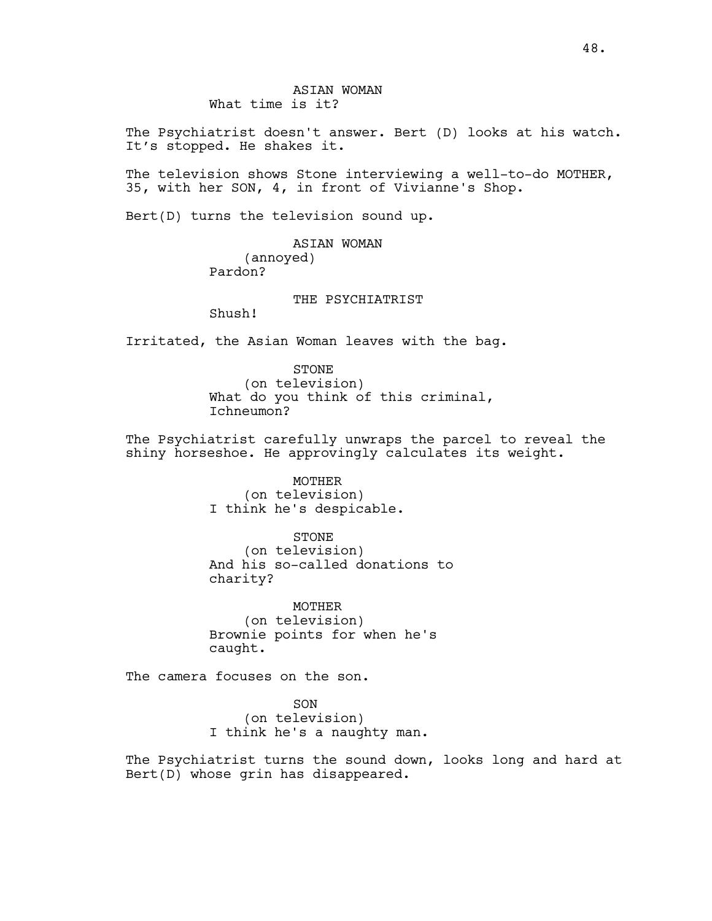ASIAN WOMAN
What time is it?

The Psychiatrist doesn't answer. Bert (D) looks at his watch. It's stopped. He shakes it.

The television shows Stone interviewing a well-to-do MOTHER, 35, with her SON, 4, in front of Vivianne's Shop.

Bert(D) turns the television sound up.

ASIAN WOMAN
(annoyed)
Pardon?

THE PSYCHIATRIST
Shush!

Irritated, the Asian Woman leaves with the bag.

STONE
(on television)
What do you think of this criminal, Ichneumon?

The Psychiatrist carefully unwraps the parcel to reveal the shiny horseshoe. He approvingly calculates its weight.

MOTHER
(on television)
I think he's despicable.

STONE
(on television)
And his so-called donations to charity?

MOTHER
(on television)
Brownie points for when he's caught.

The camera focuses on the son.

SON
(on television)
I think he's a naughty man.

The Psychiatrist turns the sound down, looks long and hard at Bert(D) whose grin has disappeared.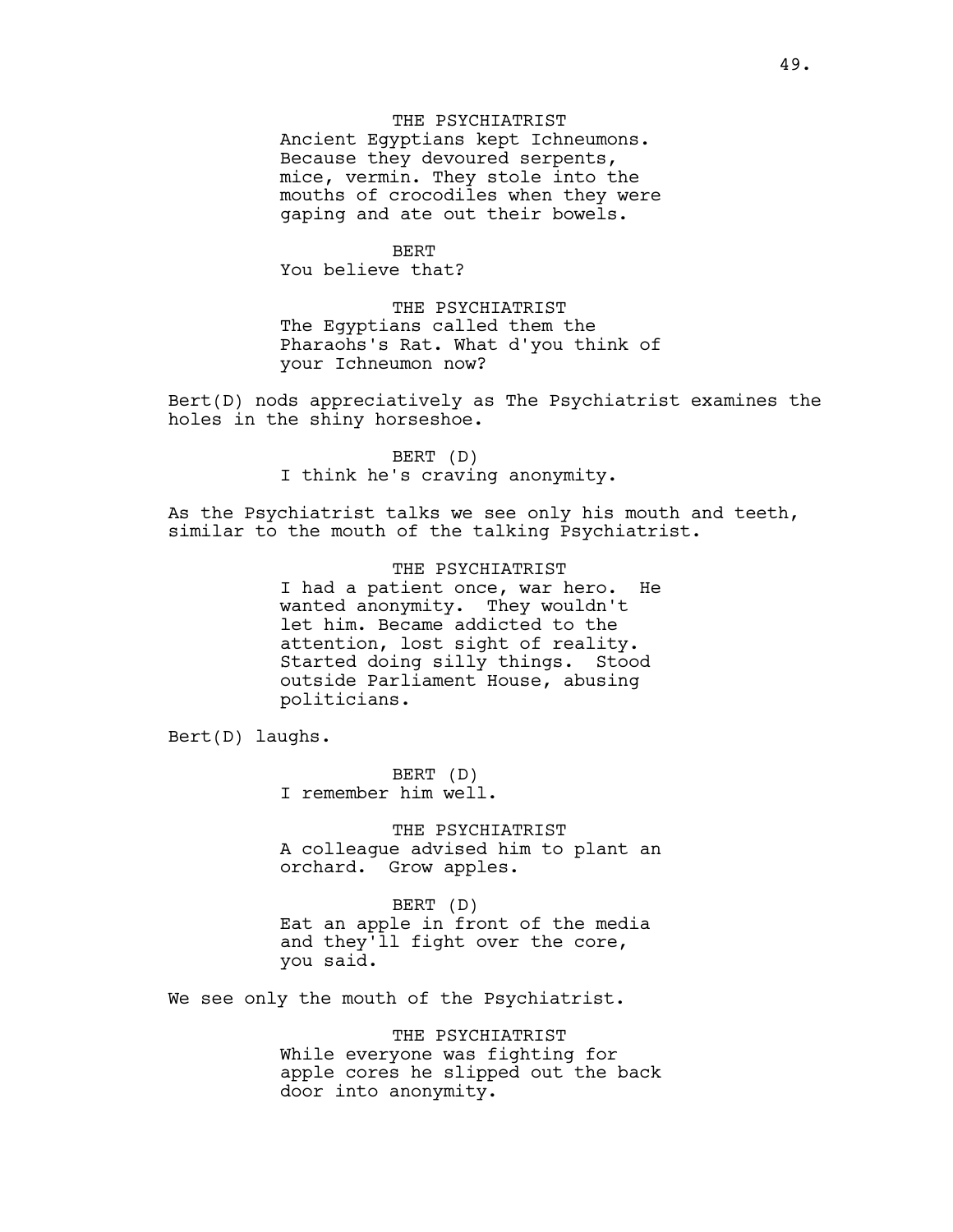THE PSYCHIATRIST
Ancient Egyptians kept Ichneumons. Because they devoured serpents, mice, vermin. They stole into the mouths of crocodiles when they were gaping and ate out their bowels.

BERT
You believe that?

THE PSYCHIATRIST
The Egyptians called them the Pharaohs's Rat. What d'you think of your Ichneumon now?

Bert(D) nods appreciatively as The Psychiatrist examines the holes in the shiny horseshoe.

BERT (D)
I think he's craving anonymity.

As the Psychiatrist talks we see only his mouth and teeth, similar to the mouth of the talking Psychiatrist.

THE PSYCHIATRIST
I had a patient once, war hero. He wanted anonymity. They wouldn't let him. Became addicted to the attention, lost sight of reality. Started doing silly things. Stood outside Parliament House, abusing politicians.

Bert(D) laughs.

BERT (D)
I remember him well.

THE PSYCHIATRIST
A colleague advised him to plant an orchard. Grow apples.

BERT (D)
Eat an apple in front of the media and they'll fight over the core, you said.

We see only the mouth of the Psychiatrist.

THE PSYCHIATRIST
While everyone was fighting for apple cores he slipped out the back door into anonymity.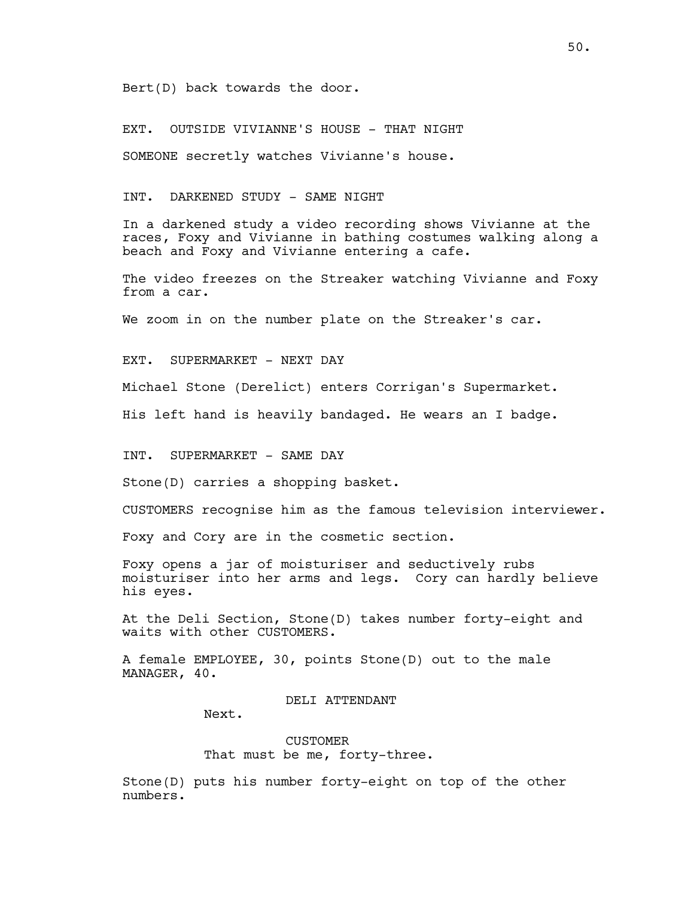Bert(D) back towards the door.

EXT. OUTSIDE VIVIANNE'S HOUSE - THAT NIGHT

SOMEONE secretly watches Vivianne's house.

INT. DARKENED STUDY - SAME NIGHT

In a darkened study a video recording shows Vivianne at the races, Foxy and Vivianne in bathing costumes walking along a beach and Foxy and Vivianne entering a cafe.

The video freezes on the Streaker watching Vivianne and Foxy from a car.

We zoom in on the number plate on the Streaker's car.

EXT. SUPERMARKET - NEXT DAY

Michael Stone (Derelict) enters Corrigan's Supermarket.

His left hand is heavily bandaged. He wears an I badge.

INT. SUPERMARKET - SAME DAY

Stone(D) carries a shopping basket.

CUSTOMERS recognise him as the famous television interviewer.

Foxy and Cory are in the cosmetic section.

Foxy opens a jar of moisturiser and seductively rubs moisturiser into her arms and legs. Cory can hardly believe his eyes.

At the Deli Section, Stone(D) takes number forty-eight and waits with other CUSTOMERS.

A female EMPLOYEE, 30, points Stone(D) out to the male MANAGER, 40.

DELI ATTENDANT

Next.

CUSTOMER

That must be me, forty-three.

Stone(D) puts his number forty-eight on top of the other numbers.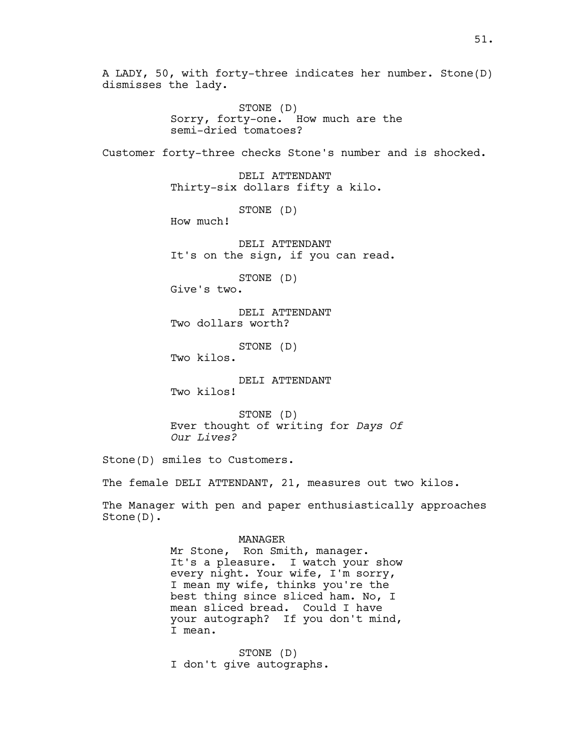A LADY, 50, with forty-three indicates her number. Stone(D) dismisses the lady.

STONE (D)
Sorry, forty-one. How much are the semi-dried tomatoes?

Customer forty-three checks Stone's number and is shocked.

DELI ATTENDANT
Thirty-six dollars fifty a kilo.

STONE (D)
How much!

DELI ATTENDANT
It's on the sign, if you can read.

STONE (D)
Give's two.

DELI ATTENDANT
Two dollars worth?

STONE (D)
Two kilos.

DELI ATTENDANT
Two kilos!

STONE (D)
Ever thought of writing for *Days Of Our Lives?*

Stone(D) smiles to Customers.

The female DELI ATTENDANT, 21, measures out two kilos.

The Manager with pen and paper enthusiastically approaches Stone(D).

MANAGER
Mr Stone, Ron Smith, manager. It's a pleasure. I watch your show every night. Your wife, I'm sorry, I mean my wife, thinks you're the best thing since sliced ham. No, I mean sliced bread. Could I have your autograph? If you don't mind, I mean.

STONE (D)
I don't give autographs.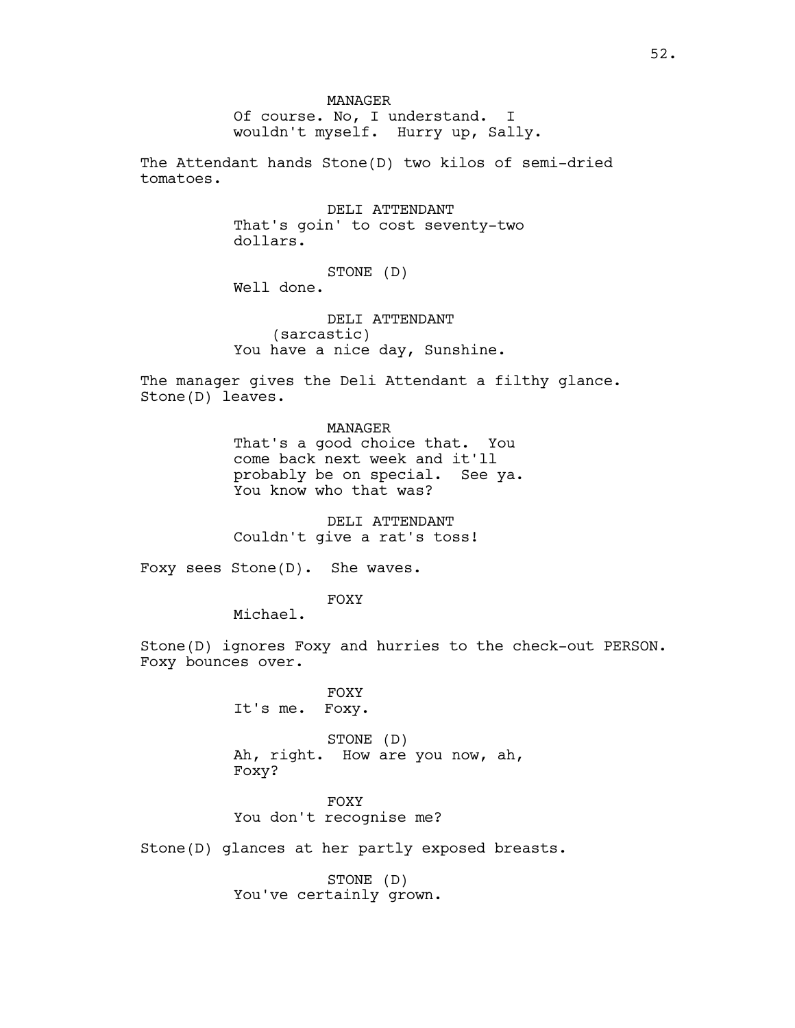MANAGER
Of course. No, I understand. I wouldn't myself. Hurry up, Sally.

The Attendant hands Stone(D) two kilos of semi-dried tomatoes.

DELI ATTENDANT
That's goin' to cost seventy-two dollars.

STONE (D)
Well done.

DELI ATTENDANT
(sarcastic)
You have a nice day, Sunshine.

The manager gives the Deli Attendant a filthy glance. Stone(D) leaves.

MANAGER
That's a good choice that. You come back next week and it'll probably be on special. See ya. You know who that was?

DELI ATTENDANT
Couldn't give a rat's toss!

Foxy sees Stone(D). She waves.

FOXY
Michael.

Stone(D) ignores Foxy and hurries to the check-out PERSON. Foxy bounces over.

FOXY
It's me. Foxy.

STONE (D)
Ah, right. How are you now, ah, Foxy?

FOXY
You don't recognise me?

Stone(D) glances at her partly exposed breasts.

STONE (D)
You've certainly grown.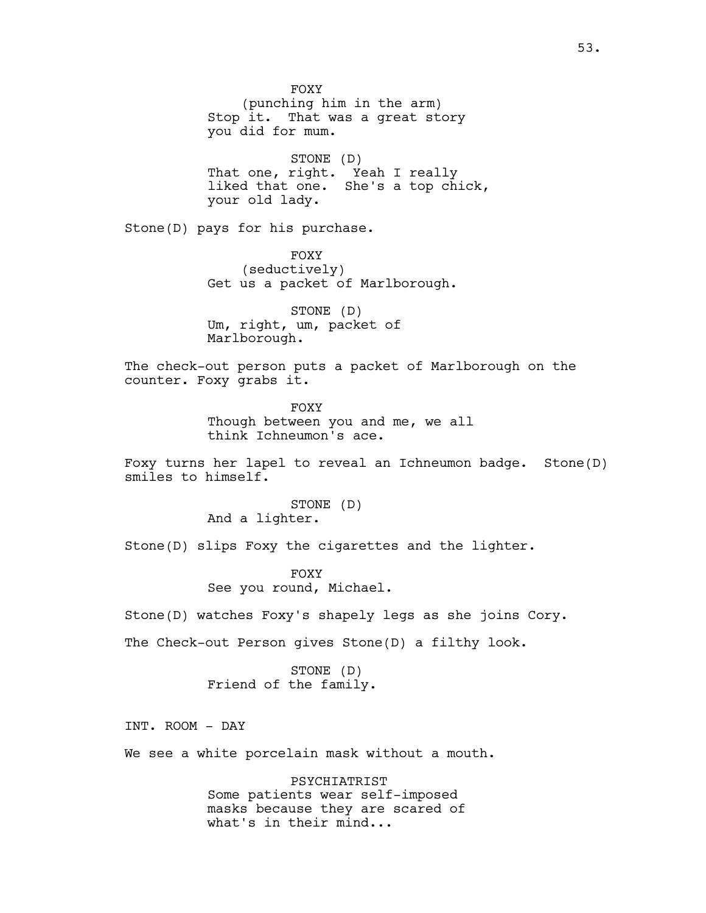FOXY
(punching him in the arm)
Stop it. That was a great story you did for mum.

STONE (D)
That one, right. Yeah I really liked that one. She's a top chick, your old lady.

Stone(D) pays for his purchase.

FOXY
(seductively)
Get us a packet of Marlborough.

STONE (D)
Um, right, um, packet of Marlborough.

The check-out person puts a packet of Marlborough on the counter. Foxy grabs it.

FOXY
Though between you and me, we all think Ichneumon's ace.

Foxy turns her lapel to reveal an Ichneumon badge. Stone(D) smiles to himself.

STONE (D)
And a lighter.

Stone(D) slips Foxy the cigarettes and the lighter.

FOXY
See you round, Michael.

Stone(D) watches Foxy's shapely legs as she joins Cory.

The Check-out Person gives Stone(D) a filthy look.

STONE (D)
Friend of the family.

INT. ROOM - DAY

We see a white porcelain mask without a mouth.

PSYCHIATRIST
Some patients wear self-imposed masks because they are scared of what's in their mind...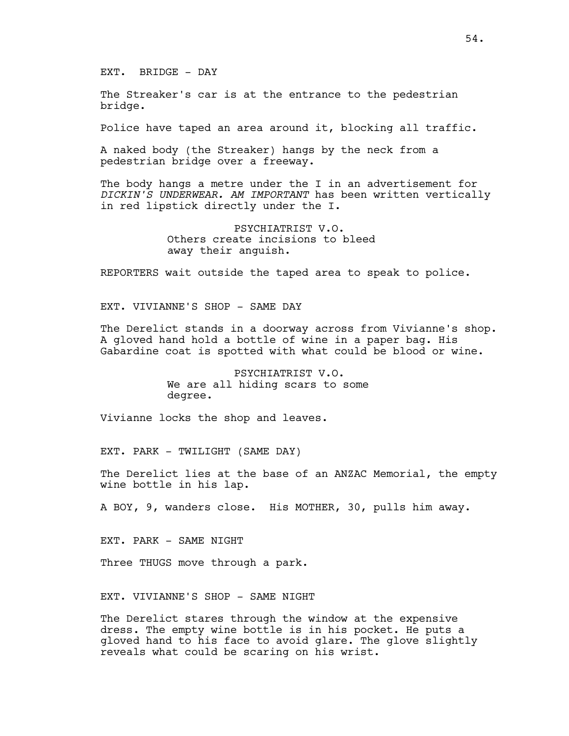EXT. BRIDGE - DAY

The Streaker's car is at the entrance to the pedestrian bridge.

Police have taped an area around it, blocking all traffic.

A naked body (the Streaker) hangs by the neck from a pedestrian bridge over a freeway.

The body hangs a metre under the I in an advertisement for *DICKIN'S UNDERWEAR. AM IMPORTANT* has been written vertically in red lipstick directly under the I.

PSYCHIATRIST V.O.
Others create incisions to bleed away their anguish.

REPORTERS wait outside the taped area to speak to police.

EXT. VIVIANNE'S SHOP - SAME DAY

The Derelict stands in a doorway across from Vivianne's shop. A gloved hand hold a bottle of wine in a paper bag. His Gabardine coat is spotted with what could be blood or wine.

PSYCHIATRIST V.O.
We are all hiding scars to some degree.

Vivianne locks the shop and leaves.

EXT. PARK - TWILIGHT (SAME DAY)

The Derelict lies at the base of an ANZAC Memorial, the empty wine bottle in his lap.

A BOY, 9, wanders close. His MOTHER, 30, pulls him away.

EXT. PARK - SAME NIGHT

Three THUGS move through a park.

EXT. VIVIANNE'S SHOP - SAME NIGHT

The Derelict stares through the window at the expensive dress. The empty wine bottle is in his pocket. He puts a gloved hand to his face to avoid glare. The glove slightly reveals what could be scaring on his wrist.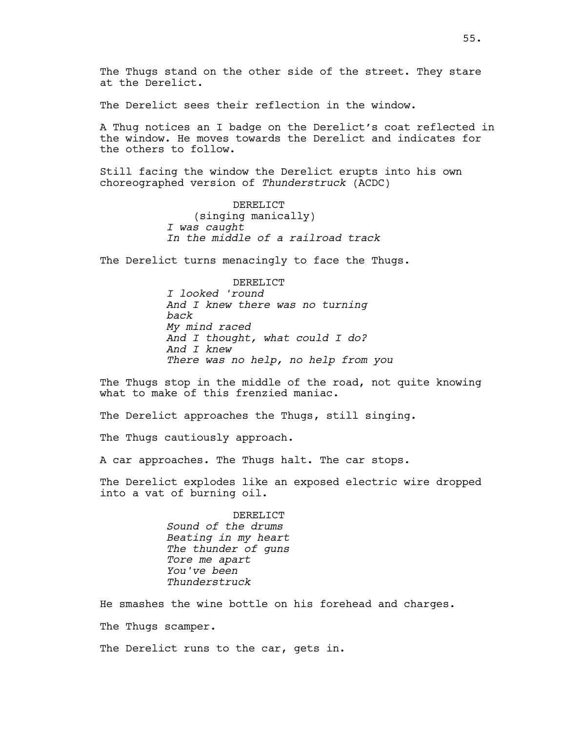The Thugs stand on the other side of the street. They stare at the Derelict.

The Derelict sees their reflection in the window.

A Thug notices an I badge on the Derelict's coat reflected in the window. He moves towards the Derelict and indicates for the others to follow.

Still facing the window the Derelict erupts into his own choreographed version of *Thunderstruck* (ACDC)

DERELICT
(singing manically)
*I was caught*
*In the middle of a railroad track*

The Derelict turns menacingly to face the Thugs.

DERELICT
*I looked 'round*
*And I knew there was no turning back*
*My mind raced*
*And I thought, what could I do?*
*And I knew*
*There was no help, no help from you*

The Thugs stop in the middle of the road, not quite knowing what to make of this frenzied maniac.

The Derelict approaches the Thugs, still singing.

The Thugs cautiously approach.

A car approaches. The Thugs halt. The car stops.

The Derelict explodes like an exposed electric wire dropped into a vat of burning oil.

DERELICT
*Sound of the drums*
*Beating in my heart*
*The thunder of guns*
*Tore me apart*
*You've been*
*Thunderstruck*

He smashes the wine bottle on his forehead and charges.

The Thugs scamper.

The Derelict runs to the car, gets in.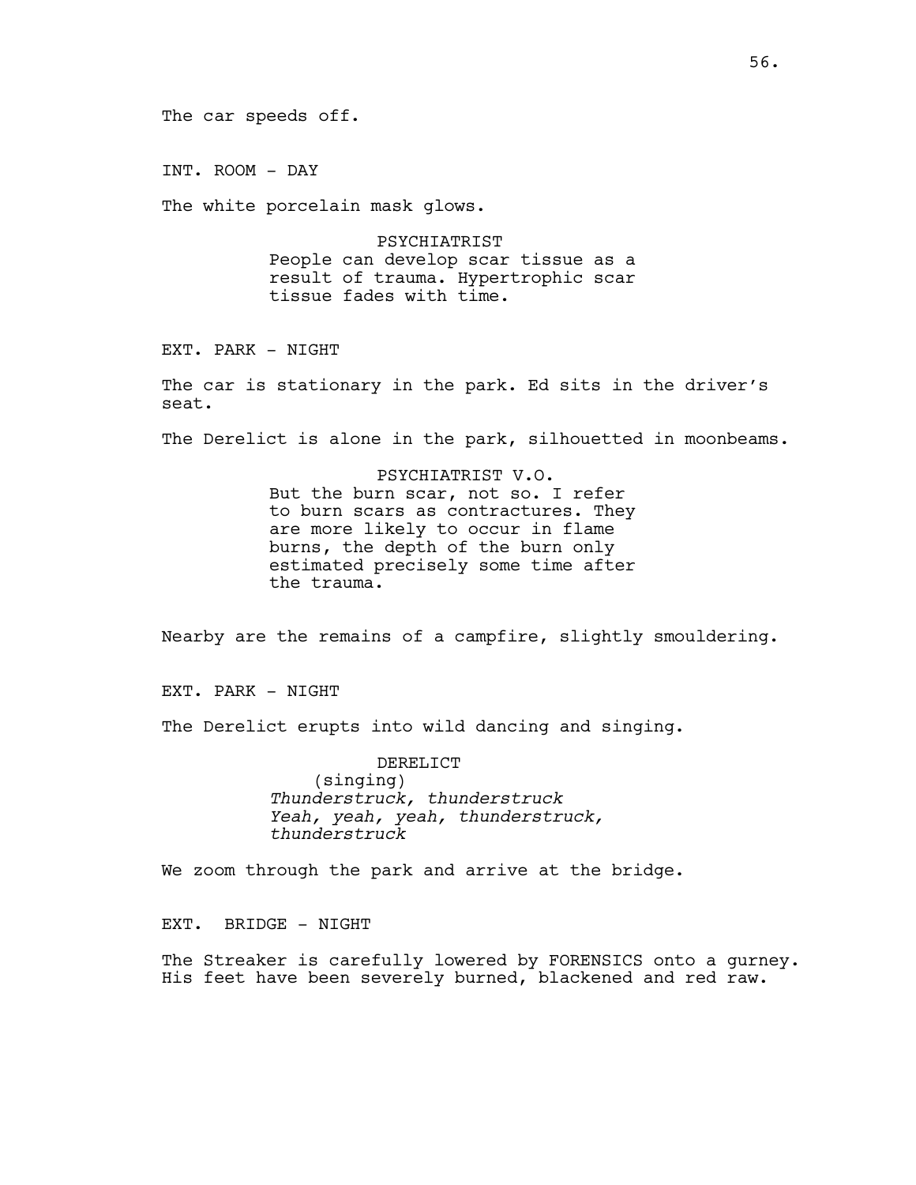The car speeds off.

INT. ROOM - DAY

The white porcelain mask glows.

PSYCHIATRIST
People can develop scar tissue as a result of trauma. Hypertrophic scar tissue fades with time.

EXT. PARK - NIGHT

The car is stationary in the park. Ed sits in the driver's seat.

The Derelict is alone in the park, silhouetted in moonbeams.

PSYCHIATRIST V.O.
But the burn scar, not so. I refer to burn scars as contractures. They are more likely to occur in flame burns, the depth of the burn only estimated precisely some time after the trauma.

Nearby are the remains of a campfire, slightly smouldering.

EXT. PARK - NIGHT

The Derelict erupts into wild dancing and singing.

DERELICT
(singing)
*Thunderstruck, thunderstruck*
*Yeah, yeah, yeah, thunderstruck, thunderstruck*

We zoom through the park and arrive at the bridge.

EXT. BRIDGE - NIGHT

The Streaker is carefully lowered by FORENSICS onto a gurney. His feet have been severely burned, blackened and red raw.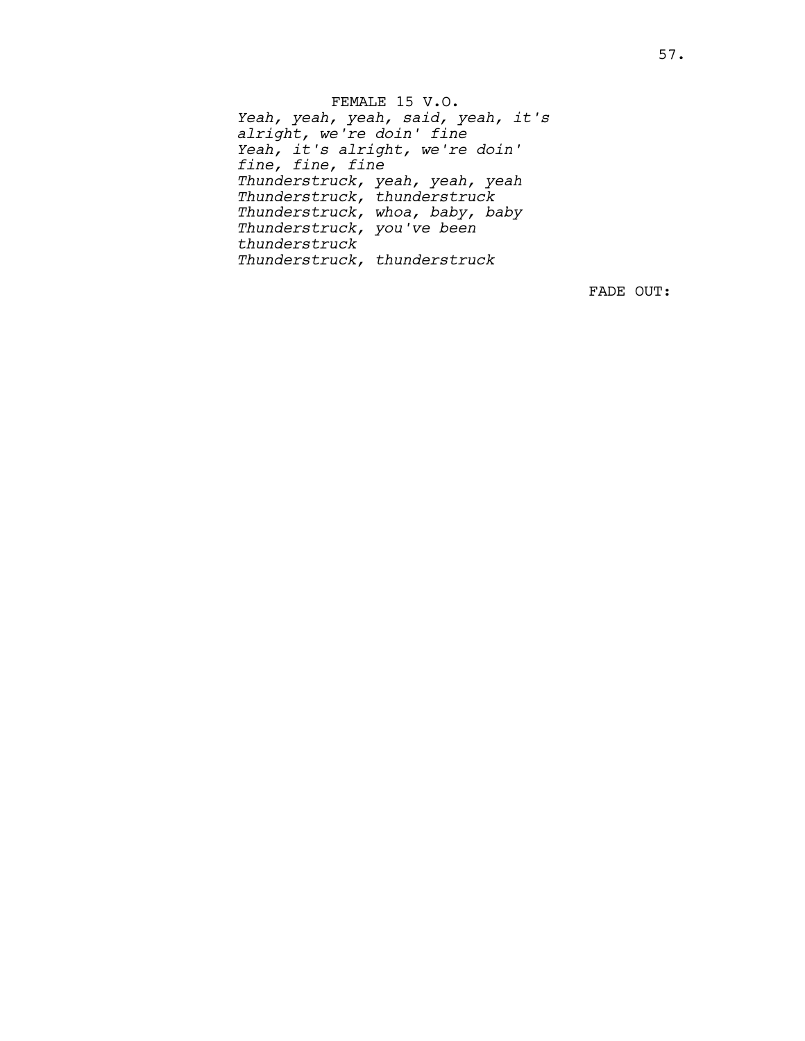FEMALE 15 V.O.

*Yeah, yeah, yeah, said, yeah, it's alright, we're doin' fine*
*Yeah, it's alright, we're doin' fine, fine, fine*
*Thunderstruck, yeah, yeah, yeah*
*Thunderstruck, thunderstruck*
*Thunderstruck, whoa, baby, baby*
*Thunderstruck, you've been thunderstruck*
*Thunderstruck, thunderstruck*

FADE OUT: